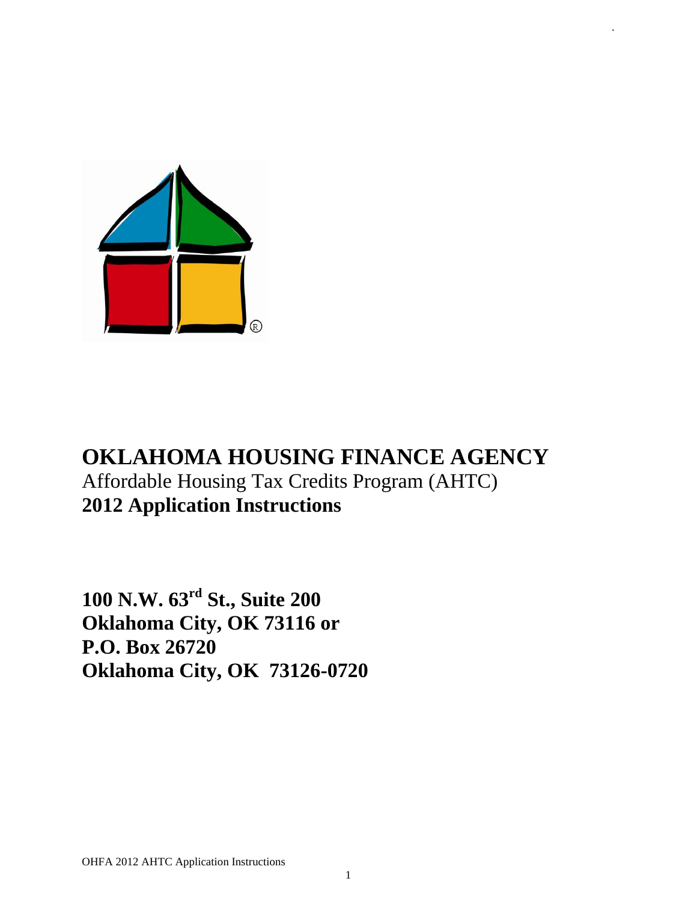# OKLAHOMA HOUSING FINANCE AGENCY

Affordable Housing Tax Credits Program (AHTC)

**2012 Application Instructions**

**100 N.W. 63rd St., Suite 200**
**Oklahoma City, OK 73116 or**
**P.O. Box 26720**
**Oklahoma City, OK 73126-0720**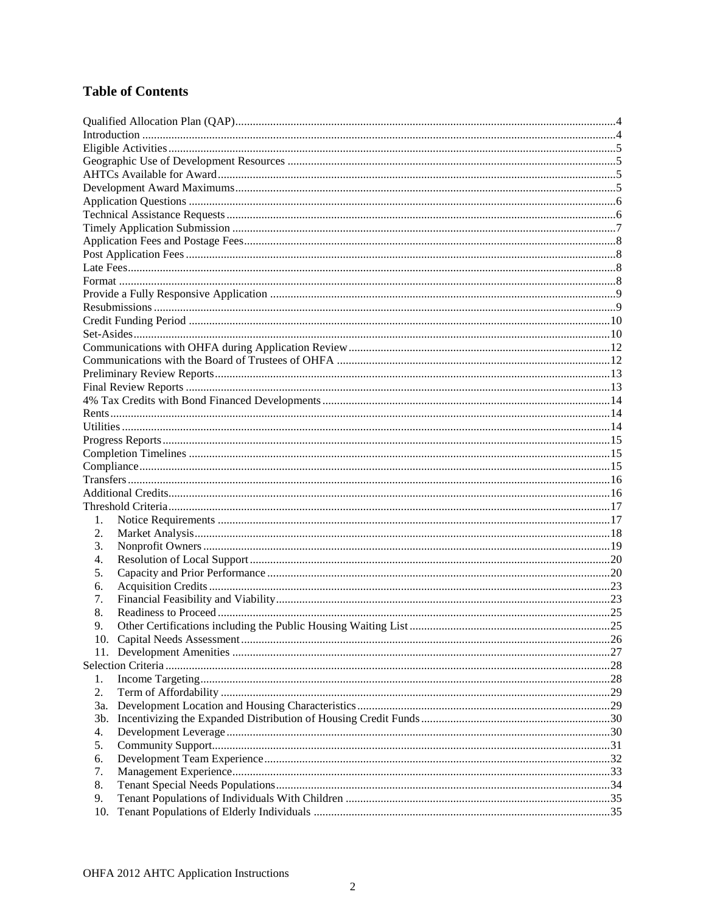## Table of Contents

Qualified Allocation Plan (QAP)....................4
Introduction....................4
Eligible Activities....................5
Geographic Use of Development Resources....................5
AHTCs Available for Award....................5
Development Award Maximums....................5
Application Questions....................6
Technical Assistance Requests....................6
Timely Application Submission....................7
Application Fees and Postage Fees....................8
Post Application Fees....................8
Late Fees....................8
Format....................8
Provide a Fully Responsive Application....................9
Resubmissions....................9
Credit Funding Period....................10
Set-Asides....................10
Communications with OHFA during Application Review....................12
Communications with the Board of Trustees of OHFA....................12
Preliminary Review Reports....................13
Final Review Reports....................13
4% Tax Credits with Bond Financed Developments....................14
Rents....................14
Utilities....................14
Progress Reports....................15
Completion Timelines....................15
Compliance....................15
Transfers....................16
Additional Credits....................16
Threshold Criteria....................17
- 1. Notice Requirements....................17
- 2. Market Analysis....................18
- 3. Nonprofit Owners....................19
- 4. Resolution of Local Support....................20
- 5. Capacity and Prior Performance....................20
- 6. Acquisition Credits....................23
- 7. Financial Feasibility and Viability....................23
- 8. Readiness to Proceed....................25
- 9. Other Certifications including the Public Housing Waiting List....................25
- 10. Capital Needs Assessment....................26
- 11. Development Amenities....................27

Selection Criteria....................28
- 1. Income Targeting....................28
- 2. Term of Affordability....................29
- 3a. Development Location and Housing Characteristics....................29
- 3b. Incentivizing the Expanded Distribution of Housing Credit Funds....................30
- 4. Development Leverage....................30
- 5. Community Support....................31
- 6. Development Team Experience....................32
- 7. Management Experience....................33
- 8. Tenant Special Needs Populations....................34
- 9. Tenant Populations of Individuals With Children....................35
- 10. Tenant Populations of Elderly Individuals....................35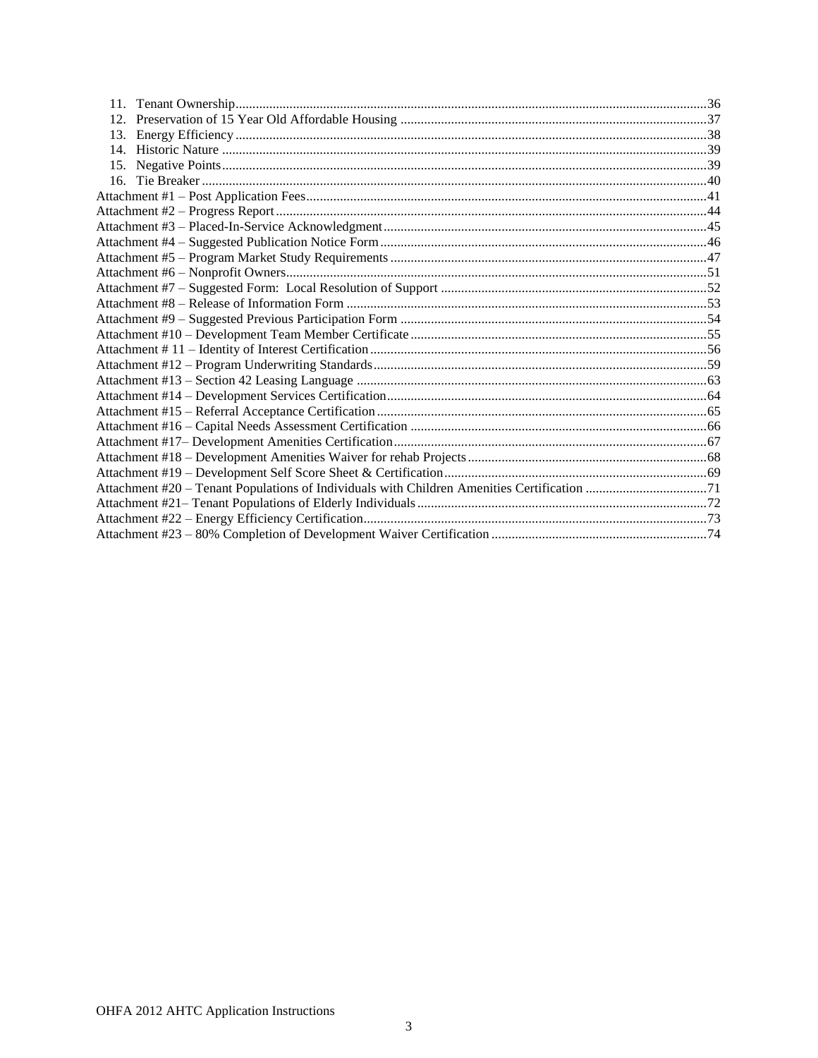11. Tenant Ownership....36
12. Preservation of 15 Year Old Affordable Housing....37
13. Energy Efficiency....38
14. Historic Nature....39
15. Negative Points....39
16. Tie Breaker....40

Attachment #1 – Post Application Fees....41
Attachment #2 – Progress Report....44
Attachment #3 – Placed-In-Service Acknowledgment....45
Attachment #4 – Suggested Publication Notice Form....46
Attachment #5 – Program Market Study Requirements....47
Attachment #6 – Nonprofit Owners....51
Attachment #7 – Suggested Form: Local Resolution of Support....52
Attachment #8 – Release of Information Form....53
Attachment #9 – Suggested Previous Participation Form....54
Attachment #10 – Development Team Member Certificate....55
Attachment # 11 – Identity of Interest Certification....56
Attachment #12 – Program Underwriting Standards....59
Attachment #13 – Section 42 Leasing Language....63
Attachment #14 – Development Services Certification....64
Attachment #15 – Referral Acceptance Certification....65
Attachment #16 – Capital Needs Assessment Certification....66
Attachment #17– Development Amenities Certification....67
Attachment #18 – Development Amenities Waiver for rehab Projects....68
Attachment #19 – Development Self Score Sheet & Certification....69
Attachment #20 – Tenant Populations of Individuals with Children Amenities Certification....71
Attachment #21– Tenant Populations of Elderly Individuals....72
Attachment #22 – Energy Efficiency Certification....73
Attachment #23 – 80% Completion of Development Waiver Certification....74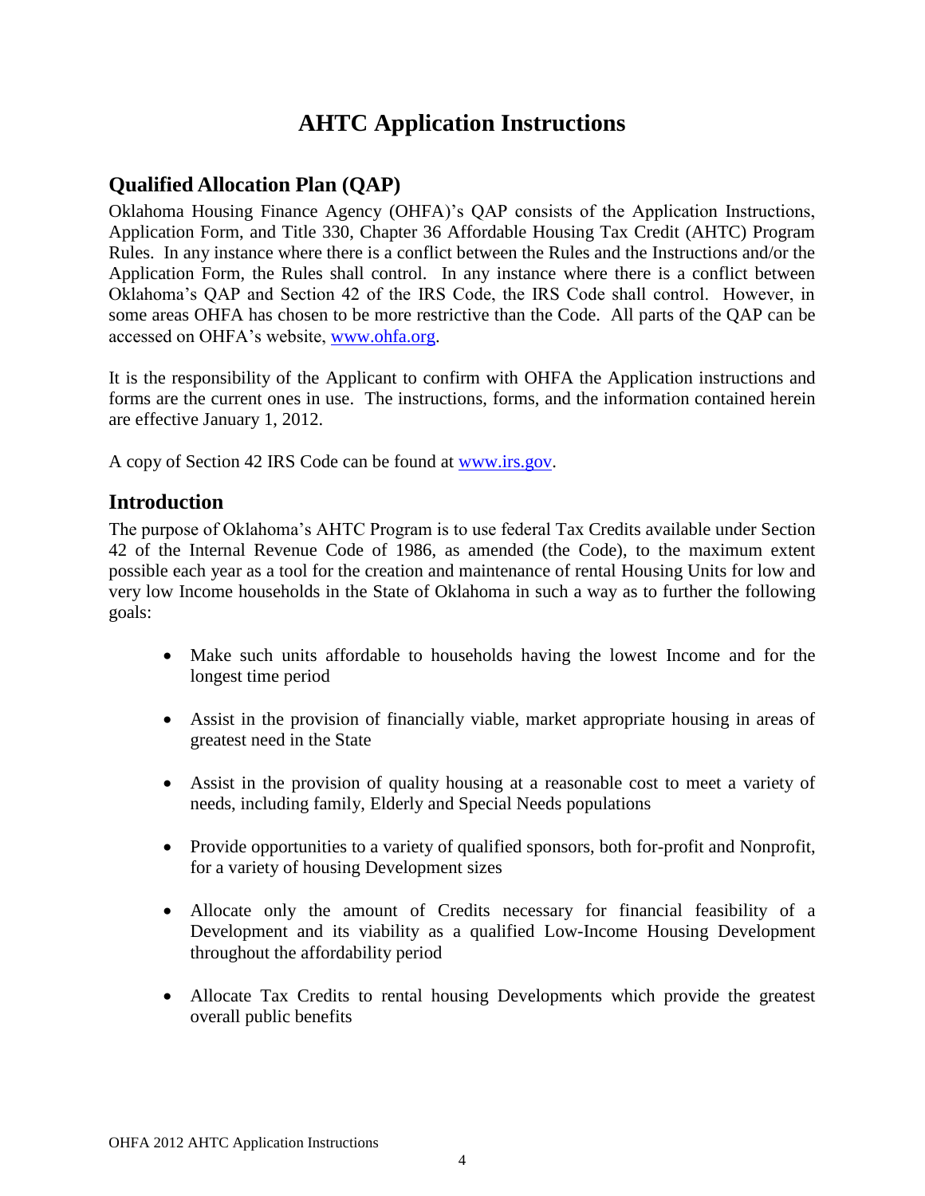# AHTC Application Instructions

## Qualified Allocation Plan (QAP)

Oklahoma Housing Finance Agency (OHFA)'s QAP consists of the Application Instructions, Application Form, and Title 330, Chapter 36 Affordable Housing Tax Credit (AHTC) Program Rules. In any instance where there is a conflict between the Rules and the Instructions and/or the Application Form, the Rules shall control. In any instance where there is a conflict between Oklahoma's QAP and Section 42 of the IRS Code, the IRS Code shall control. However, in some areas OHFA has chosen to be more restrictive than the Code. All parts of the QAP can be accessed on OHFA's website, [www.ohfa.org](http://www.ohfa.org).

It is the responsibility of the Applicant to confirm with OHFA the Application instructions and forms are the current ones in use. The instructions, forms, and the information contained herein are effective January 1, 2012.

A copy of Section 42 IRS Code can be found at [www.irs.gov](http://www.irs.gov).

## Introduction

The purpose of Oklahoma's AHTC Program is to use federal Tax Credits available under Section 42 of the Internal Revenue Code of 1986, as amended (the Code), to the maximum extent possible each year as a tool for the creation and maintenance of rental Housing Units for low and very low Income households in the State of Oklahoma in such a way as to further the following goals:

- Make such units affordable to households having the lowest Income and for the longest time period
- Assist in the provision of financially viable, market appropriate housing in areas of greatest need in the State
- Assist in the provision of quality housing at a reasonable cost to meet a variety of needs, including family, Elderly and Special Needs populations
- Provide opportunities to a variety of qualified sponsors, both for-profit and Nonprofit, for a variety of housing Development sizes
- Allocate only the amount of Credits necessary for financial feasibility of a Development and its viability as a qualified Low-Income Housing Development throughout the affordability period
- Allocate Tax Credits to rental housing Developments which provide the greatest overall public benefits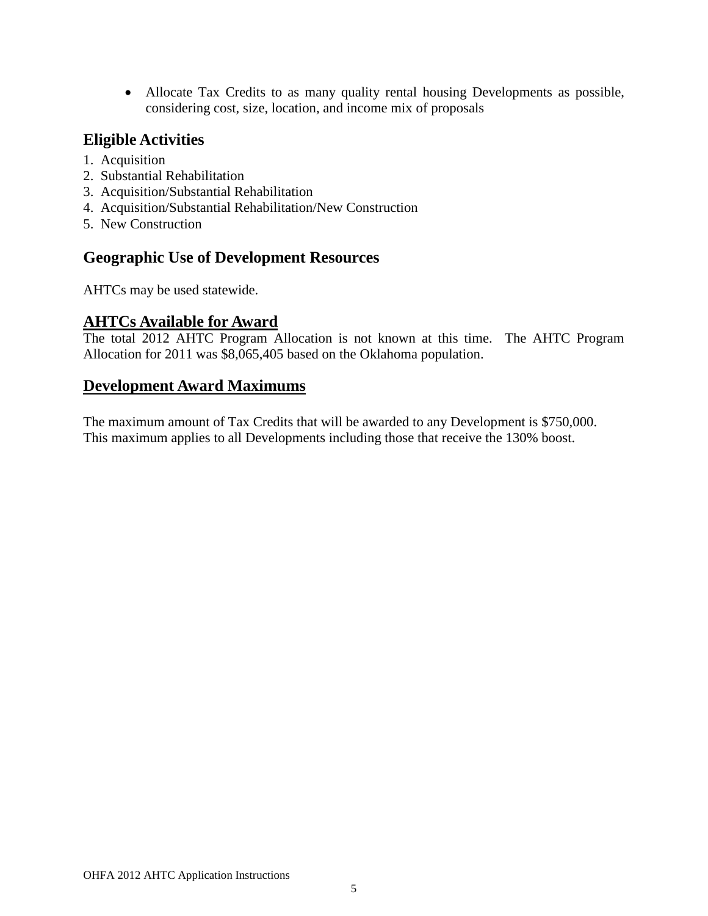- Allocate Tax Credits to as many quality rental housing Developments as possible, considering cost, size, location, and income mix of proposals

## Eligible Activities

1. Acquisition
2. Substantial Rehabilitation
3. Acquisition/Substantial Rehabilitation
4. Acquisition/Substantial Rehabilitation/New Construction
5. New Construction

## Geographic Use of Development Resources

AHTCs may be used statewide.

## AHTCs Available for Award

The total 2012 AHTC Program Allocation is not known at this time. The AHTC Program Allocation for 2011 was $8,065,405 based on the Oklahoma population.

## Development Award Maximums

The maximum amount of Tax Credits that will be awarded to any Development is $750,000. This maximum applies to all Developments including those that receive the 130% boost.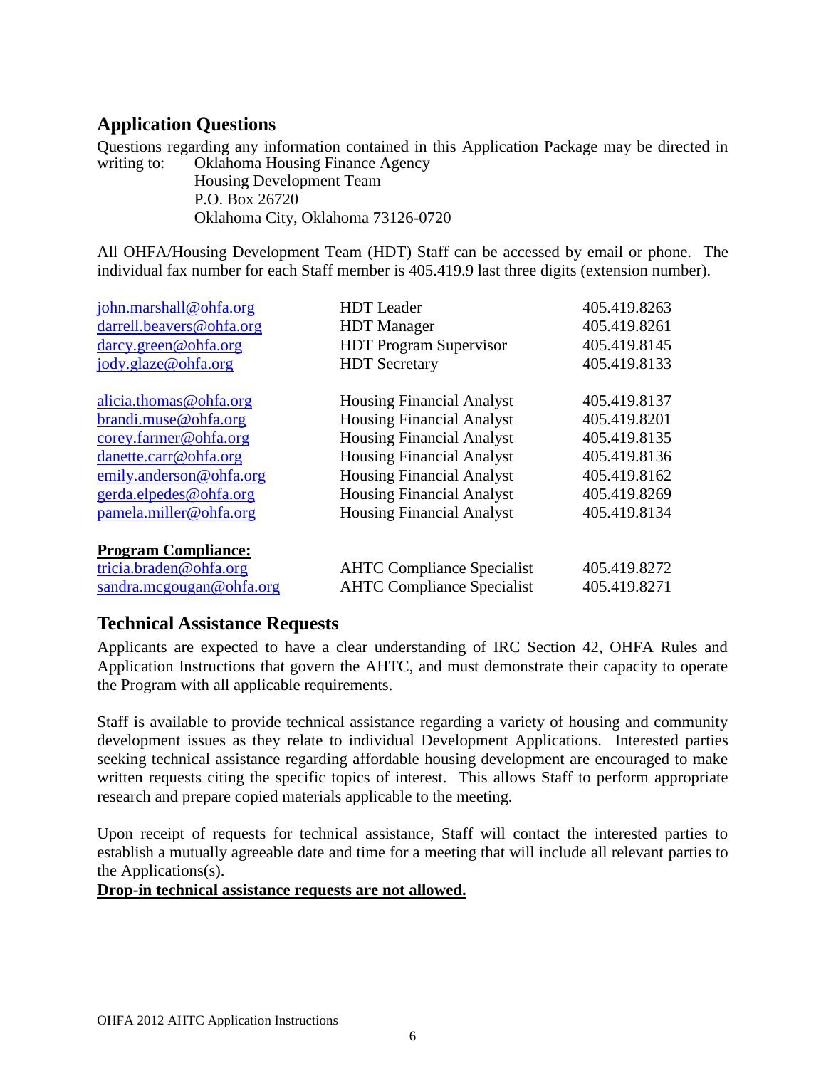## Application Questions

Questions regarding any information contained in this Application Package may be directed in writing to:

Oklahoma Housing Finance Agency
Housing Development Team
P.O. Box 26720
Oklahoma City, Oklahoma 73126-0720

All OHFA/Housing Development Team (HDT) Staff can be accessed by email or phone. The individual fax number for each Staff member is 405.419.9 last three digits (extension number).

| | | |
|---|---|---|
| john.marshall@ohfa.org | HDT Leader | 405.419.8263 |
| darrell.beavers@ohfa.org | HDT Manager | 405.419.8261 |
| darcy.green@ohfa.org | HDT Program Supervisor | 405.419.8145 |
| jody.glaze@ohfa.org | HDT Secretary | 405.419.8133 |
| | | |
| alicia.thomas@ohfa.org | Housing Financial Analyst | 405.419.8137 |
| brandi.muse@ohfa.org | Housing Financial Analyst | 405.419.8201 |
| corey.farmer@ohfa.org | Housing Financial Analyst | 405.419.8135 |
| danette.carr@ohfa.org | Housing Financial Analyst | 405.419.8136 |
| emily.anderson@ohfa.org | Housing Financial Analyst | 405.419.8162 |
| gerda.elpedes@ohfa.org | Housing Financial Analyst | 405.419.8269 |
| pamela.miller@ohfa.org | Housing Financial Analyst | 405.419.8134 |
| | | |
| **Program Compliance:** | | |
| tricia.braden@ohfa.org | AHTC Compliance Specialist | 405.419.8272 |
| sandra.mcgougan@ohfa.org | AHTC Compliance Specialist | 405.419.8271 |

## Technical Assistance Requests

Applicants are expected to have a clear understanding of IRC Section 42, OHFA Rules and Application Instructions that govern the AHTC, and must demonstrate their capacity to operate the Program with all applicable requirements.

Staff is available to provide technical assistance regarding a variety of housing and community development issues as they relate to individual Development Applications. Interested parties seeking technical assistance regarding affordable housing development are encouraged to make written requests citing the specific topics of interest. This allows Staff to perform appropriate research and prepare copied materials applicable to the meeting.

Upon receipt of requests for technical assistance, Staff will contact the interested parties to establish a mutually agreeable date and time for a meeting that will include all relevant parties to the Applications(s).

**Drop-in technical assistance requests are not allowed.**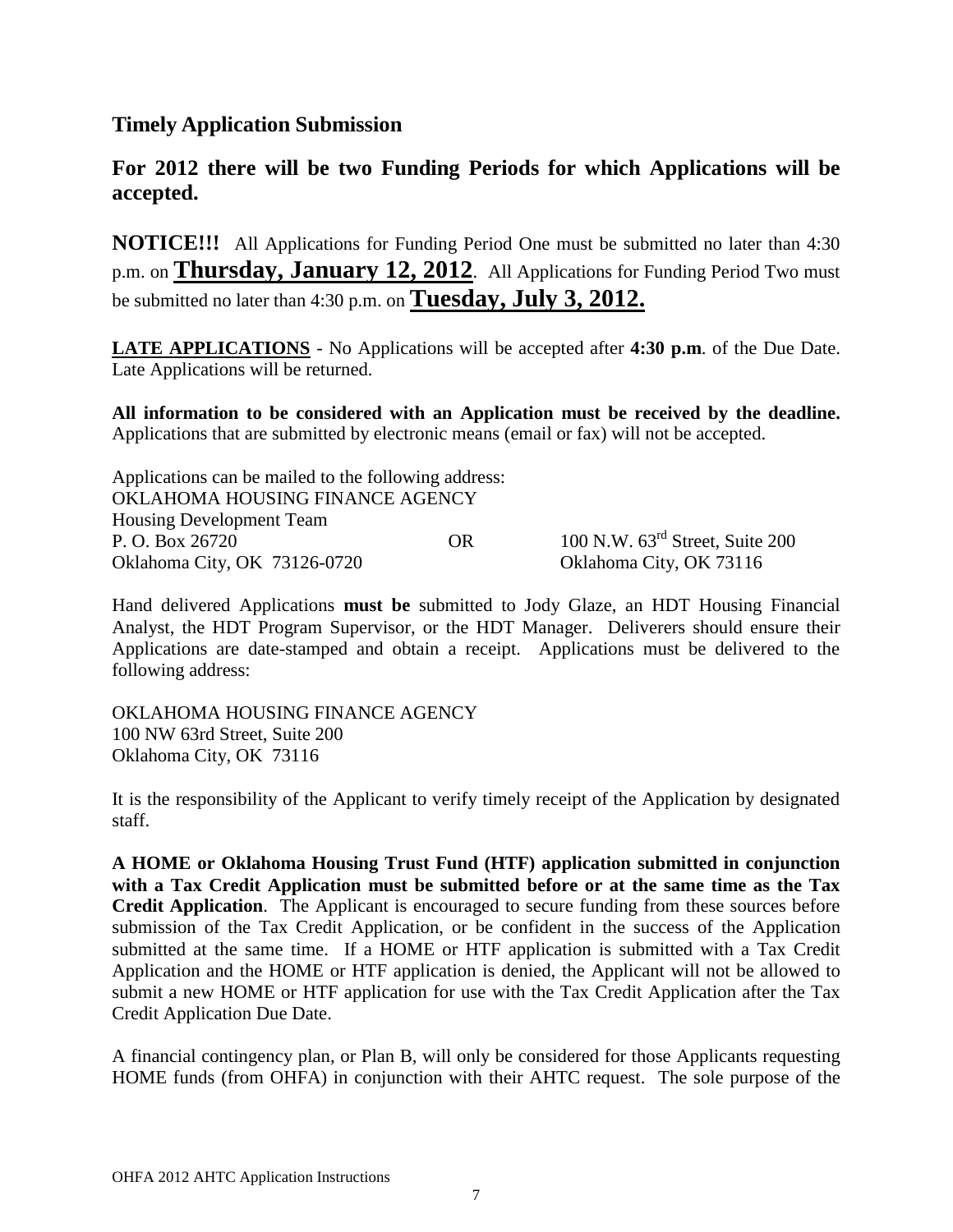## Timely Application Submission

### For 2012 there will be two Funding Periods for which Applications will be accepted.

**NOTICE!!!** All Applications for Funding Period One must be submitted no later than 4:30 p.m. on **Thursday, January 12, 2012**. All Applications for Funding Period Two must be submitted no later than 4:30 p.m. on **Tuesday, July 3, 2012.**

**LATE APPLICATIONS** - No Applications will be accepted after **4:30 p.m**. of the Due Date. Late Applications will be returned.

**All information to be considered with an Application must be received by the deadline.** Applications that are submitted by electronic means (email or fax) will not be accepted.

Applications can be mailed to the following address:
OKLAHOMA HOUSING FINANCE AGENCY
Housing Development Team
P. O. Box 26720 OR 100 N.W. 63rd Street, Suite 200
Oklahoma City, OK 73126-0720 Oklahoma City, OK 73116

Hand delivered Applications **must be** submitted to Jody Glaze, an HDT Housing Financial Analyst, the HDT Program Supervisor, or the HDT Manager. Deliverers should ensure their Applications are date-stamped and obtain a receipt. Applications must be delivered to the following address:

OKLAHOMA HOUSING FINANCE AGENCY
100 NW 63rd Street, Suite 200
Oklahoma City, OK 73116

It is the responsibility of the Applicant to verify timely receipt of the Application by designated staff.

**A HOME or Oklahoma Housing Trust Fund (HTF) application submitted in conjunction with a Tax Credit Application must be submitted before or at the same time as the Tax Credit Application**. The Applicant is encouraged to secure funding from these sources before submission of the Tax Credit Application, or be confident in the success of the Application submitted at the same time. If a HOME or HTF application is submitted with a Tax Credit Application and the HOME or HTF application is denied, the Applicant will not be allowed to submit a new HOME or HTF application for use with the Tax Credit Application after the Tax Credit Application Due Date.

A financial contingency plan, or Plan B, will only be considered for those Applicants requesting HOME funds (from OHFA) in conjunction with their AHTC request. The sole purpose of the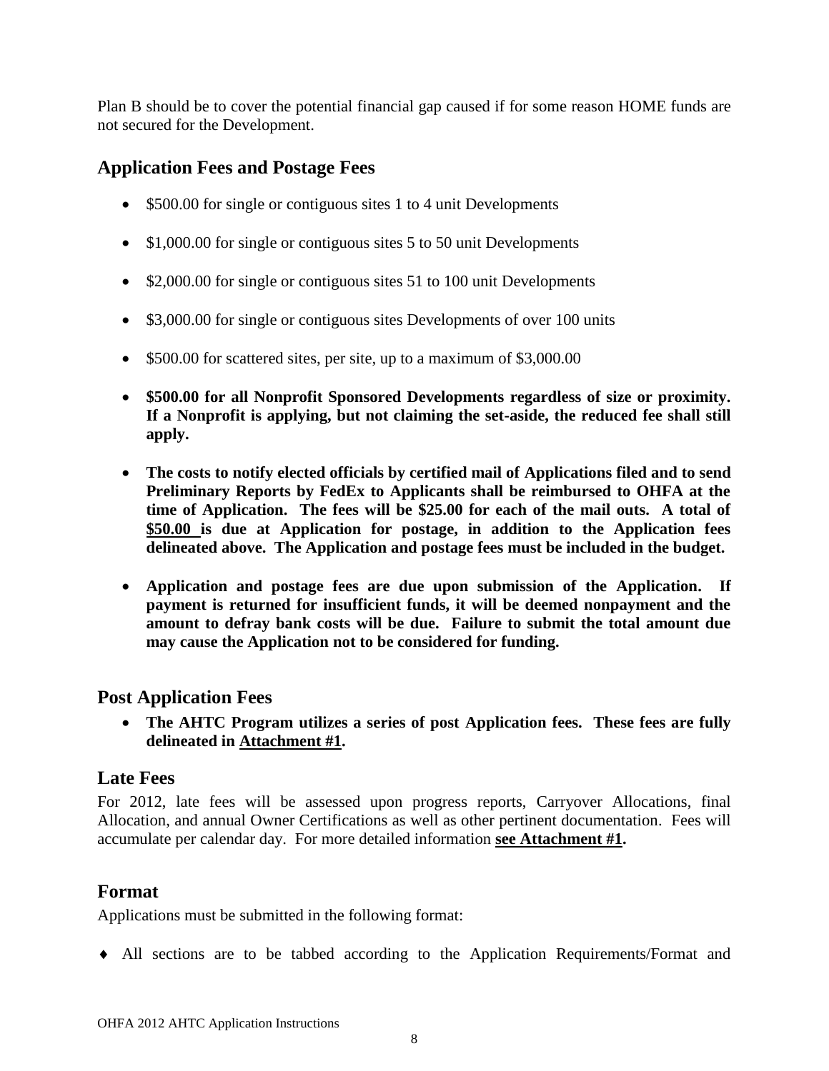Plan B should be to cover the potential financial gap caused if for some reason HOME funds are not secured for the Development.

## Application Fees and Postage Fees

- $500.00 for single or contiguous sites 1 to 4 unit Developments
- $1,000.00 for single or contiguous sites 5 to 50 unit Developments
- $2,000.00 for single or contiguous sites 51 to 100 unit Developments
- $3,000.00 for single or contiguous sites Developments of over 100 units
- $500.00 for scattered sites, per site, up to a maximum of $3,000.00
- **$500.00 for all Nonprofit Sponsored Developments regardless of size or proximity. If a Nonprofit is applying, but not claiming the set-aside, the reduced fee shall still apply.**
- **The costs to notify elected officials by certified mail of Applications filed and to send Preliminary Reports by FedEx to Applicants shall be reimbursed to OHFA at the time of Application. The fees will be $25.00 for each of the mail outs. A total of <u>$50.00</u> is due at Application for postage, in addition to the Application fees delineated above. The Application and postage fees must be included in the budget.**
- **Application and postage fees are due upon submission of the Application. If payment is returned for insufficient funds, it will be deemed nonpayment and the amount to defray bank costs will be due. Failure to submit the total amount due may cause the Application not to be considered for funding.**

## Post Application Fees

- **The AHTC Program utilizes a series of post Application fees. These fees are fully delineated in <u>Attachment #1</u>.**

## Late Fees

For 2012, late fees will be assessed upon progress reports, Carryover Allocations, final Allocation, and annual Owner Certifications as well as other pertinent documentation. Fees will accumulate per calendar day. For more detailed information **<u>see Attachment #1</u>.**

## Format

Applications must be submitted in the following format:

- All sections are to be tabbed according to the Application Requirements/Format and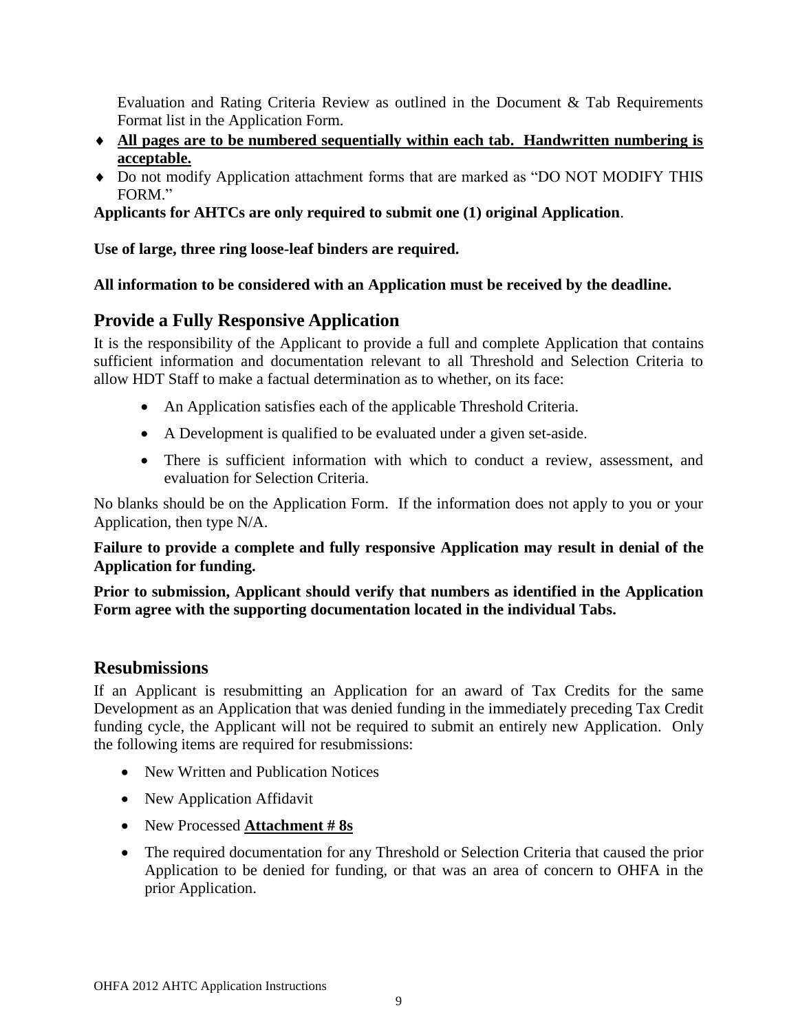Evaluation and Rating Criteria Review as outlined in the Document & Tab Requirements Format list in the Application Form.

- **All pages are to be numbered sequentially within each tab. Handwritten numbering is acceptable.**
- Do not modify Application attachment forms that are marked as "DO NOT MODIFY THIS FORM."

**Applicants for AHTCs are only required to submit one (1) original Application**.

**Use of large, three ring loose-leaf binders are required.**

**All information to be considered with an Application must be received by the deadline.**

## Provide a Fully Responsive Application

It is the responsibility of the Applicant to provide a full and complete Application that contains sufficient information and documentation relevant to all Threshold and Selection Criteria to allow HDT Staff to make a factual determination as to whether, on its face:

- An Application satisfies each of the applicable Threshold Criteria.
- A Development is qualified to be evaluated under a given set-aside.
- There is sufficient information with which to conduct a review, assessment, and evaluation for Selection Criteria.

No blanks should be on the Application Form. If the information does not apply to you or your Application, then type N/A.

**Failure to provide a complete and fully responsive Application may result in denial of the Application for funding.**

**Prior to submission, Applicant should verify that numbers as identified in the Application Form agree with the supporting documentation located in the individual Tabs.**

## Resubmissions

If an Applicant is resubmitting an Application for an award of Tax Credits for the same Development as an Application that was denied funding in the immediately preceding Tax Credit funding cycle, the Applicant will not be required to submit an entirely new Application. Only the following items are required for resubmissions:

- New Written and Publication Notices
- New Application Affidavit
- New Processed **Attachment # 8s**
- The required documentation for any Threshold or Selection Criteria that caused the prior Application to be denied for funding, or that was an area of concern to OHFA in the prior Application.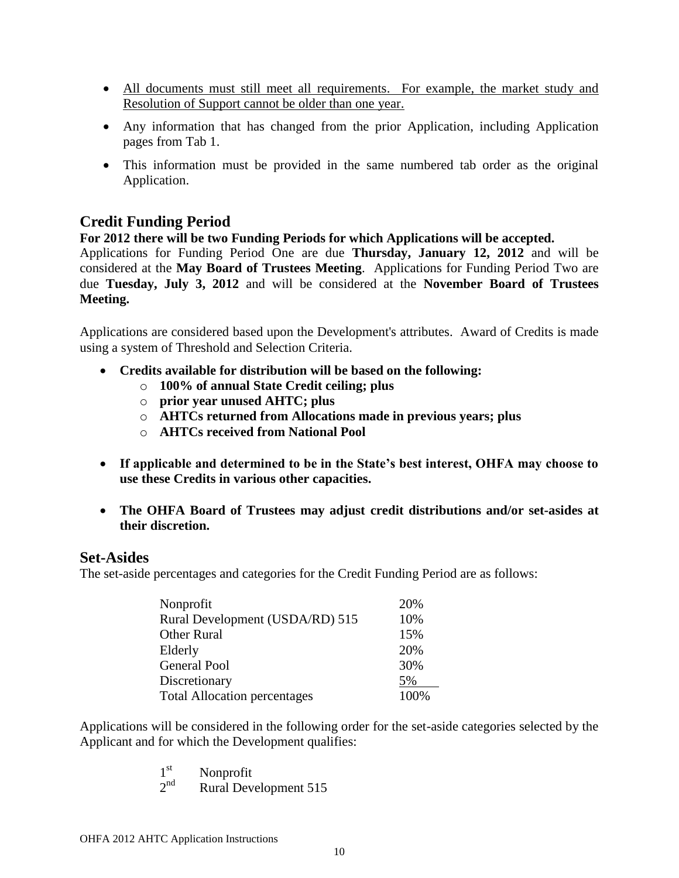- All documents must still meet all requirements. For example, the market study and Resolution of Support cannot be older than one year.
- Any information that has changed from the prior Application, including Application pages from Tab 1.
- This information must be provided in the same numbered tab order as the original Application.

## Credit Funding Period

**For 2012 there will be two Funding Periods for which Applications will be accepted.** Applications for Funding Period One are due **Thursday, January 12, 2012** and will be considered at the **May Board of Trustees Meeting**. Applications for Funding Period Two are due **Tuesday, July 3, 2012** and will be considered at the **November Board of Trustees Meeting.**

Applications are considered based upon the Development's attributes. Award of Credits is made using a system of Threshold and Selection Criteria.

- **Credits available for distribution will be based on the following:**
  - **100% of annual State Credit ceiling; plus**
  - **prior year unused AHTC; plus**
  - **AHTCs returned from Allocations made in previous years; plus**
  - **AHTCs received from National Pool**
- **If applicable and determined to be in the State's best interest, OHFA may choose to use these Credits in various other capacities.**
- **The OHFA Board of Trustees may adjust credit distributions and/or set-asides at their discretion.**

## Set-Asides

The set-aside percentages and categories for the Credit Funding Period are as follows:

| Category | Percentage |
|---|---|
| Nonprofit | 20% |
| Rural Development (USDA/RD) 515 | 10% |
| Other Rural | 15% |
| Elderly | 20% |
| General Pool | 30% |
| Discretionary | 5% |
| Total Allocation percentages | 100% |

Applications will be considered in the following order for the set-aside categories selected by the Applicant and for which the Development qualifies:

1st Nonprofit
2nd Rural Development 515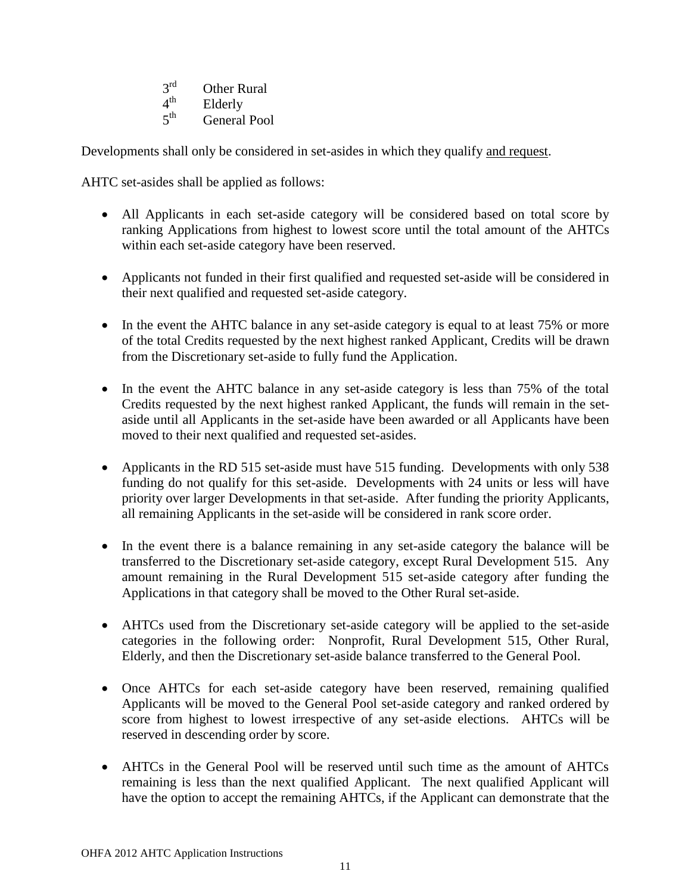3rd Other Rural
4th Elderly
5th General Pool

Developments shall only be considered in set-asides in which they qualify <u>and request</u>.

AHTC set-asides shall be applied as follows:

- All Applicants in each set-aside category will be considered based on total score by ranking Applications from highest to lowest score until the total amount of the AHTCs within each set-aside category have been reserved.

- Applicants not funded in their first qualified and requested set-aside will be considered in their next qualified and requested set-aside category.

- In the event the AHTC balance in any set-aside category is equal to at least 75% or more of the total Credits requested by the next highest ranked Applicant, Credits will be drawn from the Discretionary set-aside to fully fund the Application.

- In the event the AHTC balance in any set-aside category is less than 75% of the total Credits requested by the next highest ranked Applicant, the funds will remain in the set-aside until all Applicants in the set-aside have been awarded or all Applicants have been moved to their next qualified and requested set-asides.

- Applicants in the RD 515 set-aside must have 515 funding. Developments with only 538 funding do not qualify for this set-aside. Developments with 24 units or less will have priority over larger Developments in that set-aside. After funding the priority Applicants, all remaining Applicants in the set-aside will be considered in rank score order.

- In the event there is a balance remaining in any set-aside category the balance will be transferred to the Discretionary set-aside category, except Rural Development 515. Any amount remaining in the Rural Development 515 set-aside category after funding the Applications in that category shall be moved to the Other Rural set-aside.

- AHTCs used from the Discretionary set-aside category will be applied to the set-aside categories in the following order: Nonprofit, Rural Development 515, Other Rural, Elderly, and then the Discretionary set-aside balance transferred to the General Pool.

- Once AHTCs for each set-aside category have been reserved, remaining qualified Applicants will be moved to the General Pool set-aside category and ranked ordered by score from highest to lowest irrespective of any set-aside elections. AHTCs will be reserved in descending order by score.

- AHTCs in the General Pool will be reserved until such time as the amount of AHTCs remaining is less than the next qualified Applicant. The next qualified Applicant will have the option to accept the remaining AHTCs, if the Applicant can demonstrate that the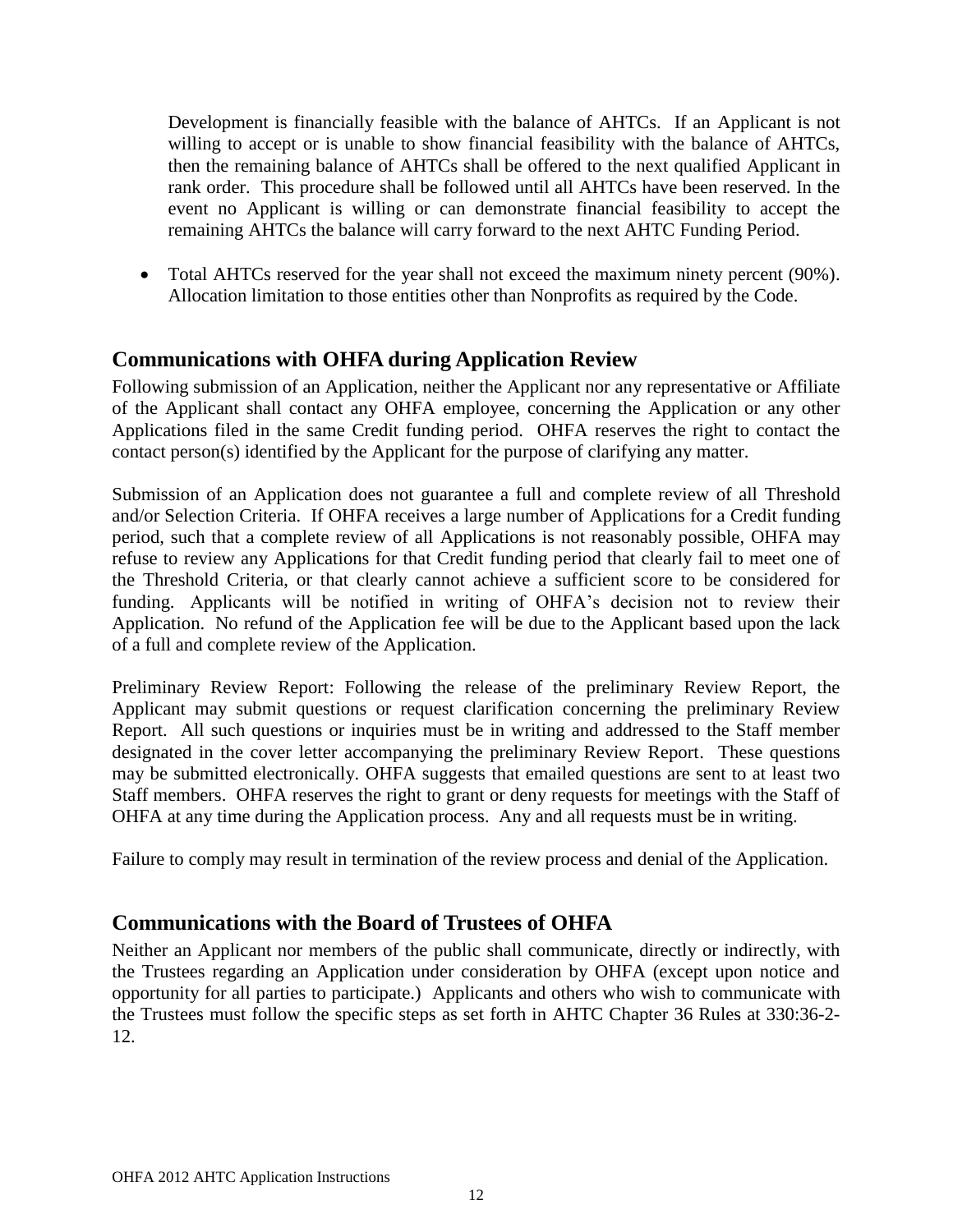Development is financially feasible with the balance of AHTCs. If an Applicant is not willing to accept or is unable to show financial feasibility with the balance of AHTCs, then the remaining balance of AHTCs shall be offered to the next qualified Applicant in rank order. This procedure shall be followed until all AHTCs have been reserved. In the event no Applicant is willing or can demonstrate financial feasibility to accept the remaining AHTCs the balance will carry forward to the next AHTC Funding Period.

- Total AHTCs reserved for the year shall not exceed the maximum ninety percent (90%). Allocation limitation to those entities other than Nonprofits as required by the Code.

## Communications with OHFA during Application Review

Following submission of an Application, neither the Applicant nor any representative or Affiliate of the Applicant shall contact any OHFA employee, concerning the Application or any other Applications filed in the same Credit funding period. OHFA reserves the right to contact the contact person(s) identified by the Applicant for the purpose of clarifying any matter.

Submission of an Application does not guarantee a full and complete review of all Threshold and/or Selection Criteria. If OHFA receives a large number of Applications for a Credit funding period, such that a complete review of all Applications is not reasonably possible, OHFA may refuse to review any Applications for that Credit funding period that clearly fail to meet one of the Threshold Criteria, or that clearly cannot achieve a sufficient score to be considered for funding. Applicants will be notified in writing of OHFA's decision not to review their Application. No refund of the Application fee will be due to the Applicant based upon the lack of a full and complete review of the Application.

Preliminary Review Report: Following the release of the preliminary Review Report, the Applicant may submit questions or request clarification concerning the preliminary Review Report. All such questions or inquiries must be in writing and addressed to the Staff member designated in the cover letter accompanying the preliminary Review Report. These questions may be submitted electronically. OHFA suggests that emailed questions are sent to at least two Staff members. OHFA reserves the right to grant or deny requests for meetings with the Staff of OHFA at any time during the Application process. Any and all requests must be in writing.

Failure to comply may result in termination of the review process and denial of the Application.

## Communications with the Board of Trustees of OHFA

Neither an Applicant nor members of the public shall communicate, directly or indirectly, with the Trustees regarding an Application under consideration by OHFA (except upon notice and opportunity for all parties to participate.) Applicants and others who wish to communicate with the Trustees must follow the specific steps as set forth in AHTC Chapter 36 Rules at 330:36-2-12.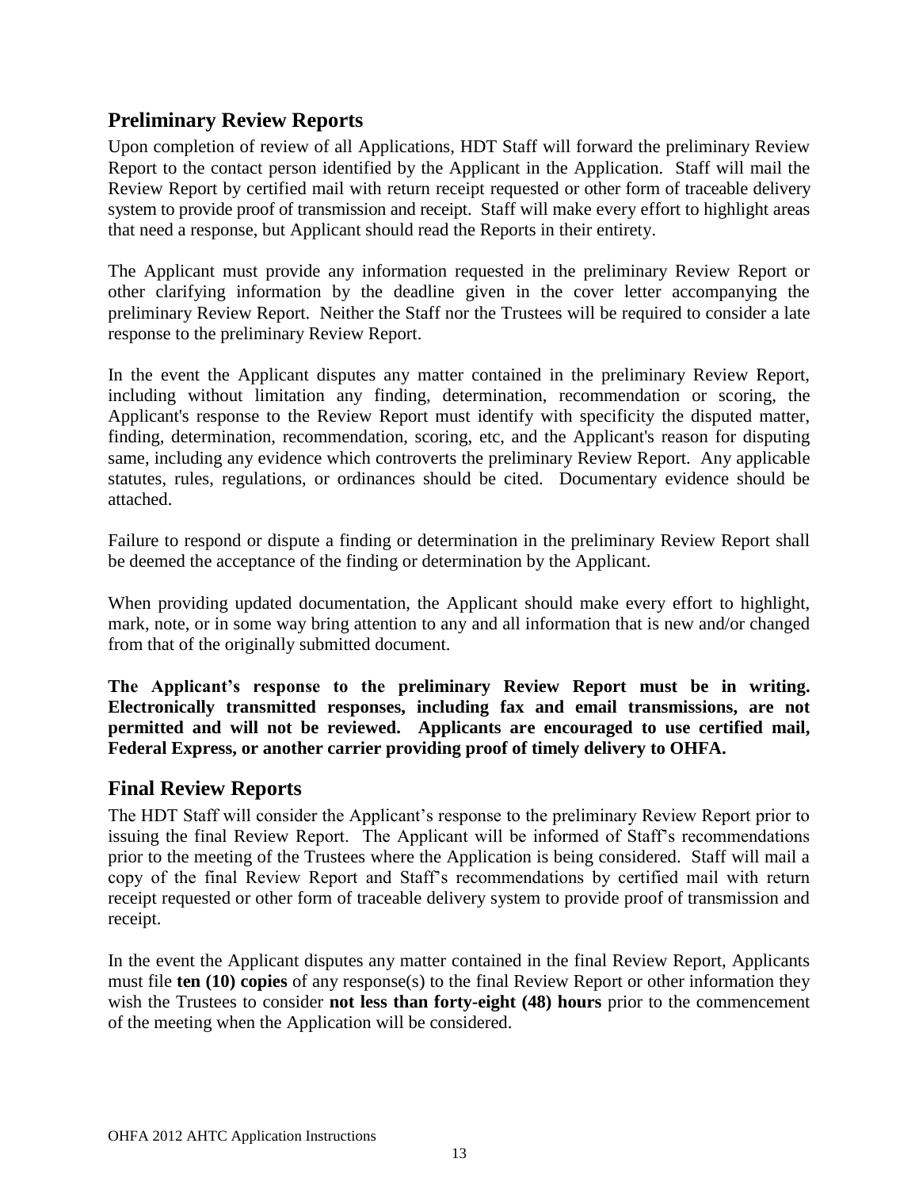## Preliminary Review Reports

Upon completion of review of all Applications, HDT Staff will forward the preliminary Review Report to the contact person identified by the Applicant in the Application. Staff will mail the Review Report by certified mail with return receipt requested or other form of traceable delivery system to provide proof of transmission and receipt. Staff will make every effort to highlight areas that need a response, but Applicant should read the Reports in their entirety.

The Applicant must provide any information requested in the preliminary Review Report or other clarifying information by the deadline given in the cover letter accompanying the preliminary Review Report. Neither the Staff nor the Trustees will be required to consider a late response to the preliminary Review Report.

In the event the Applicant disputes any matter contained in the preliminary Review Report, including without limitation any finding, determination, recommendation or scoring, the Applicant's response to the Review Report must identify with specificity the disputed matter, finding, determination, recommendation, scoring, etc, and the Applicant's reason for disputing same, including any evidence which controverts the preliminary Review Report. Any applicable statutes, rules, regulations, or ordinances should be cited. Documentary evidence should be attached.

Failure to respond or dispute a finding or determination in the preliminary Review Report shall be deemed the acceptance of the finding or determination by the Applicant.

When providing updated documentation, the Applicant should make every effort to highlight, mark, note, or in some way bring attention to any and all information that is new and/or changed from that of the originally submitted document.

**The Applicant's response to the preliminary Review Report must be in writing. Electronically transmitted responses, including fax and email transmissions, are not permitted and will not be reviewed. Applicants are encouraged to use certified mail, Federal Express, or another carrier providing proof of timely delivery to OHFA.**

## Final Review Reports

The HDT Staff will consider the Applicant's response to the preliminary Review Report prior to issuing the final Review Report. The Applicant will be informed of Staff's recommendations prior to the meeting of the Trustees where the Application is being considered. Staff will mail a copy of the final Review Report and Staff's recommendations by certified mail with return receipt requested or other form of traceable delivery system to provide proof of transmission and receipt.

In the event the Applicant disputes any matter contained in the final Review Report, Applicants must file **ten (10) copies** of any response(s) to the final Review Report or other information they wish the Trustees to consider **not less than forty-eight (48) hours** prior to the commencement of the meeting when the Application will be considered.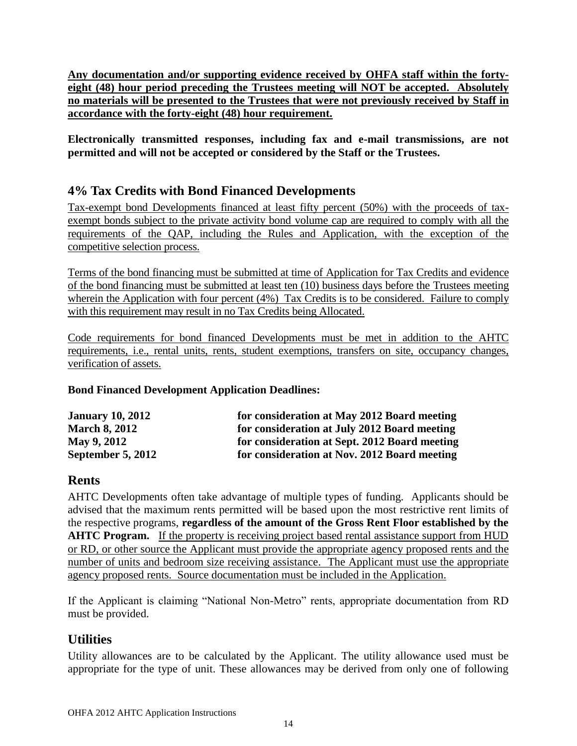**Any documentation and/or supporting evidence received by OHFA staff within the forty-eight (48) hour period preceding the Trustees meeting will NOT be accepted. Absolutely no materials will be presented to the Trustees that were not previously received by Staff in accordance with the forty-eight (48) hour requirement.**

**Electronically transmitted responses, including fax and e-mail transmissions, are not permitted and will not be accepted or considered by the Staff or the Trustees.**

## 4% Tax Credits with Bond Financed Developments

Tax-exempt bond Developments financed at least fifty percent (50%) with the proceeds of tax-exempt bonds subject to the private activity bond volume cap are required to comply with all the requirements of the QAP, including the Rules and Application, with the exception of the competitive selection process.

Terms of the bond financing must be submitted at time of Application for Tax Credits and evidence of the bond financing must be submitted at least ten (10) business days before the Trustees meeting wherein the Application with four percent (4%) Tax Credits is to be considered. Failure to comply with this requirement may result in no Tax Credits being Allocated.

Code requirements for bond financed Developments must be met in addition to the AHTC requirements, i.e., rental units, rents, student exemptions, transfers on site, occupancy changes, verification of assets.

**Bond Financed Development Application Deadlines:**

| | |
|---|---|
| **January 10, 2012** | **for consideration at May 2012 Board meeting** |
| **March 8, 2012** | **for consideration at July 2012 Board meeting** |
| **May 9, 2012** | **for consideration at Sept. 2012 Board meeting** |
| **September 5, 2012** | **for consideration at Nov. 2012 Board meeting** |

## Rents

AHTC Developments often take advantage of multiple types of funding. Applicants should be advised that the maximum rents permitted will be based upon the most restrictive rent limits of the respective programs, **regardless of the amount of the Gross Rent Floor established by the AHTC Program.** If the property is receiving project based rental assistance support from HUD or RD, or other source the Applicant must provide the appropriate agency proposed rents and the number of units and bedroom size receiving assistance. The Applicant must use the appropriate agency proposed rents. Source documentation must be included in the Application.

If the Applicant is claiming "National Non-Metro" rents, appropriate documentation from RD must be provided.

## Utilities

Utility allowances are to be calculated by the Applicant. The utility allowance used must be appropriate for the type of unit. These allowances may be derived from only one of following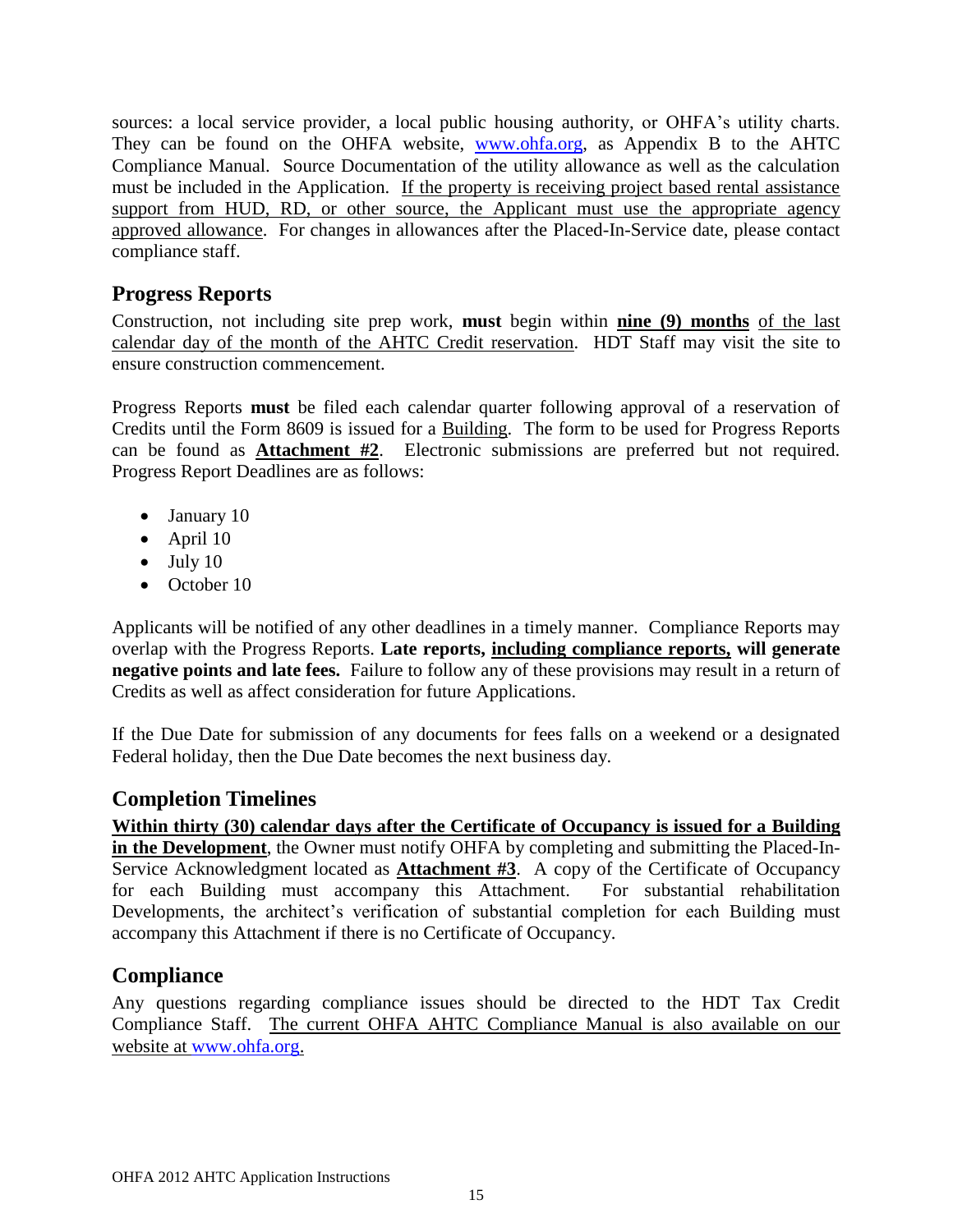sources: a local service provider, a local public housing authority, or OHFA's utility charts. They can be found on the OHFA website, www.ohfa.org, as Appendix B to the AHTC Compliance Manual. Source Documentation of the utility allowance as well as the calculation must be included in the Application. If the property is receiving project based rental assistance support from HUD, RD, or other source, the Applicant must use the appropriate agency approved allowance. For changes in allowances after the Placed-In-Service date, please contact compliance staff.

## Progress Reports

Construction, not including site prep work, **must** begin within **nine (9) months** of the last calendar day of the month of the AHTC Credit reservation. HDT Staff may visit the site to ensure construction commencement.

Progress Reports **must** be filed each calendar quarter following approval of a reservation of Credits until the Form 8609 is issued for a Building. The form to be used for Progress Reports can be found as **Attachment #2**. Electronic submissions are preferred but not required. Progress Report Deadlines are as follows:

- January 10
- April 10
- July 10
- October 10

Applicants will be notified of any other deadlines in a timely manner. Compliance Reports may overlap with the Progress Reports. **Late reports, including compliance reports, will generate negative points and late fees.** Failure to follow any of these provisions may result in a return of Credits as well as affect consideration for future Applications.

If the Due Date for submission of any documents for fees falls on a weekend or a designated Federal holiday, then the Due Date becomes the next business day.

## Completion Timelines

**Within thirty (30) calendar days after the Certificate of Occupancy is issued for a Building in the Development**, the Owner must notify OHFA by completing and submitting the Placed-In-Service Acknowledgment located as **Attachment #3**. A copy of the Certificate of Occupancy for each Building must accompany this Attachment. For substantial rehabilitation Developments, the architect's verification of substantial completion for each Building must accompany this Attachment if there is no Certificate of Occupancy.

## Compliance

Any questions regarding compliance issues should be directed to the HDT Tax Credit Compliance Staff. The current OHFA AHTC Compliance Manual is also available on our website at www.ohfa.org.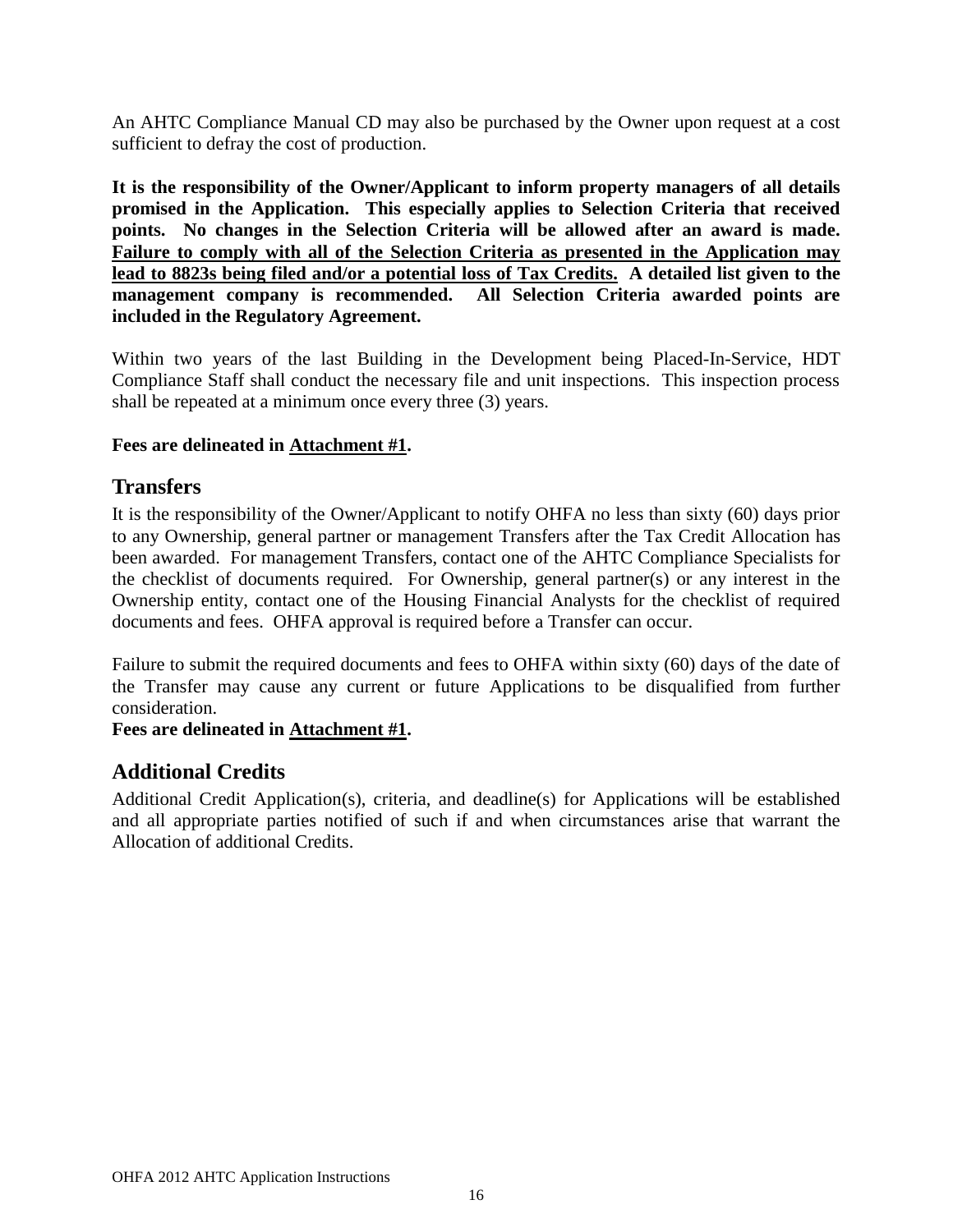An AHTC Compliance Manual CD may also be purchased by the Owner upon request at a cost sufficient to defray the cost of production.

**It is the responsibility of the Owner/Applicant to inform property managers of all details promised in the Application. This especially applies to Selection Criteria that received points. No changes in the Selection Criteria will be allowed after an award is made. <u>Failure to comply with all of the Selection Criteria as presented in the Application may lead to 8823s being filed and/or a potential loss of Tax Credits.</u> A detailed list given to the management company is recommended. All Selection Criteria awarded points are included in the Regulatory Agreement.**

Within two years of the last Building in the Development being Placed-In-Service, HDT Compliance Staff shall conduct the necessary file and unit inspections. This inspection process shall be repeated at a minimum once every three (3) years.

**Fees are delineated in <u>Attachment #1</u>.**

## Transfers

It is the responsibility of the Owner/Applicant to notify OHFA no less than sixty (60) days prior to any Ownership, general partner or management Transfers after the Tax Credit Allocation has been awarded. For management Transfers, contact one of the AHTC Compliance Specialists for the checklist of documents required. For Ownership, general partner(s) or any interest in the Ownership entity, contact one of the Housing Financial Analysts for the checklist of required documents and fees. OHFA approval is required before a Transfer can occur.

Failure to submit the required documents and fees to OHFA within sixty (60) days of the date of the Transfer may cause any current or future Applications to be disqualified from further consideration.

**Fees are delineated in <u>Attachment #1</u>.**

## Additional Credits

Additional Credit Application(s), criteria, and deadline(s) for Applications will be established and all appropriate parties notified of such if and when circumstances arise that warrant the Allocation of additional Credits.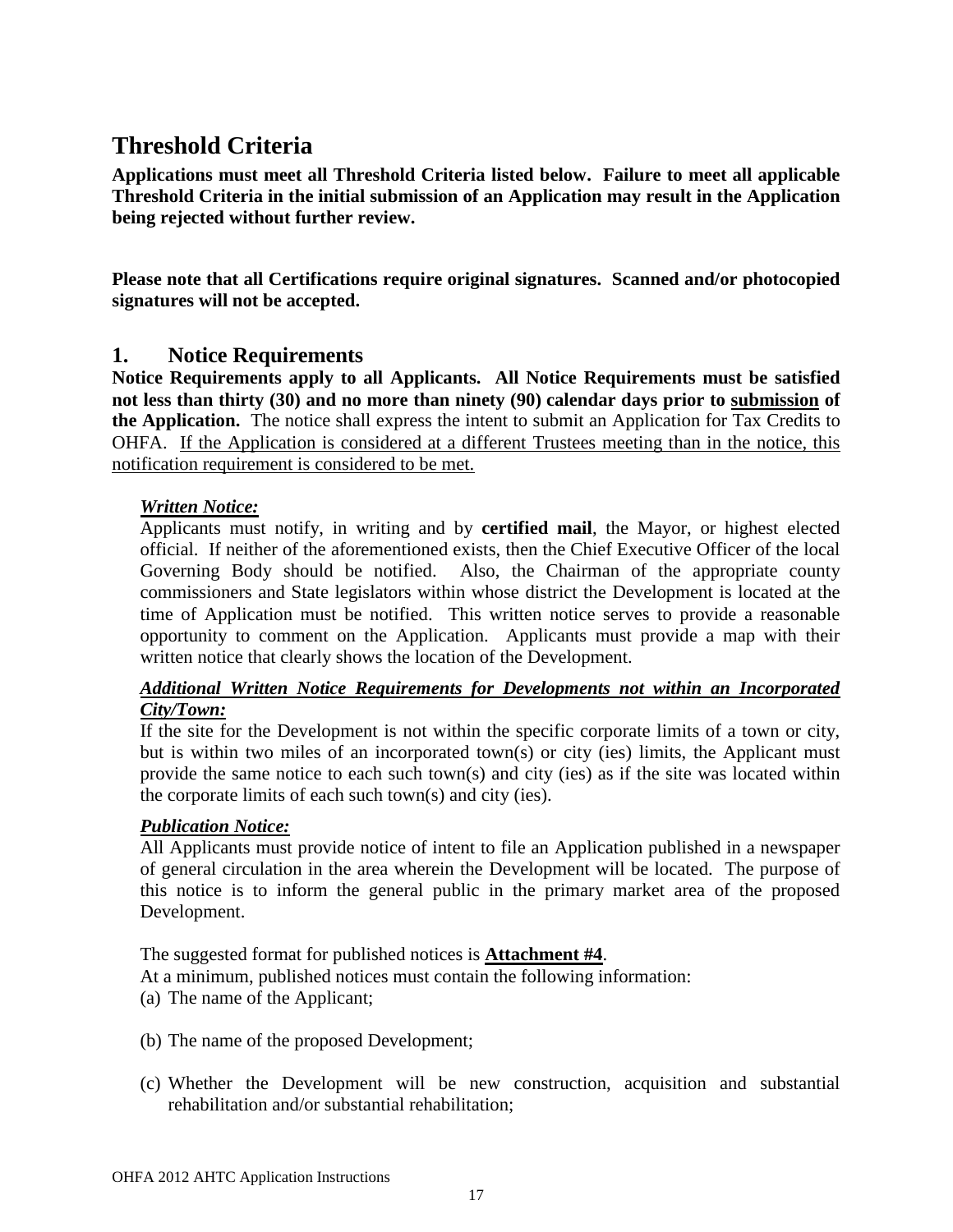# Threshold Criteria

**Applications must meet all Threshold Criteria listed below. Failure to meet all applicable Threshold Criteria in the initial submission of an Application may result in the Application being rejected without further review.**

**Please note that all Certifications require original signatures. Scanned and/or photocopied signatures will not be accepted.**

## 1. Notice Requirements

**Notice Requirements apply to all Applicants. All Notice Requirements must be satisfied not less than thirty (30) and no more than ninety (90) calendar days prior to <u>submission</u> of the Application.** The notice shall express the intent to submit an Application for Tax Credits to OHFA. <u>If the Application is considered at a different Trustees meeting than in the notice, this notification requirement is considered to be met.</u>

***<u>Written Notice:</u>***

Applicants must notify, in writing and by **certified mail**, the Mayor, or highest elected official. If neither of the aforementioned exists, then the Chief Executive Officer of the local Governing Body should be notified. Also, the Chairman of the appropriate county commissioners and State legislators within whose district the Development is located at the time of Application must be notified. This written notice serves to provide a reasonable opportunity to comment on the Application. Applicants must provide a map with their written notice that clearly shows the location of the Development.

***<u>Additional Written Notice Requirements for Developments not within an Incorporated City/Town:</u>***

If the site for the Development is not within the specific corporate limits of a town or city, but is within two miles of an incorporated town(s) or city (ies) limits, the Applicant must provide the same notice to each such town(s) and city (ies) as if the site was located within the corporate limits of each such town(s) and city (ies).

***<u>Publication Notice:</u>***

All Applicants must provide notice of intent to file an Application published in a newspaper of general circulation in the area wherein the Development will be located. The purpose of this notice is to inform the general public in the primary market area of the proposed Development.

The suggested format for published notices is **<u>Attachment #4</u>**.

At a minimum, published notices must contain the following information:

(a) The name of the Applicant;

(b) The name of the proposed Development;

(c) Whether the Development will be new construction, acquisition and substantial rehabilitation and/or substantial rehabilitation;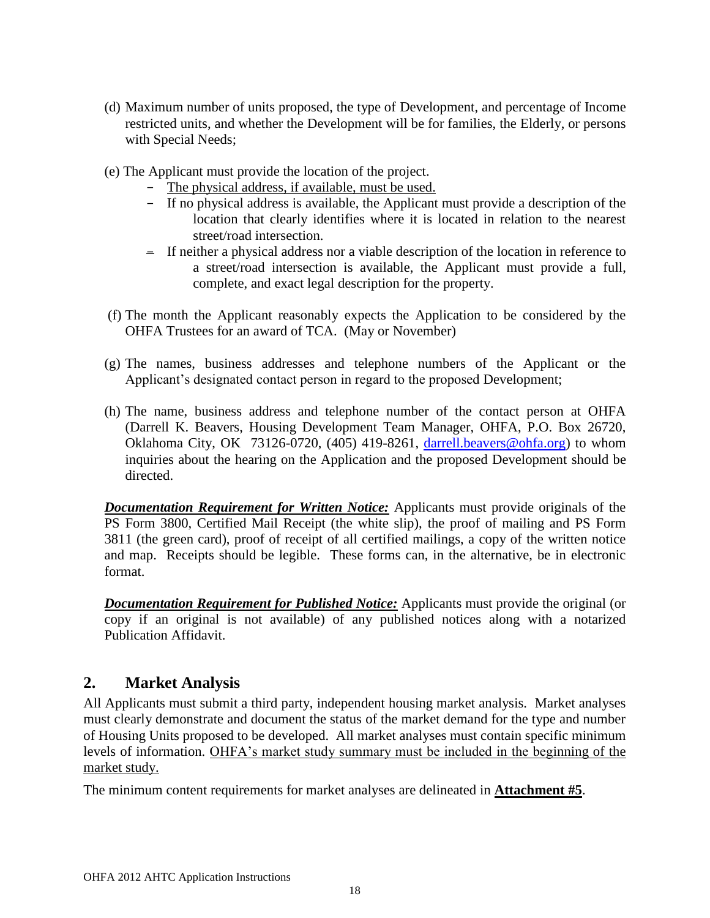(d) Maximum number of units proposed, the type of Development, and percentage of Income restricted units, and whether the Development will be for families, the Elderly, or persons with Special Needs;

(e) The Applicant must provide the location of the project.
   - The physical address, if available, must be used.
   - If no physical address is available, the Applicant must provide a description of the location that clearly identifies where it is located in relation to the nearest street/road intersection.
   - If neither a physical address nor a viable description of the location in reference to a street/road intersection is available, the Applicant must provide a full, complete, and exact legal description for the property.

(f) The month the Applicant reasonably expects the Application to be considered by the OHFA Trustees for an award of TCA. (May or November)

(g) The names, business addresses and telephone numbers of the Applicant or the Applicant's designated contact person in regard to the proposed Development;

(h) The name, business address and telephone number of the contact person at OHFA (Darrell K. Beavers, Housing Development Team Manager, OHFA, P.O. Box 26720, Oklahoma City, OK 73126-0720, (405) 419-8261, darrell.beavers@ohfa.org) to whom inquiries about the hearing on the Application and the proposed Development should be directed.

***Documentation Requirement for Written Notice:*** Applicants must provide originals of the PS Form 3800, Certified Mail Receipt (the white slip), the proof of mailing and PS Form 3811 (the green card), proof of receipt of all certified mailings, a copy of the written notice and map. Receipts should be legible. These forms can, in the alternative, be in electronic format.

***Documentation Requirement for Published Notice:*** Applicants must provide the original (or copy if an original is not available) of any published notices along with a notarized Publication Affidavit.

## 2. Market Analysis

All Applicants must submit a third party, independent housing market analysis. Market analyses must clearly demonstrate and document the status of the market demand for the type and number of Housing Units proposed to be developed. All market analyses must contain specific minimum levels of information. OHFA's market study summary must be included in the beginning of the market study.

The minimum content requirements for market analyses are delineated in **Attachment #5**.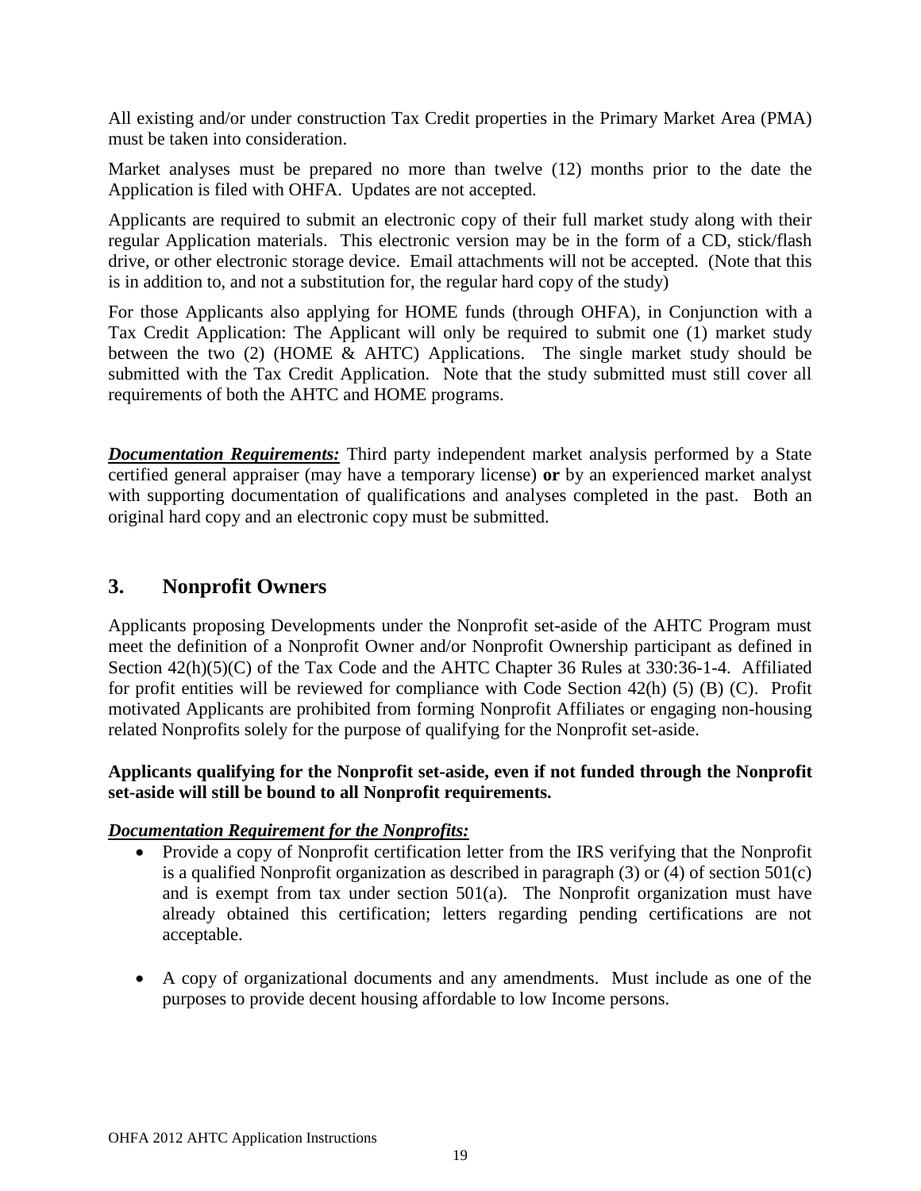All existing and/or under construction Tax Credit properties in the Primary Market Area (PMA) must be taken into consideration.

Market analyses must be prepared no more than twelve (12) months prior to the date the Application is filed with OHFA. Updates are not accepted.

Applicants are required to submit an electronic copy of their full market study along with their regular Application materials. This electronic version may be in the form of a CD, stick/flash drive, or other electronic storage device. Email attachments will not be accepted. (Note that this is in addition to, and not a substitution for, the regular hard copy of the study)

For those Applicants also applying for HOME funds (through OHFA), in Conjunction with a Tax Credit Application: The Applicant will only be required to submit one (1) market study between the two (2) (HOME & AHTC) Applications. The single market study should be submitted with the Tax Credit Application. Note that the study submitted must still cover all requirements of both the AHTC and HOME programs.

***Documentation Requirements:*** Third party independent market analysis performed by a State certified general appraiser (may have a temporary license) **or** by an experienced market analyst with supporting documentation of qualifications and analyses completed in the past. Both an original hard copy and an electronic copy must be submitted.

## 3. Nonprofit Owners

Applicants proposing Developments under the Nonprofit set-aside of the AHTC Program must meet the definition of a Nonprofit Owner and/or Nonprofit Ownership participant as defined in Section 42(h)(5)(C) of the Tax Code and the AHTC Chapter 36 Rules at 330:36-1-4. Affiliated for profit entities will be reviewed for compliance with Code Section 42(h) (5) (B) (C). Profit motivated Applicants are prohibited from forming Nonprofit Affiliates or engaging non-housing related Nonprofits solely for the purpose of qualifying for the Nonprofit set-aside.

**Applicants qualifying for the Nonprofit set-aside, even if not funded through the Nonprofit set-aside will still be bound to all Nonprofit requirements.**

***Documentation Requirement for the Nonprofits:***

- Provide a copy of Nonprofit certification letter from the IRS verifying that the Nonprofit is a qualified Nonprofit organization as described in paragraph (3) or (4) of section 501(c) and is exempt from tax under section 501(a). The Nonprofit organization must have already obtained this certification; letters regarding pending certifications are not acceptable.

- A copy of organizational documents and any amendments. Must include as one of the purposes to provide decent housing affordable to low Income persons.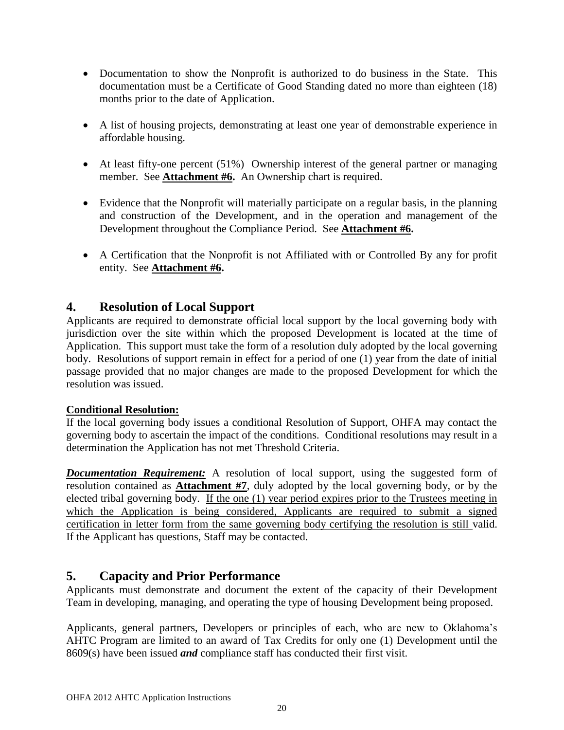- Documentation to show the Nonprofit is authorized to do business in the State. This documentation must be a Certificate of Good Standing dated no more than eighteen (18) months prior to the date of Application.

- A list of housing projects, demonstrating at least one year of demonstrable experience in affordable housing.

- At least fifty-one percent (51%) Ownership interest of the general partner or managing member. See **Attachment #6.** An Ownership chart is required.

- Evidence that the Nonprofit will materially participate on a regular basis, in the planning and construction of the Development, and in the operation and management of the Development throughout the Compliance Period. See **Attachment #6.**

- A Certification that the Nonprofit is not Affiliated with or Controlled By any for profit entity. See **Attachment #6.**

## 4. Resolution of Local Support

Applicants are required to demonstrate official local support by the local governing body with jurisdiction over the site within which the proposed Development is located at the time of Application. This support must take the form of a resolution duly adopted by the local governing body. Resolutions of support remain in effect for a period of one (1) year from the date of initial passage provided that no major changes are made to the proposed Development for which the resolution was issued.

**Conditional Resolution:**

If the local governing body issues a conditional Resolution of Support, OHFA may contact the governing body to ascertain the impact of the conditions. Conditional resolutions may result in a determination the Application has not met Threshold Criteria.

***Documentation Requirement:*** A resolution of local support, using the suggested form of resolution contained as **Attachment #7**, duly adopted by the local governing body, or by the elected tribal governing body. If the one (1) year period expires prior to the Trustees meeting in which the Application is being considered, Applicants are required to submit a signed certification in letter form from the same governing body certifying the resolution is still valid. If the Applicant has questions, Staff may be contacted.

## 5. Capacity and Prior Performance

Applicants must demonstrate and document the extent of the capacity of their Development Team in developing, managing, and operating the type of housing Development being proposed.

Applicants, general partners, Developers or principles of each, who are new to Oklahoma's AHTC Program are limited to an award of Tax Credits for only one (1) Development until the 8609(s) have been issued ***and*** compliance staff has conducted their first visit.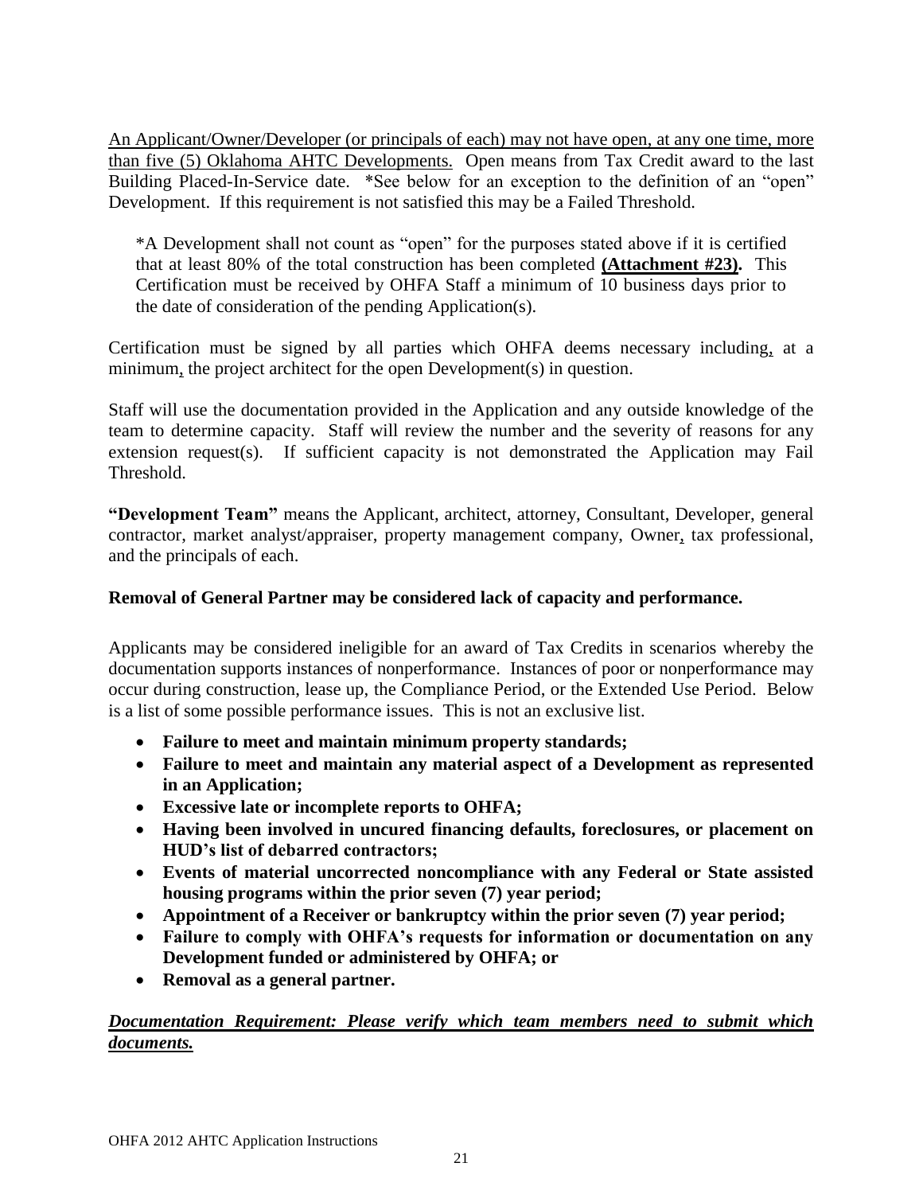An Applicant/Owner/Developer (or principals of each) may not have open, at any one time, more than five (5) Oklahoma AHTC Developments. Open means from Tax Credit award to the last Building Placed-In-Service date. *See below for an exception to the definition of an "open" Development. If this requirement is not satisfied this may be a Failed Threshold.

> *A Development shall not count as "open" for the purposes stated above if it is certified that at least 80% of the total construction has been completed **(Attachment #23).** This Certification must be received by OHFA Staff a minimum of 10 business days prior to the date of consideration of the pending Application(s).

Certification must be signed by all parties which OHFA deems necessary including, at a minimum, the project architect for the open Development(s) in question.

Staff will use the documentation provided in the Application and any outside knowledge of the team to determine capacity. Staff will review the number and the severity of reasons for any extension request(s). If sufficient capacity is not demonstrated the Application may Fail Threshold.

**"Development Team"** means the Applicant, architect, attorney, Consultant, Developer, general contractor, market analyst/appraiser, property management company, Owner, tax professional, and the principals of each.

**Removal of General Partner may be considered lack of capacity and performance.**

Applicants may be considered ineligible for an award of Tax Credits in scenarios whereby the documentation supports instances of nonperformance. Instances of poor or nonperformance may occur during construction, lease up, the Compliance Period, or the Extended Use Period. Below is a list of some possible performance issues. This is not an exclusive list.

- **Failure to meet and maintain minimum property standards;**
- **Failure to meet and maintain any material aspect of a Development as represented in an Application;**
- **Excessive late or incomplete reports to OHFA;**
- **Having been involved in uncured financing defaults, foreclosures, or placement on HUD's list of debarred contractors;**
- **Events of material uncorrected noncompliance with any Federal or State assisted housing programs within the prior seven (7) year period;**
- **Appointment of a Receiver or bankruptcy within the prior seven (7) year period;**
- **Failure to comply with OHFA's requests for information or documentation on any Development funded or administered by OHFA; or**
- **Removal as a general partner.**

***Documentation Requirement: Please verify which team members need to submit which documents.***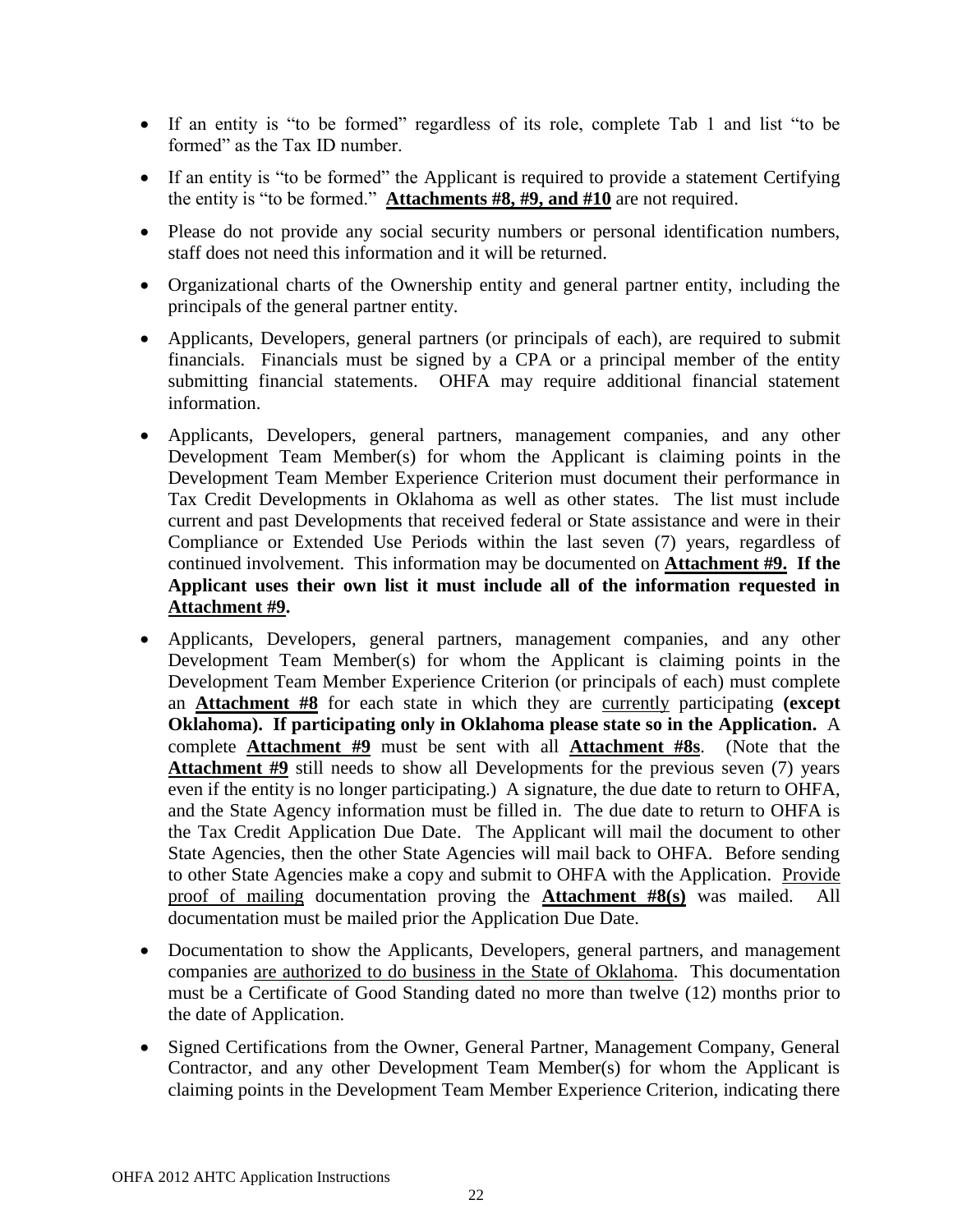- If an entity is "to be formed" regardless of its role, complete Tab 1 and list "to be formed" as the Tax ID number.
- If an entity is "to be formed" the Applicant is required to provide a statement Certifying the entity is "to be formed." **Attachments #8, #9, and #10** are not required.
- Please do not provide any social security numbers or personal identification numbers, staff does not need this information and it will be returned.
- Organizational charts of the Ownership entity and general partner entity, including the principals of the general partner entity.
- Applicants, Developers, general partners (or principals of each), are required to submit financials. Financials must be signed by a CPA or a principal member of the entity submitting financial statements. OHFA may require additional financial statement information.
- Applicants, Developers, general partners, management companies, and any other Development Team Member(s) for whom the Applicant is claiming points in the Development Team Member Experience Criterion must document their performance in Tax Credit Developments in Oklahoma as well as other states. The list must include current and past Developments that received federal or State assistance and were in their Compliance or Extended Use Periods within the last seven (7) years, regardless of continued involvement. This information may be documented on **Attachment #9. If the Applicant uses their own list it must include all of the information requested in Attachment #9.**
- Applicants, Developers, general partners, management companies, and any other Development Team Member(s) for whom the Applicant is claiming points in the Development Team Member Experience Criterion (or principals of each) must complete an **Attachment #8** for each state in which they are currently participating **(except Oklahoma). If participating only in Oklahoma please state so in the Application.** A complete **Attachment #9** must be sent with all **Attachment #8s**. (Note that the **Attachment #9** still needs to show all Developments for the previous seven (7) years even if the entity is no longer participating.) A signature, the due date to return to OHFA, and the State Agency information must be filled in. The due date to return to OHFA is the Tax Credit Application Due Date. The Applicant will mail the document to other State Agencies, then the other State Agencies will mail back to OHFA. Before sending to other State Agencies make a copy and submit to OHFA with the Application. Provide proof of mailing documentation proving the **Attachment #8(s)** was mailed. All documentation must be mailed prior the Application Due Date.
- Documentation to show the Applicants, Developers, general partners, and management companies are authorized to do business in the State of Oklahoma. This documentation must be a Certificate of Good Standing dated no more than twelve (12) months prior to the date of Application.
- Signed Certifications from the Owner, General Partner, Management Company, General Contractor, and any other Development Team Member(s) for whom the Applicant is claiming points in the Development Team Member Experience Criterion, indicating there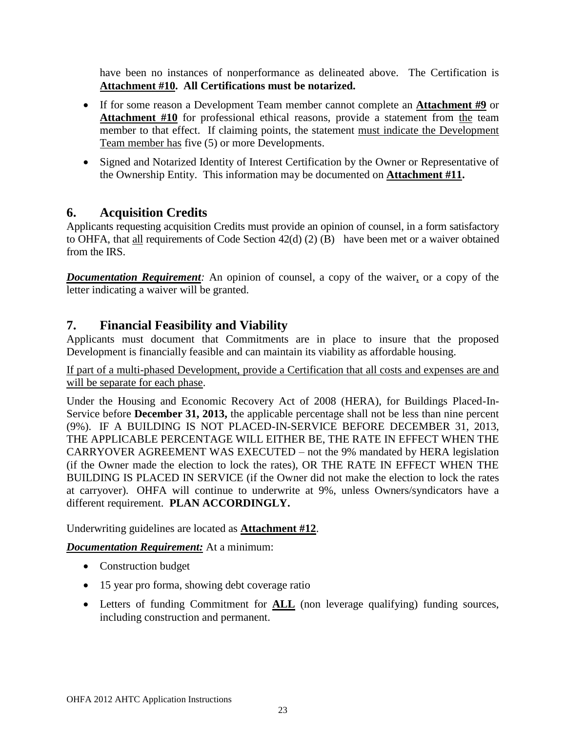have been no instances of nonperformance as delineated above. The Certification is **Attachment #10. All Certifications must be notarized.**

- If for some reason a Development Team member cannot complete an **Attachment #9** or **Attachment #10** for professional ethical reasons, provide a statement from the team member to that effect. If claiming points, the statement must indicate the Development Team member has five (5) or more Developments.
- Signed and Notarized Identity of Interest Certification by the Owner or Representative of the Ownership Entity. This information may be documented on **Attachment #11.**

## 6. Acquisition Credits

Applicants requesting acquisition Credits must provide an opinion of counsel, in a form satisfactory to OHFA, that all requirements of Code Section 42(d) (2) (B) have been met or a waiver obtained from the IRS.

***Documentation Requirement:*** An opinion of counsel, a copy of the waiver, or a copy of the letter indicating a waiver will be granted.

## 7. Financial Feasibility and Viability

Applicants must document that Commitments are in place to insure that the proposed Development is financially feasible and can maintain its viability as affordable housing.

If part of a multi-phased Development, provide a Certification that all costs and expenses are and will be separate for each phase.

Under the Housing and Economic Recovery Act of 2008 (HERA), for Buildings Placed-In-Service before **December 31, 2013,** the applicable percentage shall not be less than nine percent (9%). IF A BUILDING IS NOT PLACED-IN-SERVICE BEFORE DECEMBER 31, 2013, THE APPLICABLE PERCENTAGE WILL EITHER BE, THE RATE IN EFFECT WHEN THE CARRYOVER AGREEMENT WAS EXECUTED – not the 9% mandated by HERA legislation (if the Owner made the election to lock the rates), OR THE RATE IN EFFECT WHEN THE BUILDING IS PLACED IN SERVICE (if the Owner did not make the election to lock the rates at carryover). OHFA will continue to underwrite at 9%, unless Owners/syndicators have a different requirement. **PLAN ACCORDINGLY.**

Underwriting guidelines are located as **Attachment #12**.

***Documentation Requirement:*** At a minimum:

- Construction budget
- 15 year pro forma, showing debt coverage ratio
- Letters of funding Commitment for **ALL** (non leverage qualifying) funding sources, including construction and permanent.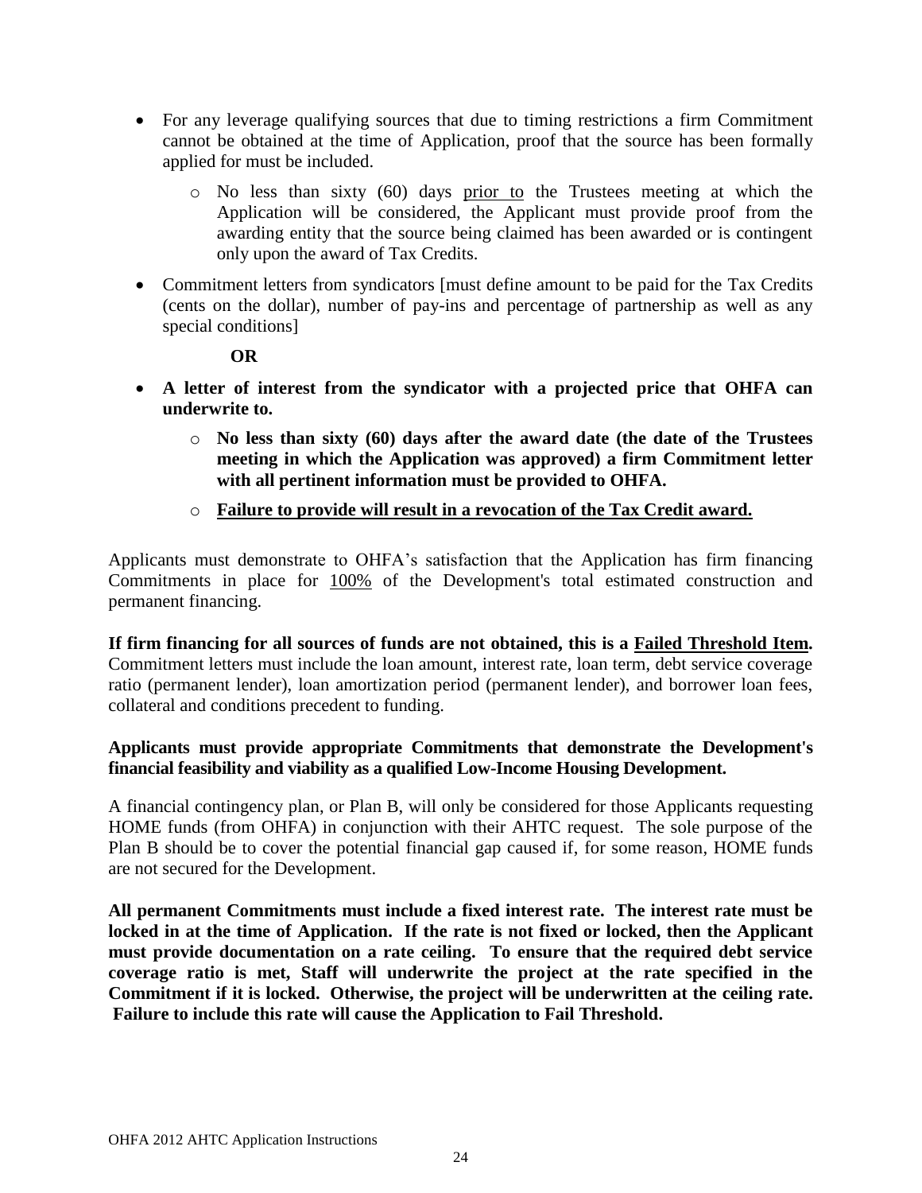- For any leverage qualifying sources that due to timing restrictions a firm Commitment cannot be obtained at the time of Application, proof that the source has been formally applied for must be included.
    - No less than sixty (60) days prior to the Trustees meeting at which the Application will be considered, the Applicant must provide proof from the awarding entity that the source being claimed has been awarded or is contingent only upon the award of Tax Credits.
- Commitment letters from syndicators [must define amount to be paid for the Tax Credits (cents on the dollar), number of pay-ins and percentage of partnership as well as any special conditions]

  **OR**

- **A letter of interest from the syndicator with a projected price that OHFA can underwrite to.**
    - **No less than sixty (60) days after the award date (the date of the Trustees meeting in which the Application was approved) a firm Commitment letter with all pertinent information must be provided to OHFA.**
    - **Failure to provide will result in a revocation of the Tax Credit award.**

Applicants must demonstrate to OHFA's satisfaction that the Application has firm financing Commitments in place for 100% of the Development's total estimated construction and permanent financing.

**If firm financing for all sources of funds are not obtained, this is a Failed Threshold Item.** Commitment letters must include the loan amount, interest rate, loan term, debt service coverage ratio (permanent lender), loan amortization period (permanent lender), and borrower loan fees, collateral and conditions precedent to funding.

**Applicants must provide appropriate Commitments that demonstrate the Development's financial feasibility and viability as a qualified Low-Income Housing Development.**

A financial contingency plan, or Plan B, will only be considered for those Applicants requesting HOME funds (from OHFA) in conjunction with their AHTC request. The sole purpose of the Plan B should be to cover the potential financial gap caused if, for some reason, HOME funds are not secured for the Development.

**All permanent Commitments must include a fixed interest rate. The interest rate must be locked in at the time of Application. If the rate is not fixed or locked, then the Applicant must provide documentation on a rate ceiling. To ensure that the required debt service coverage ratio is met, Staff will underwrite the project at the rate specified in the Commitment if it is locked. Otherwise, the project will be underwritten at the ceiling rate. Failure to include this rate will cause the Application to Fail Threshold.**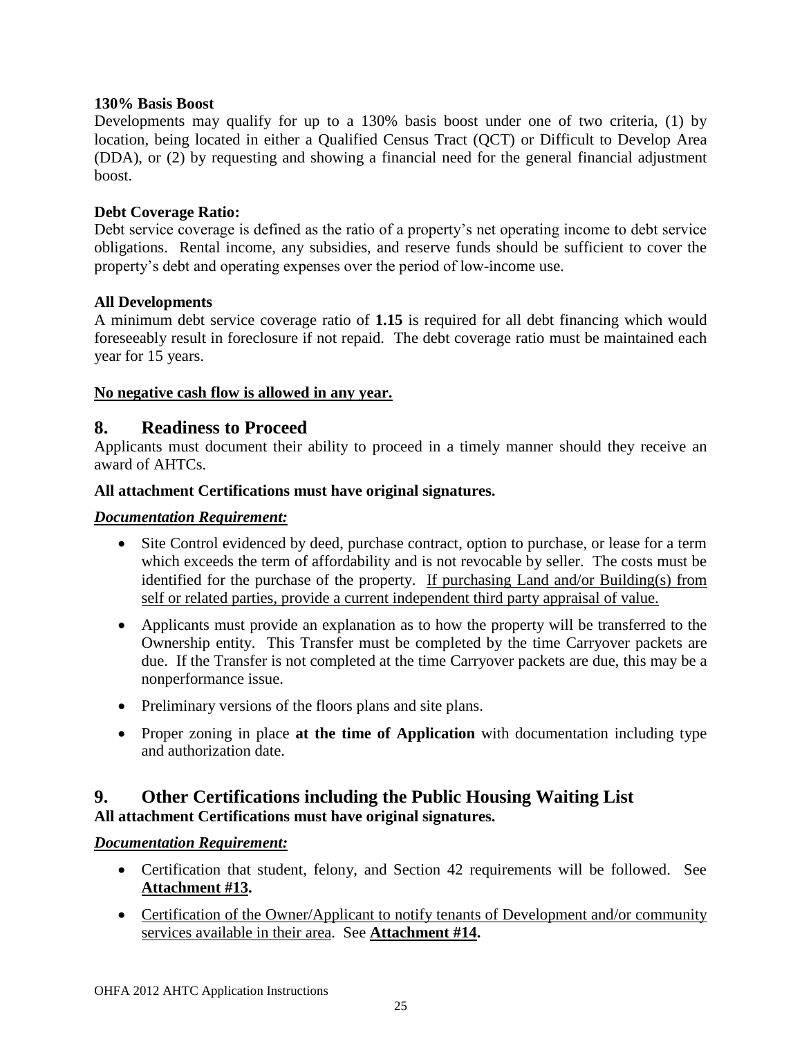**130% Basis Boost**

Developments may qualify for up to a 130% basis boost under one of two criteria, (1) by location, being located in either a Qualified Census Tract (QCT) or Difficult to Develop Area (DDA), or (2) by requesting and showing a financial need for the general financial adjustment boost.

**Debt Coverage Ratio:**

Debt service coverage is defined as the ratio of a property's net operating income to debt service obligations. Rental income, any subsidies, and reserve funds should be sufficient to cover the property's debt and operating expenses over the period of low-income use.

**All Developments**

A minimum debt service coverage ratio of **1.15** is required for all debt financing which would foreseeably result in foreclosure if not repaid. The debt coverage ratio must be maintained each year for 15 years.

**No negative cash flow is allowed in any year.**

## 8. Readiness to Proceed

Applicants must document their ability to proceed in a timely manner should they receive an award of AHTCs.

**All attachment Certifications must have original signatures.**

***Documentation Requirement:***

- Site Control evidenced by deed, purchase contract, option to purchase, or lease for a term which exceeds the term of affordability and is not revocable by seller. The costs must be identified for the purchase of the property. If purchasing Land and/or Building(s) from self or related parties, provide a current independent third party appraisal of value.
- Applicants must provide an explanation as to how the property will be transferred to the Ownership entity. This Transfer must be completed by the time Carryover packets are due. If the Transfer is not completed at the time Carryover packets are due, this may be a nonperformance issue.
- Preliminary versions of the floors plans and site plans.
- Proper zoning in place **at the time of Application** with documentation including type and authorization date.

## 9. Other Certifications including the Public Housing Waiting List

**All attachment Certifications must have original signatures.**

***Documentation Requirement:***

- Certification that student, felony, and Section 42 requirements will be followed. See **Attachment #13.**
- Certification of the Owner/Applicant to notify tenants of Development and/or community services available in their area. See **Attachment #14.**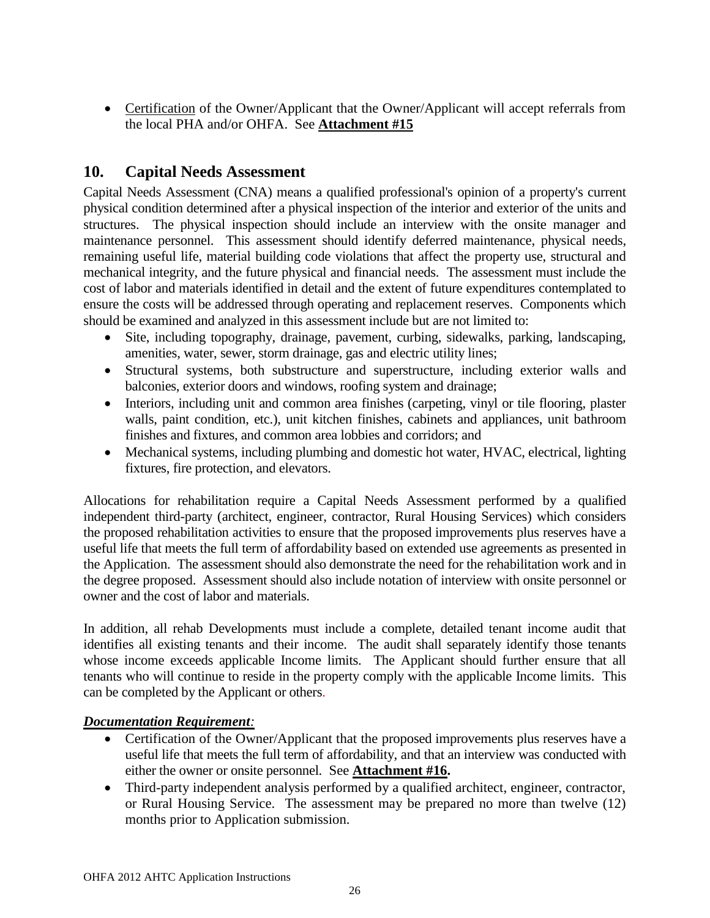- Certification of the Owner/Applicant that the Owner/Applicant will accept referrals from the local PHA and/or OHFA. See **Attachment #15**

## 10. Capital Needs Assessment

Capital Needs Assessment (CNA) means a qualified professional's opinion of a property's current physical condition determined after a physical inspection of the interior and exterior of the units and structures. The physical inspection should include an interview with the onsite manager and maintenance personnel. This assessment should identify deferred maintenance, physical needs, remaining useful life, material building code violations that affect the property use, structural and mechanical integrity, and the future physical and financial needs. The assessment must include the cost of labor and materials identified in detail and the extent of future expenditures contemplated to ensure the costs will be addressed through operating and replacement reserves. Components which should be examined and analyzed in this assessment include but are not limited to:

- Site, including topography, drainage, pavement, curbing, sidewalks, parking, landscaping, amenities, water, sewer, storm drainage, gas and electric utility lines;
- Structural systems, both substructure and superstructure, including exterior walls and balconies, exterior doors and windows, roofing system and drainage;
- Interiors, including unit and common area finishes (carpeting, vinyl or tile flooring, plaster walls, paint condition, etc.), unit kitchen finishes, cabinets and appliances, unit bathroom finishes and fixtures, and common area lobbies and corridors; and
- Mechanical systems, including plumbing and domestic hot water, HVAC, electrical, lighting fixtures, fire protection, and elevators.

Allocations for rehabilitation require a Capital Needs Assessment performed by a qualified independent third-party (architect, engineer, contractor, Rural Housing Services) which considers the proposed rehabilitation activities to ensure that the proposed improvements plus reserves have a useful life that meets the full term of affordability based on extended use agreements as presented in the Application. The assessment should also demonstrate the need for the rehabilitation work and in the degree proposed. Assessment should also include notation of interview with onsite personnel or owner and the cost of labor and materials.

In addition, all rehab Developments must include a complete, detailed tenant income audit that identifies all existing tenants and their income. The audit shall separately identify those tenants whose income exceeds applicable Income limits. The Applicant should further ensure that all tenants who will continue to reside in the property comply with the applicable Income limits. This can be completed by the Applicant or others.

***Documentation Requirement:***

- Certification of the Owner/Applicant that the proposed improvements plus reserves have a useful life that meets the full term of affordability, and that an interview was conducted with either the owner or onsite personnel. See **Attachment #16.**
- Third-party independent analysis performed by a qualified architect, engineer, contractor, or Rural Housing Service. The assessment may be prepared no more than twelve (12) months prior to Application submission.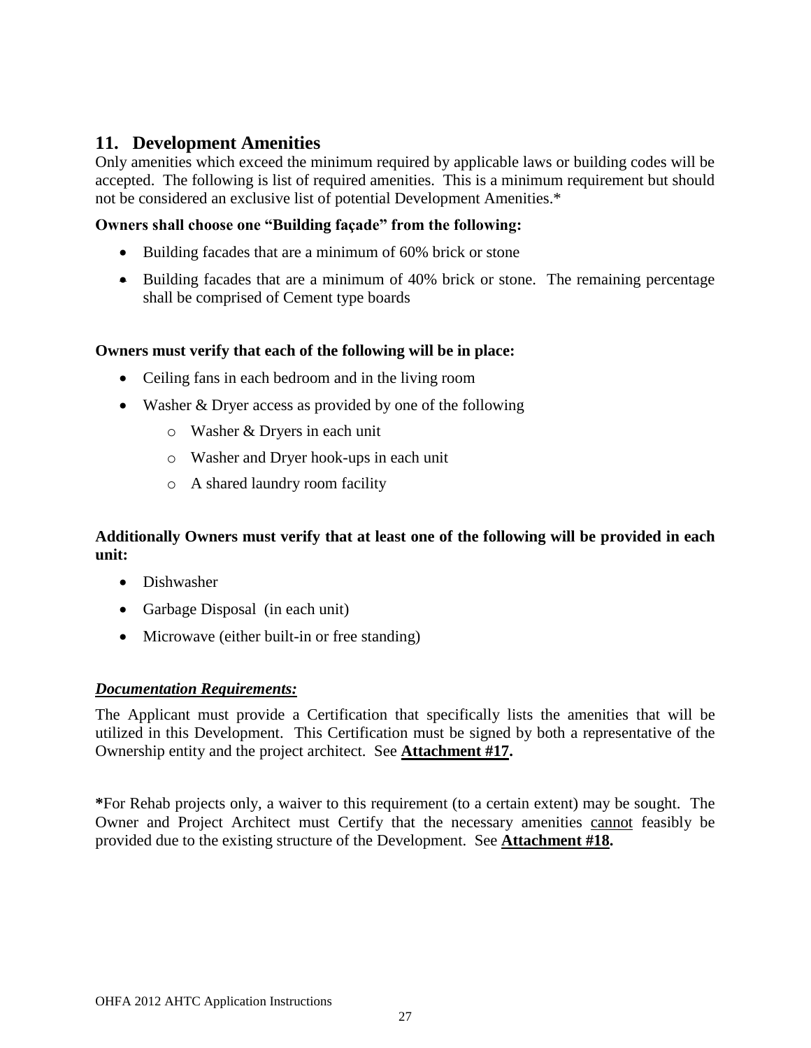## 11. Development Amenities

Only amenities which exceed the minimum required by applicable laws or building codes will be accepted. The following is list of required amenities. This is a minimum requirement but should not be considered an exclusive list of potential Development Amenities.*

**Owners shall choose one "Building façade" from the following:**

- Building facades that are a minimum of 60% brick or stone
- Building facades that are a minimum of 40% brick or stone. The remaining percentage shall be comprised of Cement type boards

**Owners must verify that each of the following will be in place:**

- Ceiling fans in each bedroom and in the living room
- Washer & Dryer access as provided by one of the following
  - Washer & Dryers in each unit
  - Washer and Dryer hook-ups in each unit
  - A shared laundry room facility

**Additionally Owners must verify that at least one of the following will be provided in each unit:**

- Dishwasher
- Garbage Disposal (in each unit)
- Microwave (either built-in or free standing)

***Documentation Requirements:***

The Applicant must provide a Certification that specifically lists the amenities that will be utilized in this Development. This Certification must be signed by both a representative of the Ownership entity and the project architect. See **Attachment #17.**

**\***For Rehab projects only, a waiver to this requirement (to a certain extent) may be sought. The Owner and Project Architect must Certify that the necessary amenities <u>cannot</u> feasibly be provided due to the existing structure of the Development. See **Attachment #18.**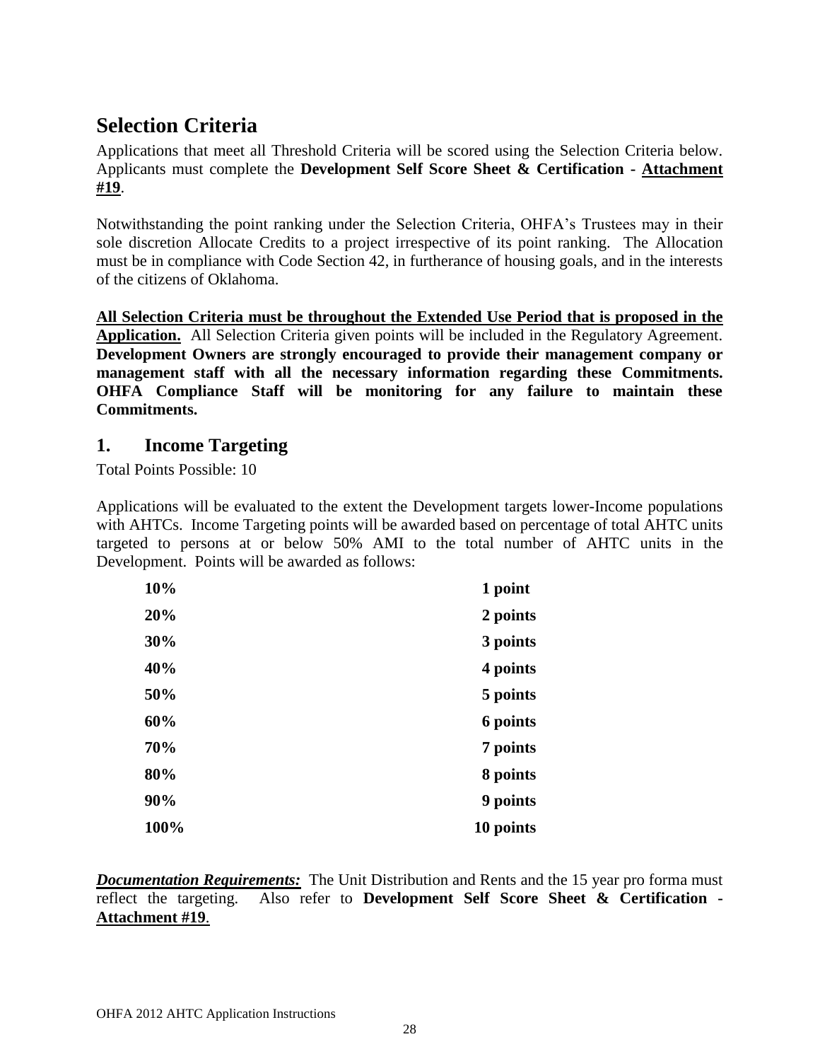# Selection Criteria

Applications that meet all Threshold Criteria will be scored using the Selection Criteria below. Applicants must complete the **Development Self Score Sheet & Certification - <u>Attachment #19</u>**.

Notwithstanding the point ranking under the Selection Criteria, OHFA's Trustees may in their sole discretion Allocate Credits to a project irrespective of its point ranking. The Allocation must be in compliance with Code Section 42, in furtherance of housing goals, and in the interests of the citizens of Oklahoma.

**<u>All Selection Criteria must be throughout the Extended Use Period that is proposed in the Application.</u>** All Selection Criteria given points will be included in the Regulatory Agreement. **Development Owners are strongly encouraged to provide their management company or management staff with all the necessary information regarding these Commitments. OHFA Compliance Staff will be monitoring for any failure to maintain these Commitments.**

## 1. Income Targeting

Total Points Possible: 10

Applications will be evaluated to the extent the Development targets lower-Income populations with AHTCs. Income Targeting points will be awarded based on percentage of total AHTC units targeted to persons at or below 50% AMI to the total number of AHTC units in the Development. Points will be awarded as follows:

| | |
|---|---|
| **10%** | **1 point** |
| **20%** | **2 points** |
| **30%** | **3 points** |
| **40%** | **4 points** |
| **50%** | **5 points** |
| **60%** | **6 points** |
| **70%** | **7 points** |
| **80%** | **8 points** |
| **90%** | **9 points** |
| **100%** | **10 points** |

***<u>Documentation Requirements:</u>*** The Unit Distribution and Rents and the 15 year pro forma must reflect the targeting. Also refer to **Development Self Score Sheet & Certification - <u>Attachment #19</u>**.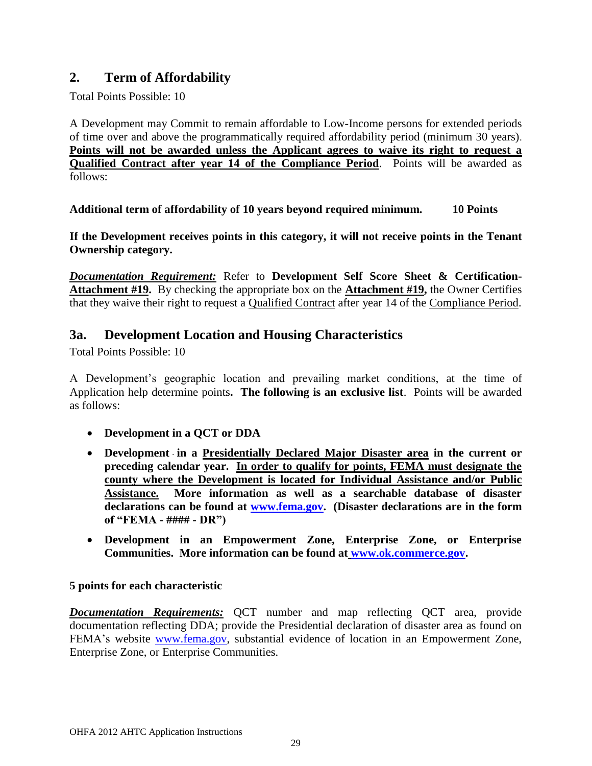## 2. Term of Affordability

Total Points Possible: 10

A Development may Commit to remain affordable to Low-Income persons for extended periods of time over and above the programmatically required affordability period (minimum 30 years). **<u>Points will not be awarded unless the Applicant agrees to waive its right to request a Qualified Contract after year 14 of the Compliance Period</u>**. Points will be awarded as follows:

**Additional term of affordability of 10 years beyond required minimum. 10 Points**

**If the Development receives points in this category, it will not receive points in the Tenant Ownership category.**

***<u>Documentation Requirement:</u>*** Refer to **Development Self Score Sheet & Certification- <u>Attachment #19</u>.** By checking the appropriate box on the **<u>Attachment #19</u>,** the Owner Certifies that they waive their right to request a <u>Qualified Contract</u> after year 14 of the <u>Compliance Period</u>.

## 3a. Development Location and Housing Characteristics

Total Points Possible: 10

A Development's geographic location and prevailing market conditions, at the time of Application help determine points**. The following is an exclusive list**. Points will be awarded as follows:

- **Development in a QCT or DDA**
- **Development in a <u>Presidentially Declared Major Disaster area</u> in the current or preceding calendar year. <u>In order to qualify for points, FEMA must designate the county where the Development is located for Individual Assistance and/or Public Assistance.</u> More information as well as a searchable database of disaster declarations can be found at www.fema.gov. (Disaster declarations are in the form of "FEMA - #### - DR")**
- **Development in an Empowerment Zone, Enterprise Zone, or Enterprise Communities. More information can be found at www.ok.commerce.gov.**

**5 points for each characteristic**

***<u>Documentation Requirements:</u>*** QCT number and map reflecting QCT area, provide documentation reflecting DDA; provide the Presidential declaration of disaster area as found on FEMA's website www.fema.gov, substantial evidence of location in an Empowerment Zone, Enterprise Zone, or Enterprise Communities.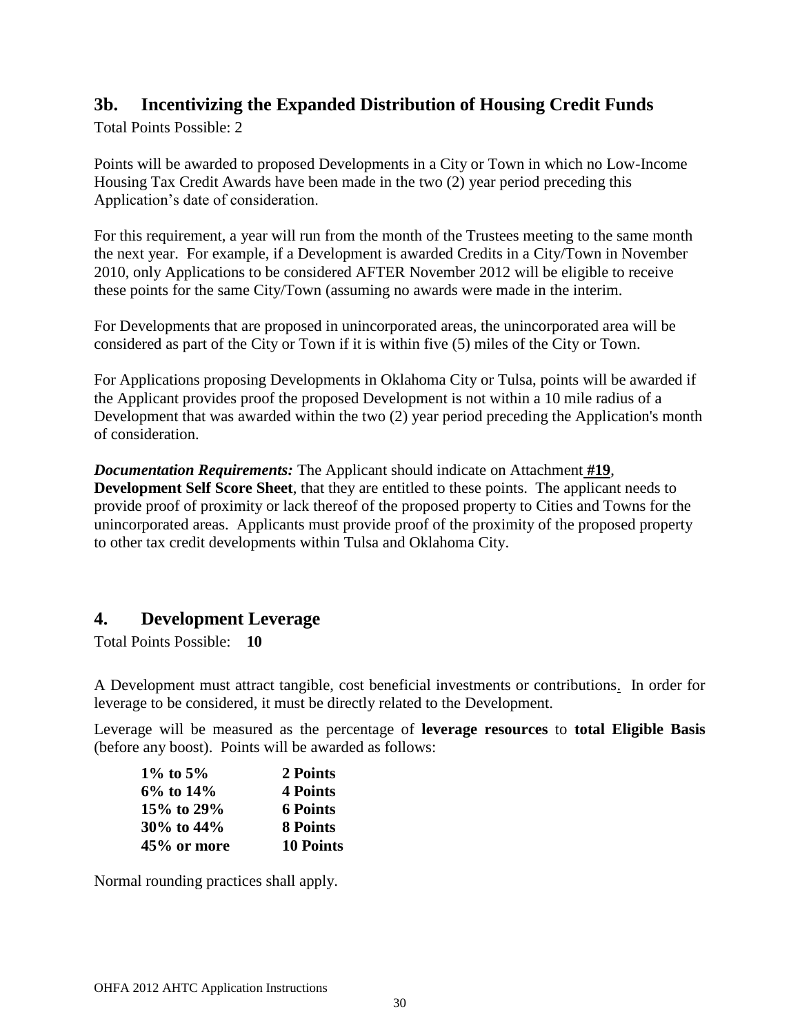## 3b. Incentivizing the Expanded Distribution of Housing Credit Funds

Total Points Possible: 2

Points will be awarded to proposed Developments in a City or Town in which no Low-Income Housing Tax Credit Awards have been made in the two (2) year period preceding this Application's date of consideration.

For this requirement, a year will run from the month of the Trustees meeting to the same month the next year. For example, if a Development is awarded Credits in a City/Town in November 2010, only Applications to be considered AFTER November 2012 will be eligible to receive these points for the same City/Town (assuming no awards were made in the interim.

For Developments that are proposed in unincorporated areas, the unincorporated area will be considered as part of the City or Town if it is within five (5) miles of the City or Town.

For Applications proposing Developments in Oklahoma City or Tulsa, points will be awarded if the Applicant provides proof the proposed Development is not within a 10 mile radius of a Development that was awarded within the two (2) year period preceding the Application's month of consideration.

***Documentation Requirements:*** The Applicant should indicate on Attachment **#19**, **Development Self Score Sheet**, that they are entitled to these points. The applicant needs to provide proof of proximity or lack thereof of the proposed property to Cities and Towns for the unincorporated areas. Applicants must provide proof of the proximity of the proposed property to other tax credit developments within Tulsa and Oklahoma City.

## 4. Development Leverage

Total Points Possible: **10**

A Development must attract tangible, cost beneficial investments or contributions. In order for leverage to be considered, it must be directly related to the Development.

Leverage will be measured as the percentage of **leverage resources** to **total Eligible Basis** (before any boost). Points will be awarded as follows:

| | |
|---|---|
| **1% to 5%** | **2 Points** |
| **6% to 14%** | **4 Points** |
| **15% to 29%** | **6 Points** |
| **30% to 44%** | **8 Points** |
| **45% or more** | **10 Points** |

Normal rounding practices shall apply.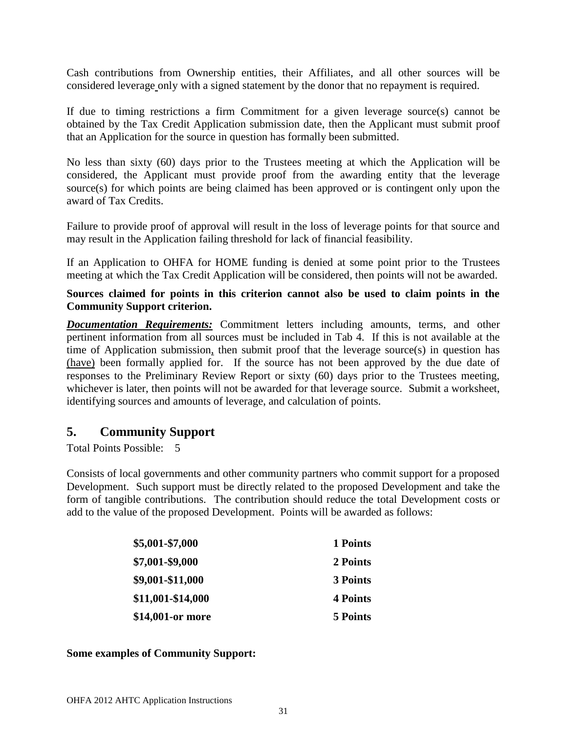Cash contributions from Ownership entities, their Affiliates, and all other sources will be considered leverage only with a signed statement by the donor that no repayment is required.

If due to timing restrictions a firm Commitment for a given leverage source(s) cannot be obtained by the Tax Credit Application submission date, then the Applicant must submit proof that an Application for the source in question has formally been submitted.

No less than sixty (60) days prior to the Trustees meeting at which the Application will be considered, the Applicant must provide proof from the awarding entity that the leverage source(s) for which points are being claimed has been approved or is contingent only upon the award of Tax Credits.

Failure to provide proof of approval will result in the loss of leverage points for that source and may result in the Application failing threshold for lack of financial feasibility.

If an Application to OHFA for HOME funding is denied at some point prior to the Trustees meeting at which the Tax Credit Application will be considered, then points will not be awarded.

**Sources claimed for points in this criterion cannot also be used to claim points in the Community Support criterion.**

***Documentation Requirements:*** Commitment letters including amounts, terms, and other pertinent information from all sources must be included in Tab 4. If this is not available at the time of Application submission, then submit proof that the leverage source(s) in question has (have) been formally applied for. If the source has not been approved by the due date of responses to the Preliminary Review Report or sixty (60) days prior to the Trustees meeting, whichever is later, then points will not be awarded for that leverage source. Submit a worksheet, identifying sources and amounts of leverage, and calculation of points.

## 5. Community Support

Total Points Possible: 5

Consists of local governments and other community partners who commit support for a proposed Development. Such support must be directly related to the proposed Development and take the form of tangible contributions. The contribution should reduce the total Development costs or add to the value of the proposed Development. Points will be awarded as follows:

| | |
|---|---|
| **$5,001-$7,000** | **1 Points** |
| **$7,001-$9,000** | **2 Points** |
| **$9,001-$11,000** | **3 Points** |
| **$11,001-$14,000** | **4 Points** |
| **$14,001-or more** | **5 Points** |

**Some examples of Community Support:**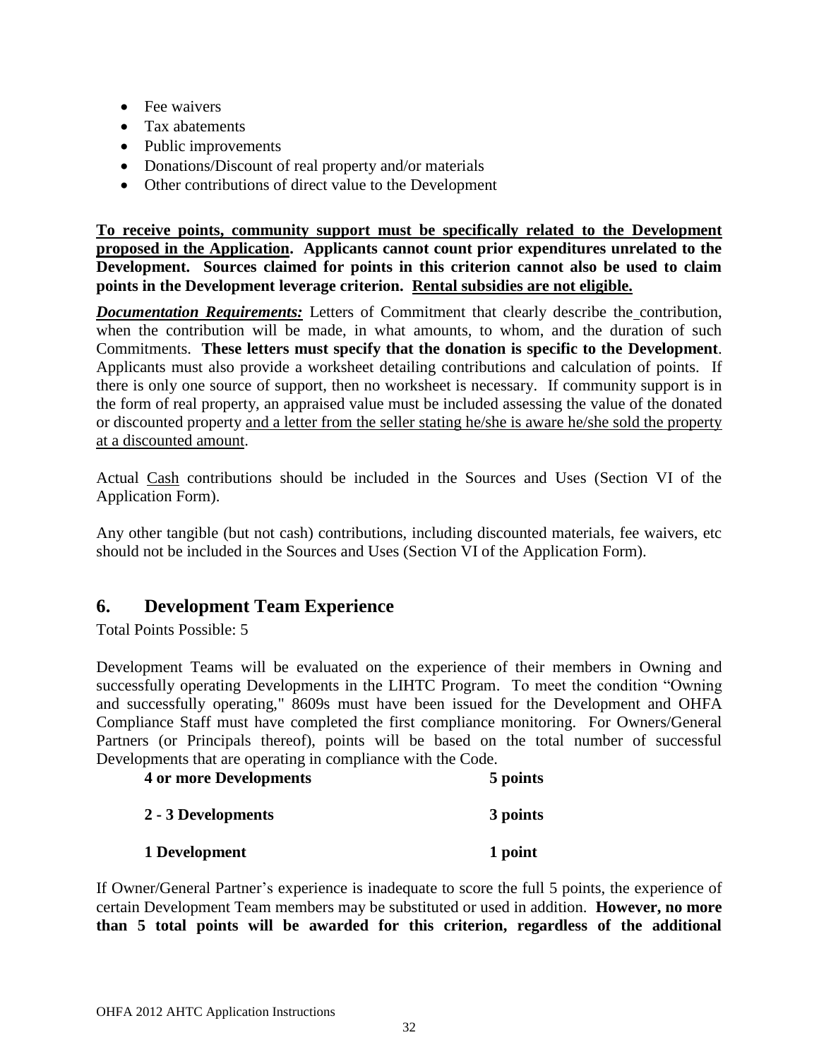- Fee waivers
- Tax abatements
- Public improvements
- Donations/Discount of real property and/or materials
- Other contributions of direct value to the Development

**<u>To receive points, community support must be specifically related to the Development proposed in the Application</u>. Applicants cannot count prior expenditures unrelated to the Development. Sources claimed for points in this criterion cannot also be used to claim points in the Development leverage criterion. <u>Rental subsidies are not eligible.</u>**

***<u>Documentation Requirements:</u>*** Letters of Commitment that clearly describe the contribution, when the contribution will be made, in what amounts, to whom, and the duration of such Commitments. **These letters must specify that the donation is specific to the Development**. Applicants must also provide a worksheet detailing contributions and calculation of points. If there is only one source of support, then no worksheet is necessary. If community support is in the form of real property, an appraised value must be included assessing the value of the donated or discounted property <u>and a letter from the seller stating he/she is aware he/she sold the property at a discounted amount</u>.

Actual <u>Cash</u> contributions should be included in the Sources and Uses (Section VI of the Application Form).

Any other tangible (but not cash) contributions, including discounted materials, fee waivers, etc should not be included in the Sources and Uses (Section VI of the Application Form).

## 6. Development Team Experience

Total Points Possible: 5

Development Teams will be evaluated on the experience of their members in Owning and successfully operating Developments in the LIHTC Program. To meet the condition "Owning and successfully operating," 8609s must have been issued for the Development and OHFA Compliance Staff must have completed the first compliance monitoring. For Owners/General Partners (or Principals thereof), points will be based on the total number of successful Developments that are operating in compliance with the Code.

| | |
|---|---|
| **4 or more Developments** | **5 points** |
| **2 - 3 Developments** | **3 points** |
| **1 Development** | **1 point** |

If Owner/General Partner's experience is inadequate to score the full 5 points, the experience of certain Development Team members may be substituted or used in addition. **However, no more than 5 total points will be awarded for this criterion, regardless of the additional**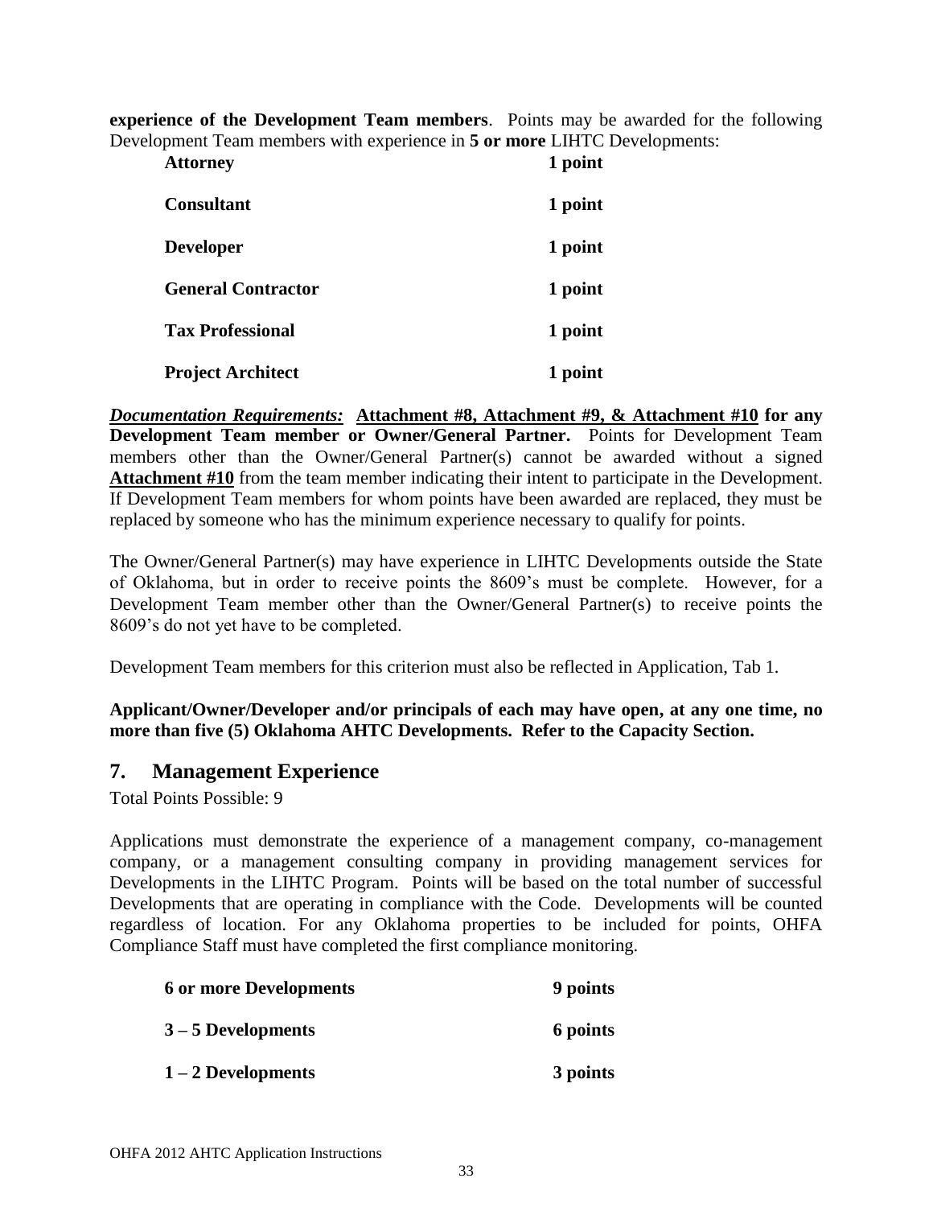**experience of the Development Team members**. Points may be awarded for the following Development Team members with experience in **5 or more** LIHTC Developments:

| | |
|---|---|
| **Attorney** | **1 point** |
| **Consultant** | **1 point** |
| **Developer** | **1 point** |
| **General Contractor** | **1 point** |
| **Tax Professional** | **1 point** |
| **Project Architect** | **1 point** |

***Documentation Requirements:*** **Attachment #8, Attachment #9, & Attachment #10 for any Development Team member or Owner/General Partner.** Points for Development Team members other than the Owner/General Partner(s) cannot be awarded without a signed **Attachment #10** from the team member indicating their intent to participate in the Development. If Development Team members for whom points have been awarded are replaced, they must be replaced by someone who has the minimum experience necessary to qualify for points.

The Owner/General Partner(s) may have experience in LIHTC Developments outside the State of Oklahoma, but in order to receive points the 8609's must be complete. However, for a Development Team member other than the Owner/General Partner(s) to receive points the 8609's do not yet have to be completed.

Development Team members for this criterion must also be reflected in Application, Tab 1.

**Applicant/Owner/Developer and/or principals of each may have open, at any one time, no more than five (5) Oklahoma AHTC Developments. Refer to the Capacity Section.**

## 7. Management Experience

Total Points Possible: 9

Applications must demonstrate the experience of a management company, co-management company, or a management consulting company in providing management services for Developments in the LIHTC Program. Points will be based on the total number of successful Developments that are operating in compliance with the Code. Developments will be counted regardless of location. For any Oklahoma properties to be included for points, OHFA Compliance Staff must have completed the first compliance monitoring.

| | |
|---|---|
| **6 or more Developments** | **9 points** |
| **3 – 5 Developments** | **6 points** |
| **1 – 2 Developments** | **3 points** |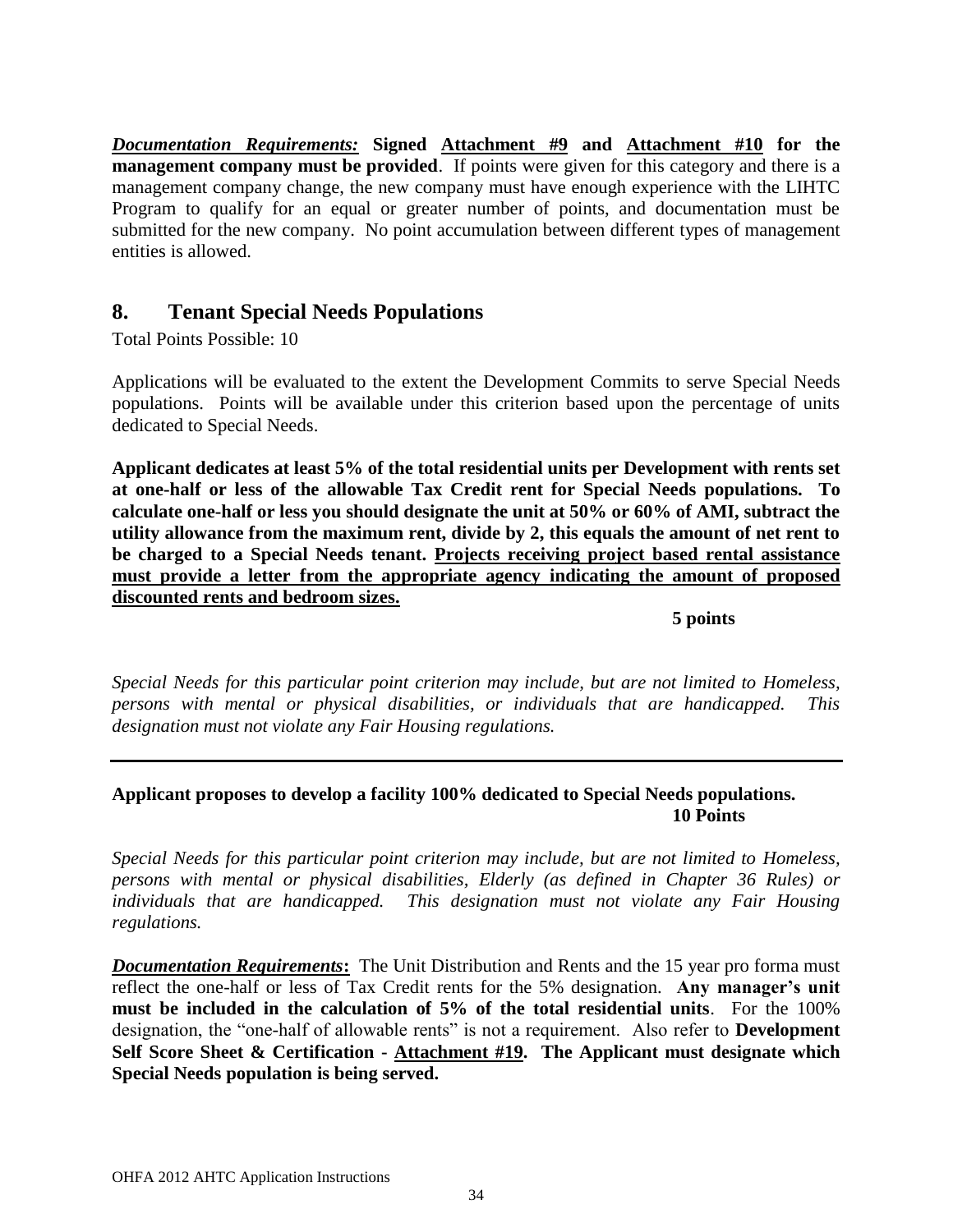***Documentation Requirements:*** **Signed Attachment #9 and Attachment #10 for the management company must be provided**. If points were given for this category and there is a management company change, the new company must have enough experience with the LIHTC Program to qualify for an equal or greater number of points, and documentation must be submitted for the new company. No point accumulation between different types of management entities is allowed.

## 8. Tenant Special Needs Populations

Total Points Possible: 10

Applications will be evaluated to the extent the Development Commits to serve Special Needs populations. Points will be available under this criterion based upon the percentage of units dedicated to Special Needs.

**Applicant dedicates at least 5% of the total residential units per Development with rents set at one-half or less of the allowable Tax Credit rent for Special Needs populations. To calculate one-half or less you should designate the unit at 50% or 60% of AMI, subtract the utility allowance from the maximum rent, divide by 2, this equals the amount of net rent to be charged to a Special Needs tenant. Projects receiving project based rental assistance must provide a letter from the appropriate agency indicating the amount of proposed discounted rents and bedroom sizes.**

**5 points**

*Special Needs for this particular point criterion may include, but are not limited to Homeless, persons with mental or physical disabilities, or individuals that are handicapped. This designation must not violate any Fair Housing regulations.*

---

**Applicant proposes to develop a facility 100% dedicated to Special Needs populations.**

**10 Points**

*Special Needs for this particular point criterion may include, but are not limited to Homeless, persons with mental or physical disabilities, Elderly (as defined in Chapter 36 Rules) or individuals that are handicapped. This designation must not violate any Fair Housing regulations.*

***Documentation Requirements*:** The Unit Distribution and Rents and the 15 year pro forma must reflect the one-half or less of Tax Credit rents for the 5% designation. **Any manager's unit must be included in the calculation of 5% of the total residential units**. For the 100% designation, the "one-half of allowable rents" is not a requirement. Also refer to **Development Self Score Sheet & Certification - Attachment #19. The Applicant must designate which Special Needs population is being served.**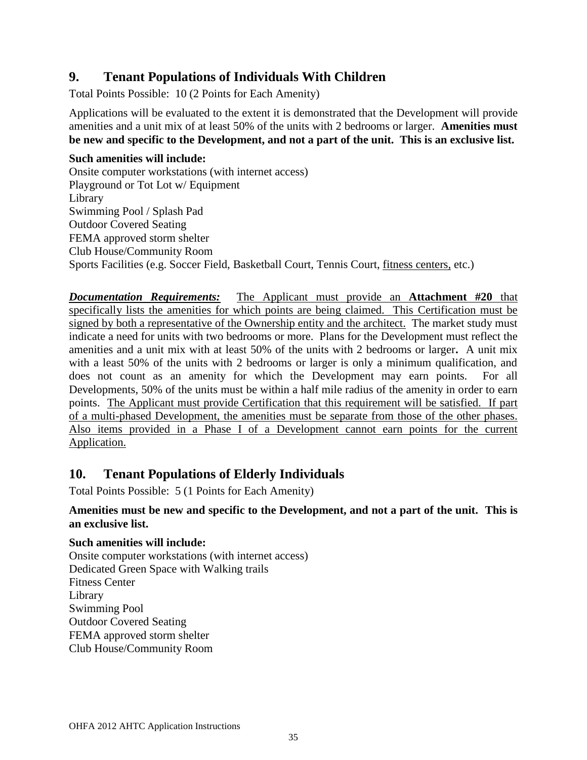## 9. Tenant Populations of Individuals With Children

Total Points Possible: 10 (2 Points for Each Amenity)

Applications will be evaluated to the extent it is demonstrated that the Development will provide amenities and a unit mix of at least 50% of the units with 2 bedrooms or larger. **Amenities must be new and specific to the Development, and not a part of the unit. This is an exclusive list.**

**Such amenities will include:**

Onsite computer workstations (with internet access)
Playground or Tot Lot w/ Equipment
Library
Swimming Pool / Splash Pad
Outdoor Covered Seating
FEMA approved storm shelter
Club House/Community Room
Sports Facilities (e.g. Soccer Field, Basketball Court, Tennis Court, fitness centers, etc.)

***Documentation Requirements:*** The Applicant must provide an **Attachment #20** that specifically lists the amenities for which points are being claimed. This Certification must be signed by both a representative of the Ownership entity and the architect. The market study must indicate a need for units with two bedrooms or more. Plans for the Development must reflect the amenities and a unit mix with at least 50% of the units with 2 bedrooms or larger**.** A unit mix with a least 50% of the units with 2 bedrooms or larger is only a minimum qualification, and does not count as an amenity for which the Development may earn points. For all Developments, 50% of the units must be within a half mile radius of the amenity in order to earn points. The Applicant must provide Certification that this requirement will be satisfied. If part of a multi-phased Development, the amenities must be separate from those of the other phases. Also items provided in a Phase I of a Development cannot earn points for the current Application.

## 10. Tenant Populations of Elderly Individuals

Total Points Possible: 5 (1 Points for Each Amenity)

**Amenities must be new and specific to the Development, and not a part of the unit. This is an exclusive list.**

**Such amenities will include:**

Onsite computer workstations (with internet access)
Dedicated Green Space with Walking trails
Fitness Center
Library
Swimming Pool
Outdoor Covered Seating
FEMA approved storm shelter
Club House/Community Room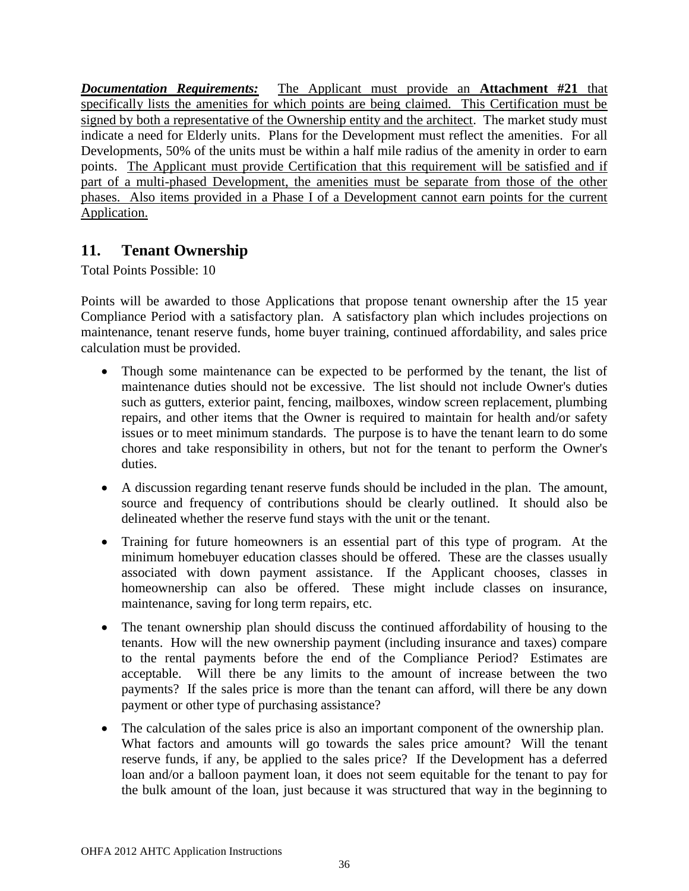***Documentation Requirements:*** <u>The Applicant must provide an **Attachment #21** that specifically lists the amenities for which points are being claimed. This Certification must be signed by both a representative of the Ownership entity and the architect</u>. The market study must indicate a need for Elderly units. Plans for the Development must reflect the amenities. For all Developments, 50% of the units must be within a half mile radius of the amenity in order to earn points. <u>The Applicant must provide Certification that this requirement will be satisfied and if part of a multi-phased Development, the amenities must be separate from those of the other phases. Also items provided in a Phase I of a Development cannot earn points for the current Application.</u>

## 11. Tenant Ownership

Total Points Possible: 10

Points will be awarded to those Applications that propose tenant ownership after the 15 year Compliance Period with a satisfactory plan. A satisfactory plan which includes projections on maintenance, tenant reserve funds, home buyer training, continued affordability, and sales price calculation must be provided.

- Though some maintenance can be expected to be performed by the tenant, the list of maintenance duties should not be excessive. The list should not include Owner's duties such as gutters, exterior paint, fencing, mailboxes, window screen replacement, plumbing repairs, and other items that the Owner is required to maintain for health and/or safety issues or to meet minimum standards. The purpose is to have the tenant learn to do some chores and take responsibility in others, but not for the tenant to perform the Owner's duties.
- A discussion regarding tenant reserve funds should be included in the plan. The amount, source and frequency of contributions should be clearly outlined. It should also be delineated whether the reserve fund stays with the unit or the tenant.
- Training for future homeowners is an essential part of this type of program. At the minimum homebuyer education classes should be offered. These are the classes usually associated with down payment assistance. If the Applicant chooses, classes in homeownership can also be offered. These might include classes on insurance, maintenance, saving for long term repairs, etc.
- The tenant ownership plan should discuss the continued affordability of housing to the tenants. How will the new ownership payment (including insurance and taxes) compare to the rental payments before the end of the Compliance Period? Estimates are acceptable. Will there be any limits to the amount of increase between the two payments? If the sales price is more than the tenant can afford, will there be any down payment or other type of purchasing assistance?
- The calculation of the sales price is also an important component of the ownership plan. What factors and amounts will go towards the sales price amount? Will the tenant reserve funds, if any, be applied to the sales price? If the Development has a deferred loan and/or a balloon payment loan, it does not seem equitable for the tenant to pay for the bulk amount of the loan, just because it was structured that way in the beginning to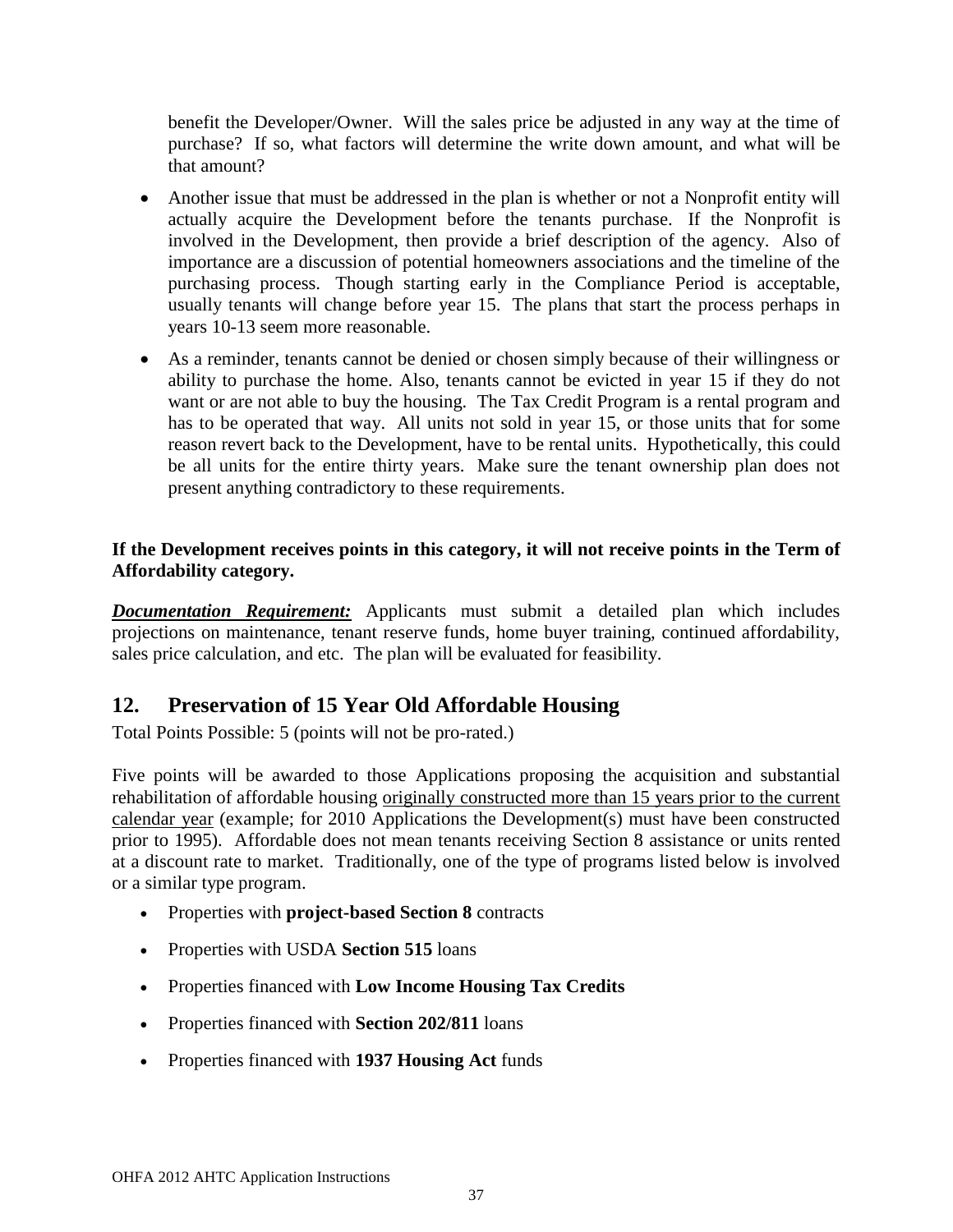benefit the Developer/Owner. Will the sales price be adjusted in any way at the time of purchase? If so, what factors will determine the write down amount, and what will be that amount?

- Another issue that must be addressed in the plan is whether or not a Nonprofit entity will actually acquire the Development before the tenants purchase. If the Nonprofit is involved in the Development, then provide a brief description of the agency. Also of importance are a discussion of potential homeowners associations and the timeline of the purchasing process. Though starting early in the Compliance Period is acceptable, usually tenants will change before year 15. The plans that start the process perhaps in years 10-13 seem more reasonable.
- As a reminder, tenants cannot be denied or chosen simply because of their willingness or ability to purchase the home. Also, tenants cannot be evicted in year 15 if they do not want or are not able to buy the housing. The Tax Credit Program is a rental program and has to be operated that way. All units not sold in year 15, or those units that for some reason revert back to the Development, have to be rental units. Hypothetically, this could be all units for the entire thirty years. Make sure the tenant ownership plan does not present anything contradictory to these requirements.

**If the Development receives points in this category, it will not receive points in the Term of Affordability category.**

***Documentation Requirement:*** Applicants must submit a detailed plan which includes projections on maintenance, tenant reserve funds, home buyer training, continued affordability, sales price calculation, and etc. The plan will be evaluated for feasibility.

## 12. Preservation of 15 Year Old Affordable Housing

Total Points Possible: 5 (points will not be pro-rated.)

Five points will be awarded to those Applications proposing the acquisition and substantial rehabilitation of affordable housing originally constructed more than 15 years prior to the current calendar year (example; for 2010 Applications the Development(s) must have been constructed prior to 1995). Affordable does not mean tenants receiving Section 8 assistance or units rented at a discount rate to market. Traditionally, one of the type of programs listed below is involved or a similar type program.

- Properties with **project-based Section 8** contracts
- Properties with USDA **Section 515** loans
- Properties financed with **Low Income Housing Tax Credits**
- Properties financed with **Section 202/811** loans
- Properties financed with **1937 Housing Act** funds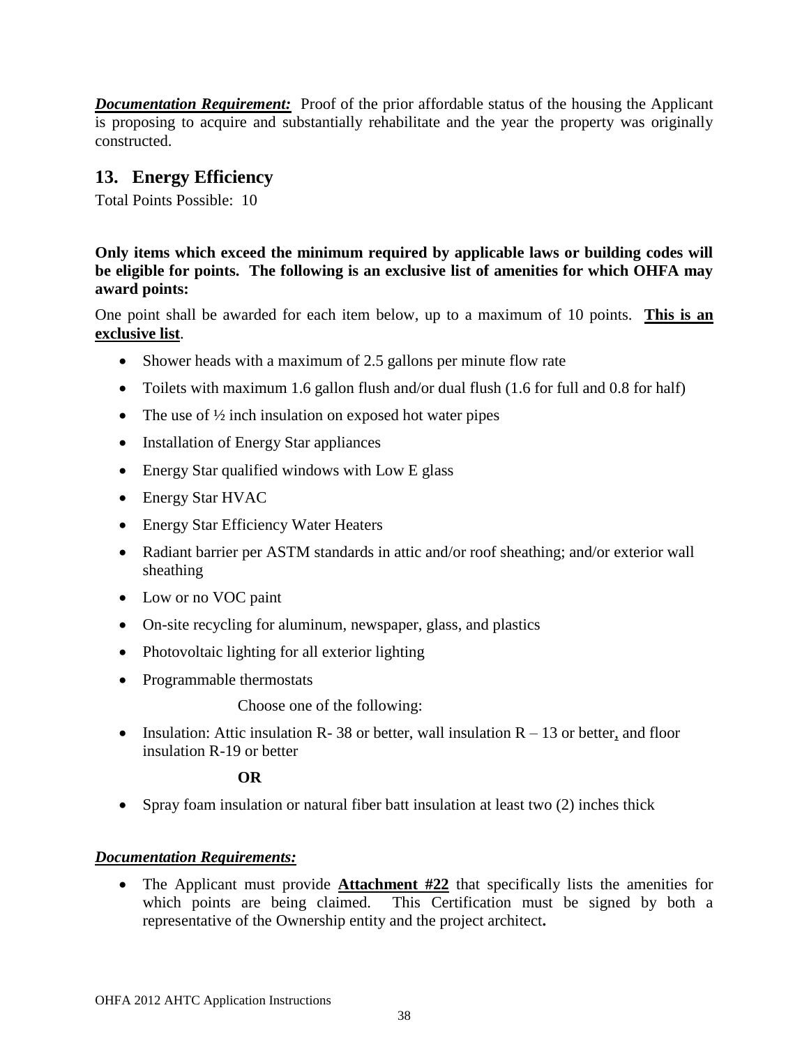***Documentation Requirement:*** Proof of the prior affordable status of the housing the Applicant is proposing to acquire and substantially rehabilitate and the year the property was originally constructed.

## 13. Energy Efficiency

Total Points Possible: 10

**Only items which exceed the minimum required by applicable laws or building codes will be eligible for points. The following is an exclusive list of amenities for which OHFA may award points:**

One point shall be awarded for each item below, up to a maximum of 10 points. **This is an exclusive list**.

- Shower heads with a maximum of 2.5 gallons per minute flow rate
- Toilets with maximum 1.6 gallon flush and/or dual flush (1.6 for full and 0.8 for half)
- The use of ½ inch insulation on exposed hot water pipes
- Installation of Energy Star appliances
- Energy Star qualified windows with Low E glass
- Energy Star HVAC
- Energy Star Efficiency Water Heaters
- Radiant barrier per ASTM standards in attic and/or roof sheathing; and/or exterior wall sheathing
- Low or no VOC paint
- On-site recycling for aluminum, newspaper, glass, and plastics
- Photovoltaic lighting for all exterior lighting
- Programmable thermostats

Choose one of the following:

- Insulation: Attic insulation R- 38 or better, wall insulation R – 13 or better, and floor insulation R-19 or better

**OR**

- Spray foam insulation or natural fiber batt insulation at least two (2) inches thick

***Documentation Requirements:***

- The Applicant must provide **Attachment #22** that specifically lists the amenities for which points are being claimed. This Certification must be signed by both a representative of the Ownership entity and the project architect**.**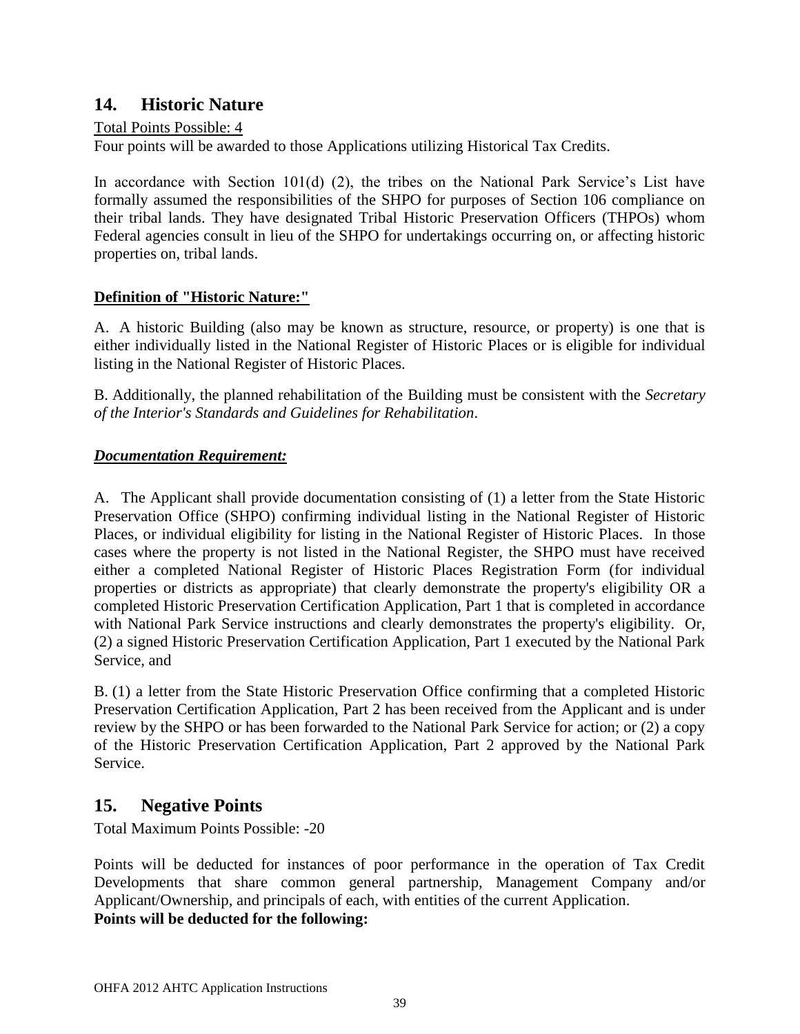## 14. Historic Nature

Total Points Possible: 4

Four points will be awarded to those Applications utilizing Historical Tax Credits.

In accordance with Section 101(d) (2), the tribes on the National Park Service's List have formally assumed the responsibilities of the SHPO for purposes of Section 106 compliance on their tribal lands. They have designated Tribal Historic Preservation Officers (THPOs) whom Federal agencies consult in lieu of the SHPO for undertakings occurring on, or affecting historic properties on, tribal lands.

**Definition of "Historic Nature:"**

A. A historic Building (also may be known as structure, resource, or property) is one that is either individually listed in the National Register of Historic Places or is eligible for individual listing in the National Register of Historic Places.

B. Additionally, the planned rehabilitation of the Building must be consistent with the *Secretary of the Interior's Standards and Guidelines for Rehabilitation*.

***Documentation Requirement:***

A. The Applicant shall provide documentation consisting of (1) a letter from the State Historic Preservation Office (SHPO) confirming individual listing in the National Register of Historic Places, or individual eligibility for listing in the National Register of Historic Places. In those cases where the property is not listed in the National Register, the SHPO must have received either a completed National Register of Historic Places Registration Form (for individual properties or districts as appropriate) that clearly demonstrate the property's eligibility OR a completed Historic Preservation Certification Application, Part 1 that is completed in accordance with National Park Service instructions and clearly demonstrates the property's eligibility. Or, (2) a signed Historic Preservation Certification Application, Part 1 executed by the National Park Service, and

B. (1) a letter from the State Historic Preservation Office confirming that a completed Historic Preservation Certification Application, Part 2 has been received from the Applicant and is under review by the SHPO or has been forwarded to the National Park Service for action; or (2) a copy of the Historic Preservation Certification Application, Part 2 approved by the National Park Service.

## 15. Negative Points

Total Maximum Points Possible: -20

Points will be deducted for instances of poor performance in the operation of Tax Credit Developments that share common general partnership, Management Company and/or Applicant/Ownership, and principals of each, with entities of the current Application.

**Points will be deducted for the following:**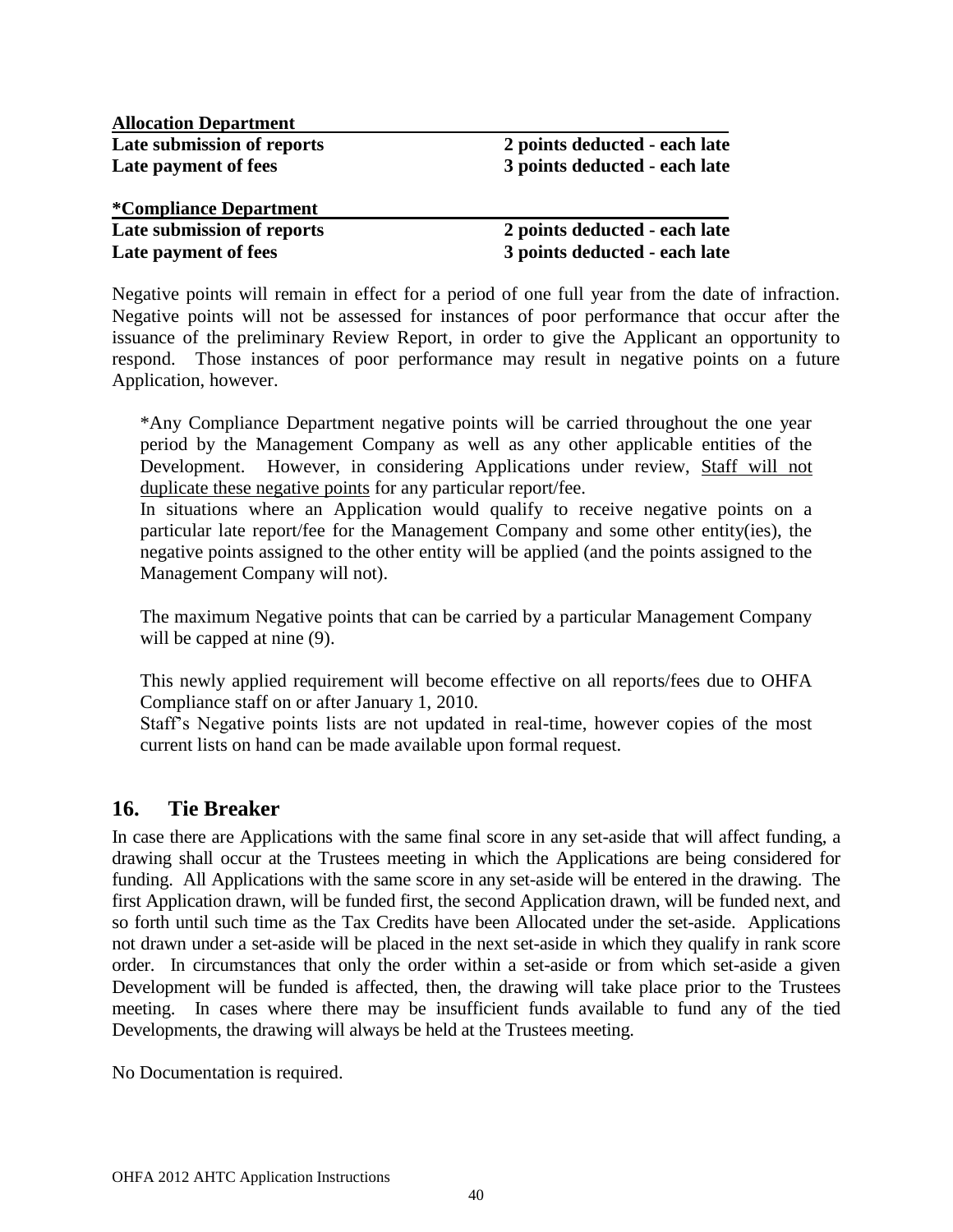| **Allocation Department** | |
|---|---|
| **Late submission of reports** | **2 points deducted - each late** |
| **Late payment of fees** | **3 points deducted - each late** |

| ***Compliance Department** | |
|---|---|
| **Late submission of reports** | **2 points deducted - each late** |
| **Late payment of fees** | **3 points deducted - each late** |

Negative points will remain in effect for a period of one full year from the date of infraction. Negative points will not be assessed for instances of poor performance that occur after the issuance of the preliminary Review Report, in order to give the Applicant an opportunity to respond. Those instances of poor performance may result in negative points on a future Application, however.

> *Any Compliance Department negative points will be carried throughout the one year period by the Management Company as well as any other applicable entities of the Development. However, in considering Applications under review, Staff will not duplicate these negative points for any particular report/fee.
>
> In situations where an Application would qualify to receive negative points on a particular late report/fee for the Management Company and some other entity(ies), the negative points assigned to the other entity will be applied (and the points assigned to the Management Company will not).
>
> The maximum Negative points that can be carried by a particular Management Company will be capped at nine (9).
>
> This newly applied requirement will become effective on all reports/fees due to OHFA Compliance staff on or after January 1, 2010.
>
> Staff's Negative points lists are not updated in real-time, however copies of the most current lists on hand can be made available upon formal request.

## 16. Tie Breaker

In case there are Applications with the same final score in any set-aside that will affect funding, a drawing shall occur at the Trustees meeting in which the Applications are being considered for funding. All Applications with the same score in any set-aside will be entered in the drawing. The first Application drawn, will be funded first, the second Application drawn, will be funded next, and so forth until such time as the Tax Credits have been Allocated under the set-aside. Applications not drawn under a set-aside will be placed in the next set-aside in which they qualify in rank score order. In circumstances that only the order within a set-aside or from which set-aside a given Development will be funded is affected, then, the drawing will take place prior to the Trustees meeting. In cases where there may be insufficient funds available to fund any of the tied Developments, the drawing will always be held at the Trustees meeting.

No Documentation is required.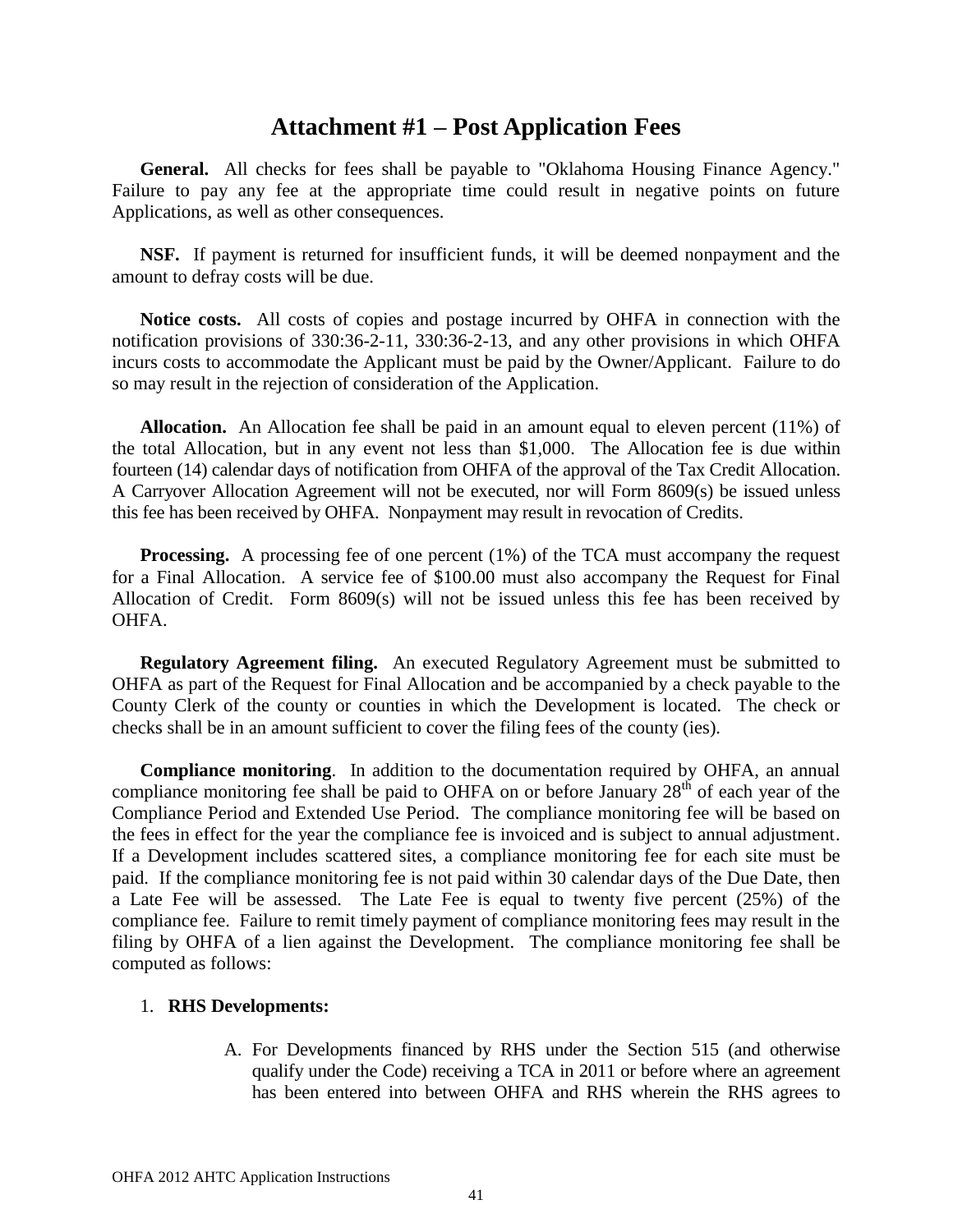# Attachment #1 – Post Application Fees

**General.** All checks for fees shall be payable to "Oklahoma Housing Finance Agency." Failure to pay any fee at the appropriate time could result in negative points on future Applications, as well as other consequences.

**NSF.** If payment is returned for insufficient funds, it will be deemed nonpayment and the amount to defray costs will be due.

**Notice costs.** All costs of copies and postage incurred by OHFA in connection with the notification provisions of 330:36-2-11, 330:36-2-13, and any other provisions in which OHFA incurs costs to accommodate the Applicant must be paid by the Owner/Applicant. Failure to do so may result in the rejection of consideration of the Application.

**Allocation.** An Allocation fee shall be paid in an amount equal to eleven percent (11%) of the total Allocation, but in any event not less than $1,000. The Allocation fee is due within fourteen (14) calendar days of notification from OHFA of the approval of the Tax Credit Allocation. A Carryover Allocation Agreement will not be executed, nor will Form 8609(s) be issued unless this fee has been received by OHFA. Nonpayment may result in revocation of Credits.

**Processing.** A processing fee of one percent (1%) of the TCA must accompany the request for a Final Allocation. A service fee of $100.00 must also accompany the Request for Final Allocation of Credit. Form 8609(s) will not be issued unless this fee has been received by OHFA.

**Regulatory Agreement filing.** An executed Regulatory Agreement must be submitted to OHFA as part of the Request for Final Allocation and be accompanied by a check payable to the County Clerk of the county or counties in which the Development is located. The check or checks shall be in an amount sufficient to cover the filing fees of the county (ies).

**Compliance monitoring**. In addition to the documentation required by OHFA, an annual compliance monitoring fee shall be paid to OHFA on or before January 28th of each year of the Compliance Period and Extended Use Period. The compliance monitoring fee will be based on the fees in effect for the year the compliance fee is invoiced and is subject to annual adjustment. If a Development includes scattered sites, a compliance monitoring fee for each site must be paid. If the compliance monitoring fee is not paid within 30 calendar days of the Due Date, then a Late Fee will be assessed. The Late Fee is equal to twenty five percent (25%) of the compliance fee. Failure to remit timely payment of compliance monitoring fees may result in the filing by OHFA of a lien against the Development. The compliance monitoring fee shall be computed as follows:

1. **RHS Developments:**

    A. For Developments financed by RHS under the Section 515 (and otherwise qualify under the Code) receiving a TCA in 2011 or before where an agreement has been entered into between OHFA and RHS wherein the RHS agrees to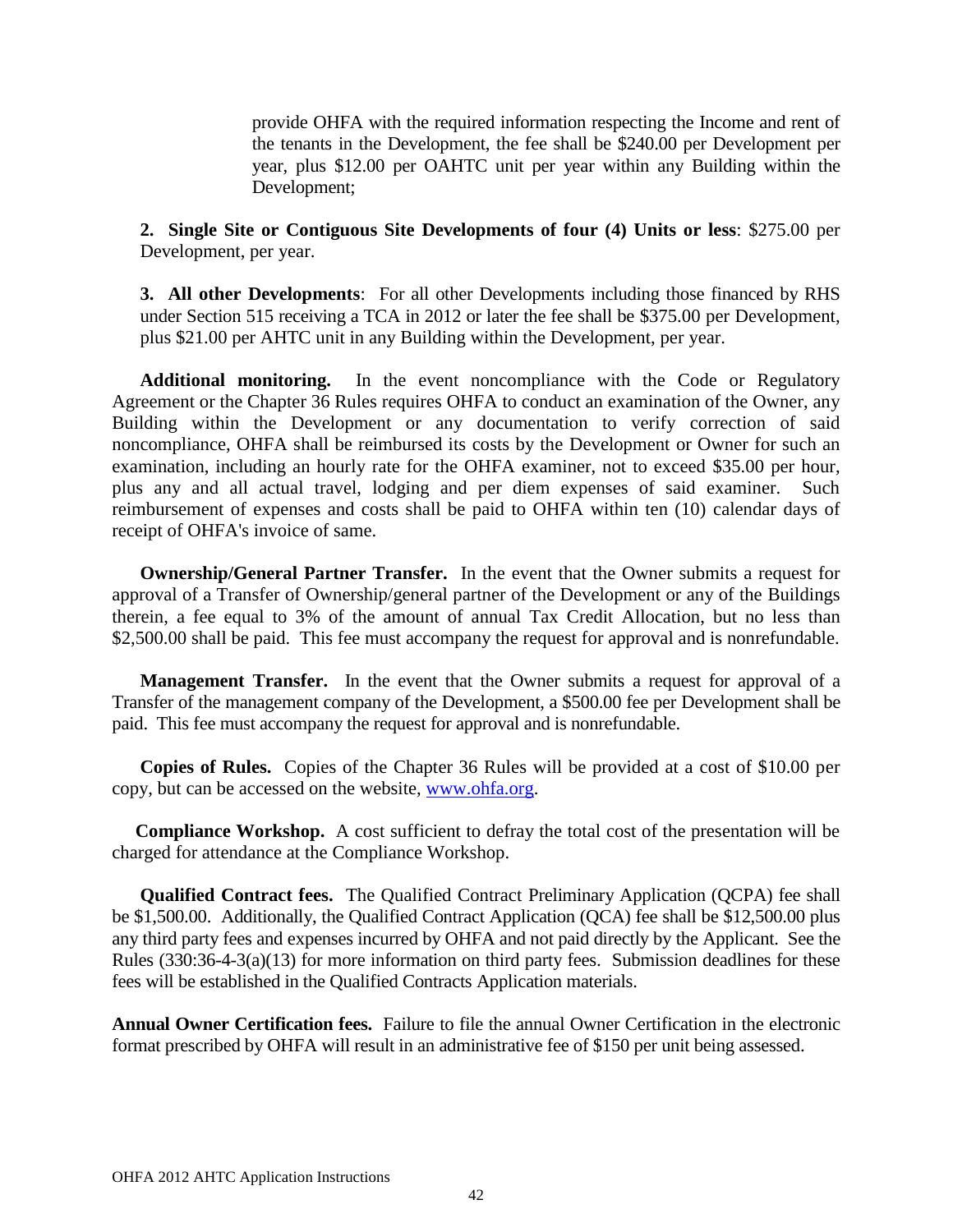provide OHFA with the required information respecting the Income and rent of the tenants in the Development, the fee shall be $240.00 per Development per year, plus $12.00 per OAHTC unit per year within any Building within the Development;

**2. Single Site or Contiguous Site Developments of four (4) Units or less**: $275.00 per Development, per year.

**3. All other Developments**: For all other Developments including those financed by RHS under Section 515 receiving a TCA in 2012 or later the fee shall be $375.00 per Development, plus $21.00 per AHTC unit in any Building within the Development, per year.

**Additional monitoring.** In the event noncompliance with the Code or Regulatory Agreement or the Chapter 36 Rules requires OHFA to conduct an examination of the Owner, any Building within the Development or any documentation to verify correction of said noncompliance, OHFA shall be reimbursed its costs by the Development or Owner for such an examination, including an hourly rate for the OHFA examiner, not to exceed $35.00 per hour, plus any and all actual travel, lodging and per diem expenses of said examiner. Such reimbursement of expenses and costs shall be paid to OHFA within ten (10) calendar days of receipt of OHFA's invoice of same.

**Ownership/General Partner Transfer.** In the event that the Owner submits a request for approval of a Transfer of Ownership/general partner of the Development or any of the Buildings therein, a fee equal to 3% of the amount of annual Tax Credit Allocation, but no less than $2,500.00 shall be paid. This fee must accompany the request for approval and is nonrefundable.

**Management Transfer.** In the event that the Owner submits a request for approval of a Transfer of the management company of the Development, a $500.00 fee per Development shall be paid. This fee must accompany the request for approval and is nonrefundable.

**Copies of Rules.** Copies of the Chapter 36 Rules will be provided at a cost of $10.00 per copy, but can be accessed on the website, www.ohfa.org.

**Compliance Workshop.** A cost sufficient to defray the total cost of the presentation will be charged for attendance at the Compliance Workshop.

**Qualified Contract fees.** The Qualified Contract Preliminary Application (QCPA) fee shall be $1,500.00. Additionally, the Qualified Contract Application (QCA) fee shall be $12,500.00 plus any third party fees and expenses incurred by OHFA and not paid directly by the Applicant. See the Rules (330:36-4-3(a)(13) for more information on third party fees. Submission deadlines for these fees will be established in the Qualified Contracts Application materials.

**Annual Owner Certification fees.** Failure to file the annual Owner Certification in the electronic format prescribed by OHFA will result in an administrative fee of $150 per unit being assessed.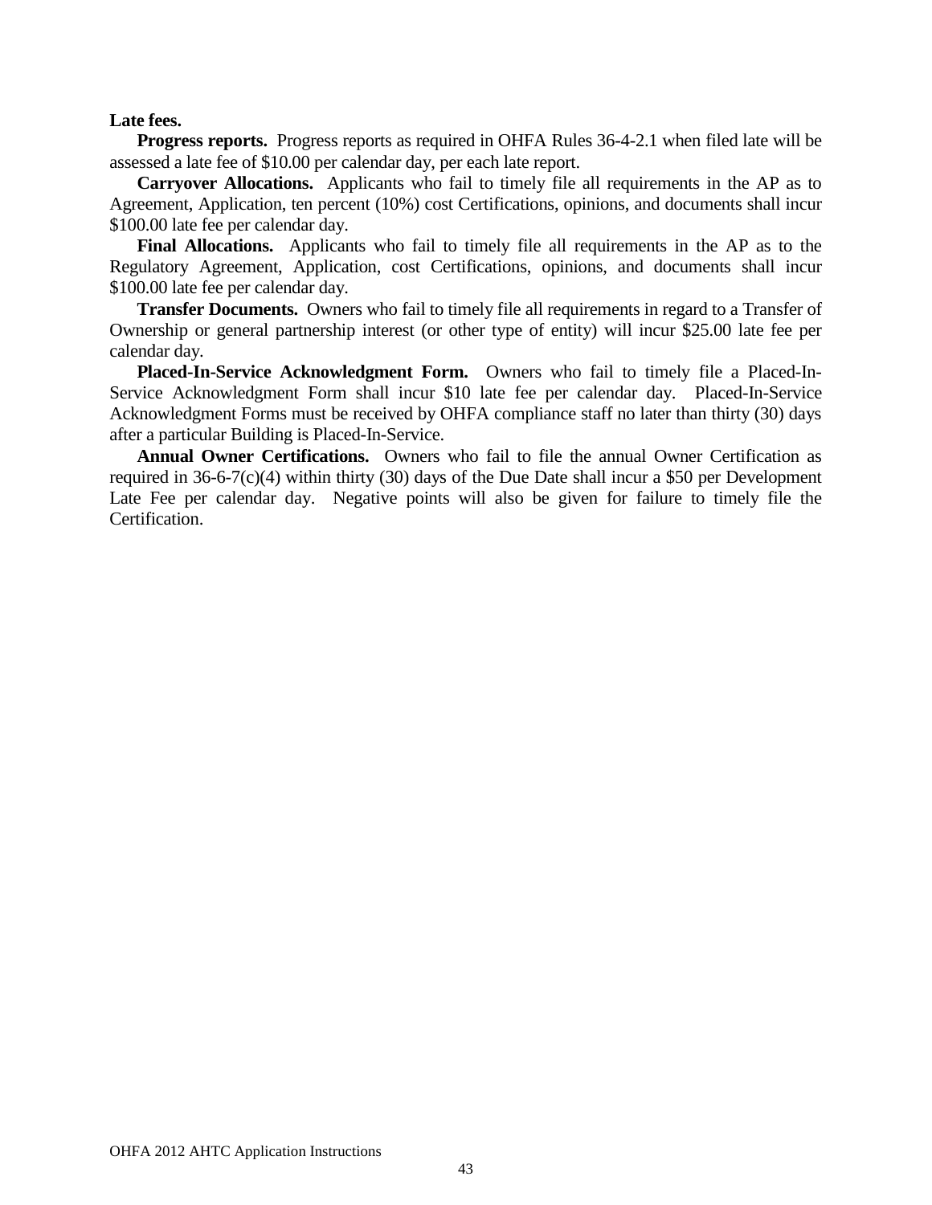**Late fees.**

**Progress reports.** Progress reports as required in OHFA Rules 36-4-2.1 when filed late will be assessed a late fee of $10.00 per calendar day, per each late report.

**Carryover Allocations.** Applicants who fail to timely file all requirements in the AP as to Agreement, Application, ten percent (10%) cost Certifications, opinions, and documents shall incur $100.00 late fee per calendar day.

**Final Allocations.** Applicants who fail to timely file all requirements in the AP as to the Regulatory Agreement, Application, cost Certifications, opinions, and documents shall incur $100.00 late fee per calendar day.

**Transfer Documents.** Owners who fail to timely file all requirements in regard to a Transfer of Ownership or general partnership interest (or other type of entity) will incur $25.00 late fee per calendar day.

**Placed-In-Service Acknowledgment Form.** Owners who fail to timely file a Placed-In-Service Acknowledgment Form shall incur $10 late fee per calendar day. Placed-In-Service Acknowledgment Forms must be received by OHFA compliance staff no later than thirty (30) days after a particular Building is Placed-In-Service.

**Annual Owner Certifications.** Owners who fail to file the annual Owner Certification as required in 36-6-7(c)(4) within thirty (30) days of the Due Date shall incur a $50 per Development Late Fee per calendar day. Negative points will also be given for failure to timely file the Certification.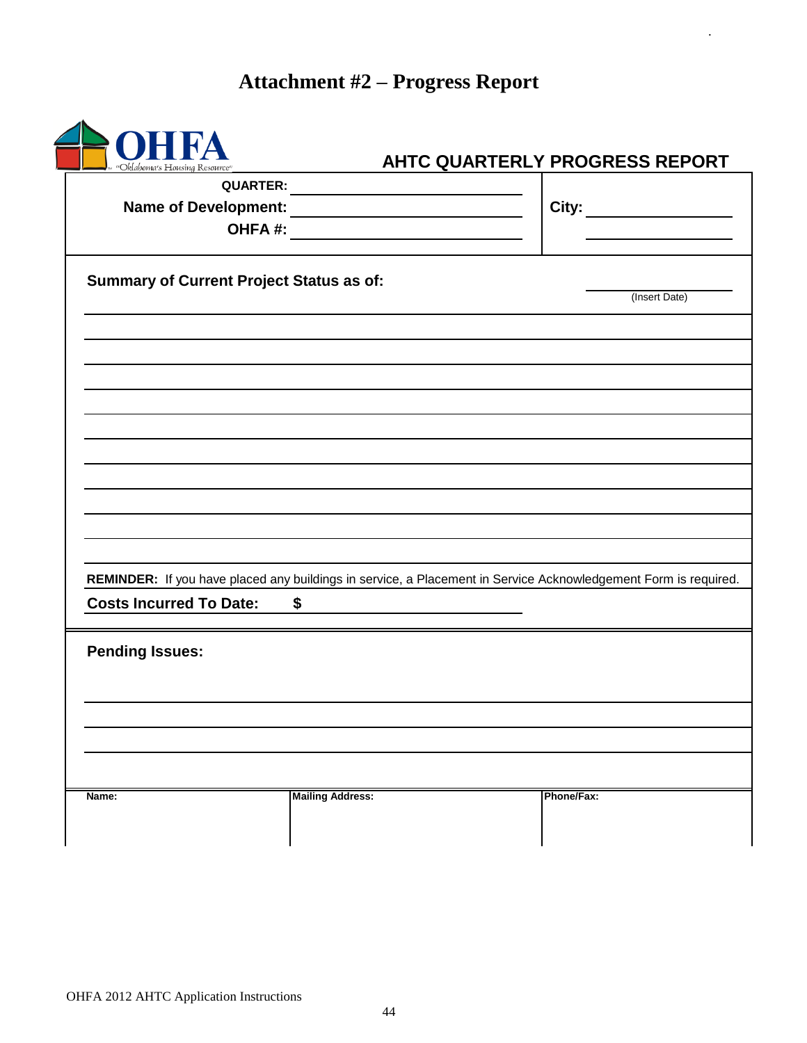# Attachment #2 – Progress Report

OHFA "Oklahoma's Housing Resource"

## AHTC QUARTERLY PROGRESS REPORT

**QUARTER:** ____________________

**Name of Development:** ____________________ **City:** ____________________

**OHFA #:** ____________________

**Summary of Current Project Status as of:** ____________________ (Insert Date)

______________________________________________________________________

______________________________________________________________________

______________________________________________________________________

______________________________________________________________________

______________________________________________________________________

______________________________________________________________________

______________________________________________________________________

______________________________________________________________________

______________________________________________________________________

______________________________________________________________________

**REMINDER:** If you have placed any buildings in service, a Placement in Service Acknowledgement Form is required.

**Costs Incurred To Date:** **$** ____________________

**Pending Issues:**

______________________________________________________________________

______________________________________________________________________

______________________________________________________________________

| Name: | Mailing Address: | Phone/Fax: |
| --- | --- | --- |
| | | |

OHFA 2012 AHTC Application Instructions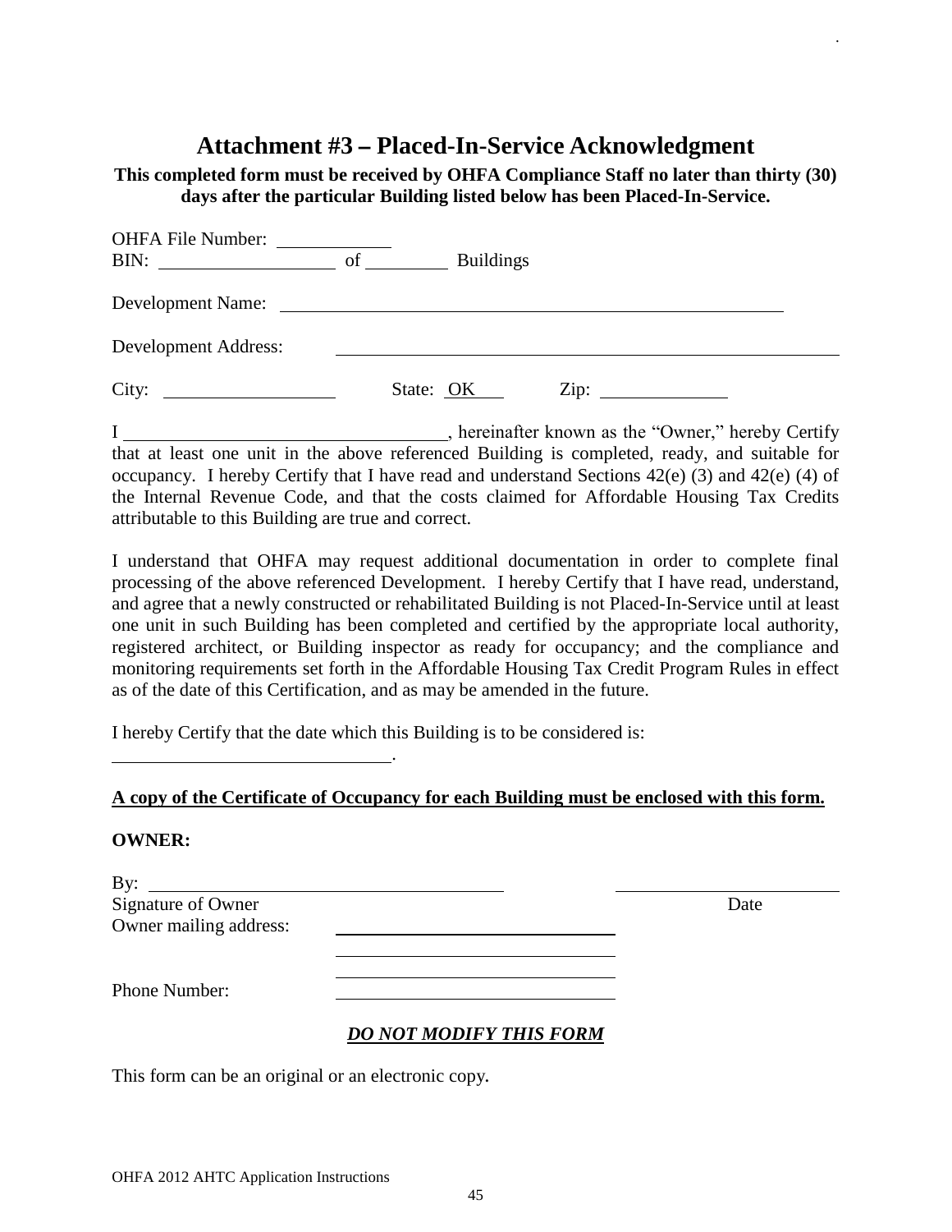# Attachment #3 – Placed-In-Service Acknowledgment

**This completed form must be received by OHFA Compliance Staff no later than thirty (30) days after the particular Building listed below has been Placed-In-Service.**

OHFA File Number: ____________

BIN: ____________________ of __________ Buildings

Development Name: ________________________________________________________

Development Address: ________________________________________________________

City: __________________ State: OK Zip: ______________

I ____________________________________, hereinafter known as the "Owner," hereby Certify that at least one unit in the above referenced Building is completed, ready, and suitable for occupancy. I hereby Certify that I have read and understand Sections 42(e) (3) and 42(e) (4) of the Internal Revenue Code, and that the costs claimed for Affordable Housing Tax Credits attributable to this Building are true and correct.

I understand that OHFA may request additional documentation in order to complete final processing of the above referenced Development. I hereby Certify that I have read, understand, and agree that a newly constructed or rehabilitated Building is not Placed-In-Service until at least one unit in such Building has been completed and certified by the appropriate local authority, registered architect, or Building inspector as ready for occupancy; and the compliance and monitoring requirements set forth in the Affordable Housing Tax Credit Program Rules in effect as of the date of this Certification, and as may be amended in the future.

I hereby Certify that the date which this Building is to be considered is:

________________________________.

**A copy of the Certificate of Occupancy for each Building must be enclosed with this form.**

**OWNER:**

By: ________________________________________ ________________________

Signature of Owner Date

Owner mailing address: ________________________________

________________________________

________________________________

Phone Number: ________________________________

***DO NOT MODIFY THIS FORM***

This form can be an original or an electronic copy.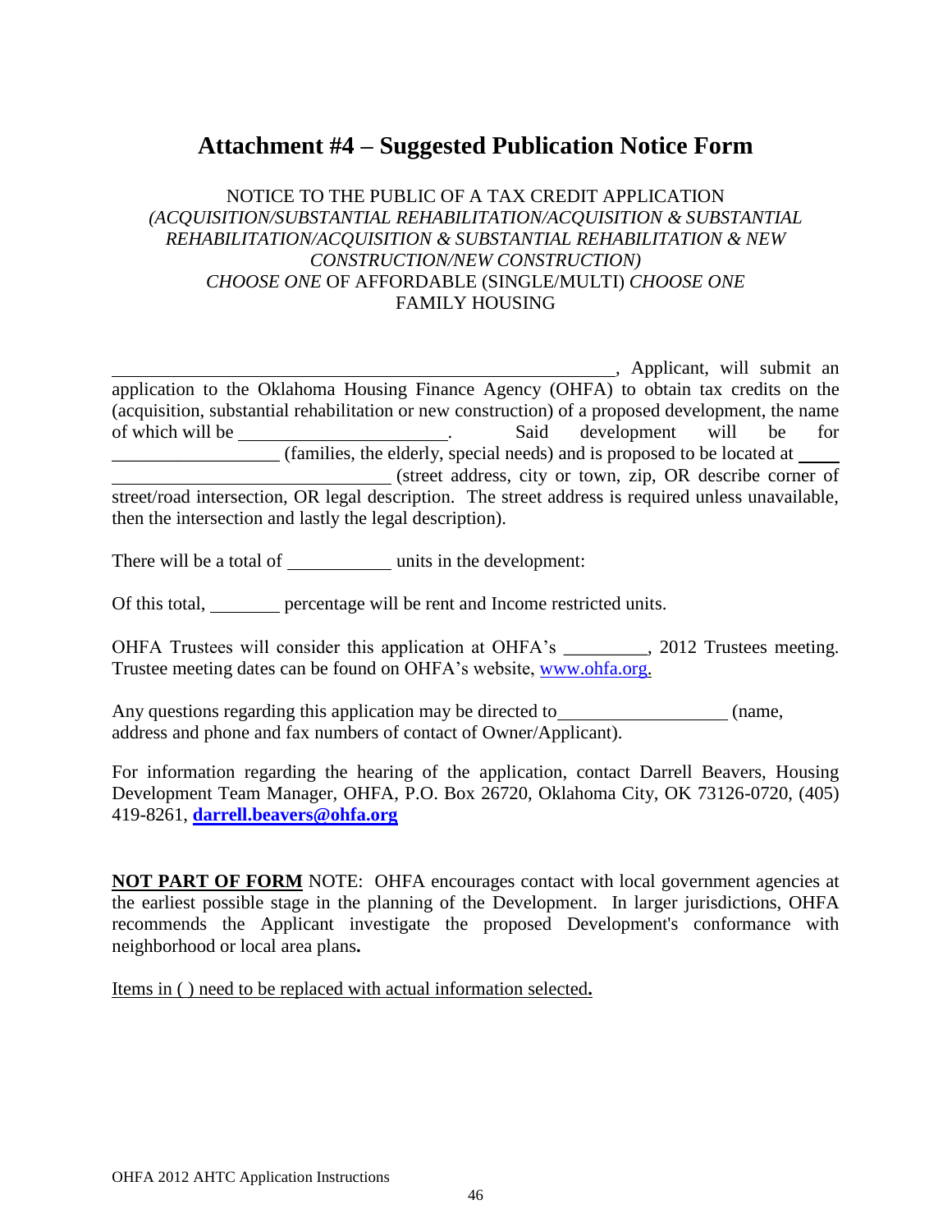# Attachment #4 – Suggested Publication Notice Form

NOTICE TO THE PUBLIC OF A TAX CREDIT APPLICATION
*(ACQUISITION/SUBSTANTIAL REHABILITATION/ACQUISITION & SUBSTANTIAL REHABILITATION/ACQUISITION & SUBSTANTIAL REHABILITATION & NEW CONSTRUCTION/NEW CONSTRUCTION)*
*CHOOSE ONE* OF AFFORDABLE (SINGLE/MULTI) *CHOOSE ONE* FAMILY HOUSING

______________________________________________________, Applicant, will submit an application to the Oklahoma Housing Finance Agency (OHFA) to obtain tax credits on the (acquisition, substantial rehabilitation or new construction) of a proposed development, the name of which will be ______________________. Said development will be for __________________ (families, the elderly, special needs) and is proposed to be located at ____ ______________________________ (street address, city or town, zip, OR describe corner of street/road intersection, OR legal description. The street address is required unless unavailable, then the intersection and lastly the legal description).

There will be a total of ___________ units in the development:

Of this total, ________ percentage will be rent and Income restricted units.

OHFA Trustees will consider this application at OHFA's _________, 2012 Trustees meeting. Trustee meeting dates can be found on OHFA's website, www.ohfa.org.

Any questions regarding this application may be directed to__________________ (name, address and phone and fax numbers of contact of Owner/Applicant).

For information regarding the hearing of the application, contact Darrell Beavers, Housing Development Team Manager, OHFA, P.O. Box 26720, Oklahoma City, OK 73126-0720, (405) 419-8261, **darrell.beavers@ohfa.org**

**NOT PART OF FORM** NOTE: OHFA encourages contact with local government agencies at the earliest possible stage in the planning of the Development. In larger jurisdictions, OHFA recommends the Applicant investigate the proposed Development's conformance with neighborhood or local area plans**.**

Items in ( ) need to be replaced with actual information selected**.**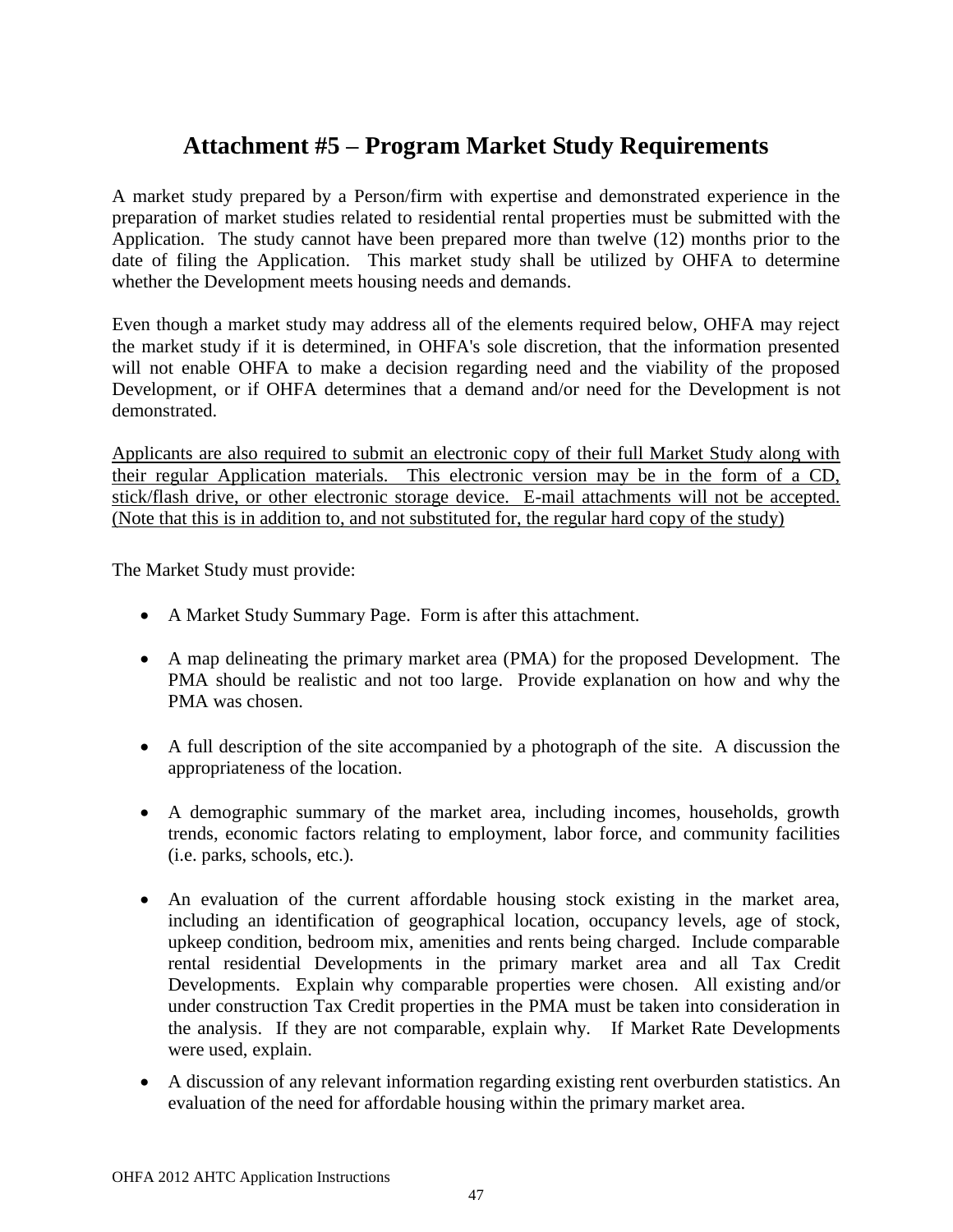# Attachment #5 – Program Market Study Requirements

A market study prepared by a Person/firm with expertise and demonstrated experience in the preparation of market studies related to residential rental properties must be submitted with the Application. The study cannot have been prepared more than twelve (12) months prior to the date of filing the Application. This market study shall be utilized by OHFA to determine whether the Development meets housing needs and demands.

Even though a market study may address all of the elements required below, OHFA may reject the market study if it is determined, in OHFA's sole discretion, that the information presented will not enable OHFA to make a decision regarding need and the viability of the proposed Development, or if OHFA determines that a demand and/or need for the Development is not demonstrated.

<u>Applicants are also required to submit an electronic copy of their full Market Study along with their regular Application materials. This electronic version may be in the form of a CD, stick/flash drive, or other electronic storage device. E-mail attachments will not be accepted. (Note that this is in addition to, and not substituted for, the regular hard copy of the study)</u>

The Market Study must provide:

- A Market Study Summary Page. Form is after this attachment.
- A map delineating the primary market area (PMA) for the proposed Development. The PMA should be realistic and not too large. Provide explanation on how and why the PMA was chosen.
- A full description of the site accompanied by a photograph of the site. A discussion the appropriateness of the location.
- A demographic summary of the market area, including incomes, households, growth trends, economic factors relating to employment, labor force, and community facilities (i.e. parks, schools, etc.).
- An evaluation of the current affordable housing stock existing in the market area, including an identification of geographical location, occupancy levels, age of stock, upkeep condition, bedroom mix, amenities and rents being charged. Include comparable rental residential Developments in the primary market area and all Tax Credit Developments. Explain why comparable properties were chosen. All existing and/or under construction Tax Credit properties in the PMA must be taken into consideration in the analysis. If they are not comparable, explain why. If Market Rate Developments were used, explain.
- A discussion of any relevant information regarding existing rent overburden statistics. An evaluation of the need for affordable housing within the primary market area.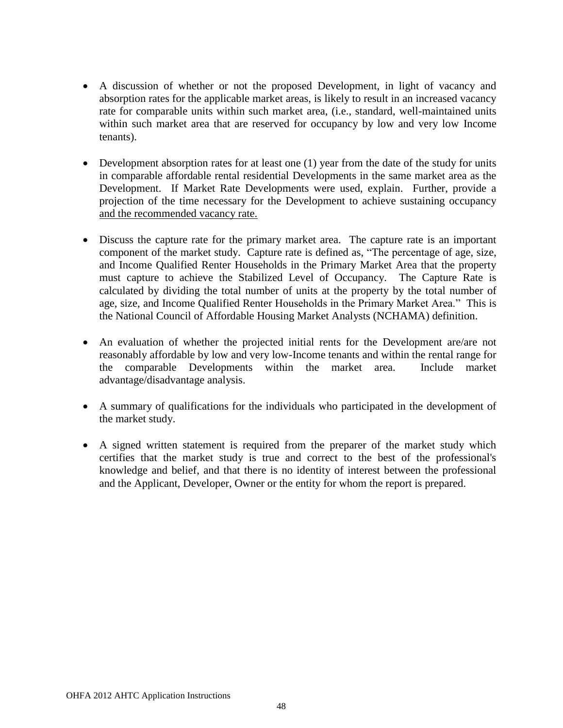- A discussion of whether or not the proposed Development, in light of vacancy and absorption rates for the applicable market areas, is likely to result in an increased vacancy rate for comparable units within such market area, (i.e., standard, well-maintained units within such market area that are reserved for occupancy by low and very low Income tenants).

- Development absorption rates for at least one (1) year from the date of the study for units in comparable affordable rental residential Developments in the same market area as the Development. If Market Rate Developments were used, explain. Further, provide a projection of the time necessary for the Development to achieve sustaining occupancy and the recommended vacancy rate.

- Discuss the capture rate for the primary market area. The capture rate is an important component of the market study. Capture rate is defined as, "The percentage of age, size, and Income Qualified Renter Households in the Primary Market Area that the property must capture to achieve the Stabilized Level of Occupancy. The Capture Rate is calculated by dividing the total number of units at the property by the total number of age, size, and Income Qualified Renter Households in the Primary Market Area." This is the National Council of Affordable Housing Market Analysts (NCHAMA) definition.

- An evaluation of whether the projected initial rents for the Development are/are not reasonably affordable by low and very low-Income tenants and within the rental range for the comparable Developments within the market area. Include market advantage/disadvantage analysis.

- A summary of qualifications for the individuals who participated in the development of the market study.

- A signed written statement is required from the preparer of the market study which certifies that the market study is true and correct to the best of the professional's knowledge and belief, and that there is no identity of interest between the professional and the Applicant, Developer, Owner or the entity for whom the report is prepared.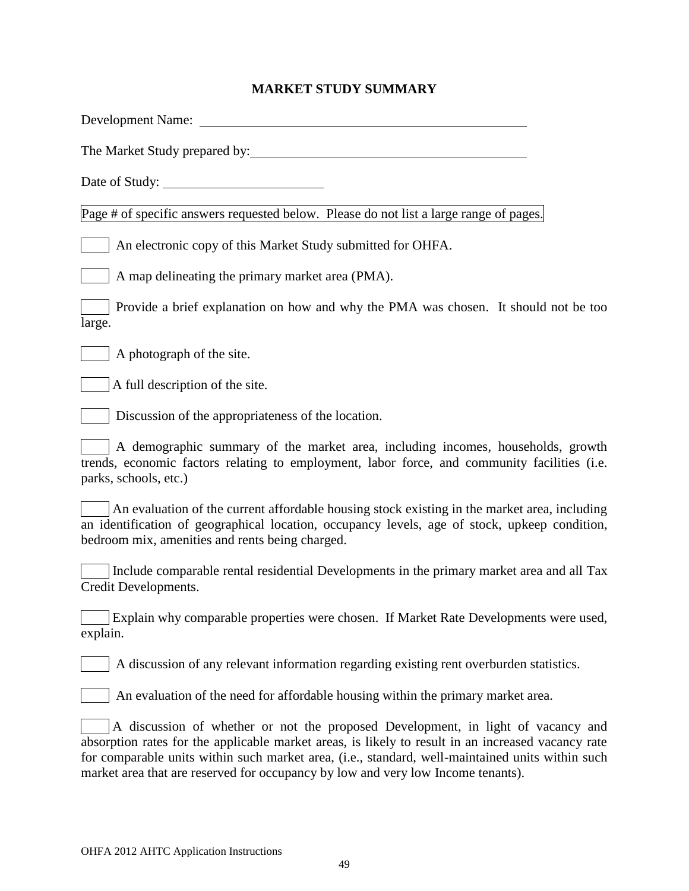# MARKET STUDY SUMMARY

Development Name: \_\_\_\_\_\_\_\_\_\_\_\_\_\_\_\_\_\_\_\_\_\_\_\_\_\_\_\_\_\_\_\_\_\_\_\_\_\_\_\_

The Market Study prepared by: \_\_\_\_\_\_\_\_\_\_\_\_\_\_\_\_\_\_\_\_\_\_\_\_\_\_\_\_\_\_\_\_\_\_\_\_

Date of Study: \_\_\_\_\_\_\_\_\_\_\_\_\_\_\_\_\_\_\_\_

Page # of specific answers requested below. Please do not list a large range of pages.

☐ An electronic copy of this Market Study submitted for OHFA.

☐ A map delineating the primary market area (PMA).

☐ Provide a brief explanation on how and why the PMA was chosen. It should not be too large.

☐ A photograph of the site.

☐ A full description of the site.

☐ Discussion of the appropriateness of the location.

☐ A demographic summary of the market area, including incomes, households, growth trends, economic factors relating to employment, labor force, and community facilities (i.e. parks, schools, etc.)

☐ An evaluation of the current affordable housing stock existing in the market area, including an identification of geographical location, occupancy levels, age of stock, upkeep condition, bedroom mix, amenities and rents being charged.

☐ Include comparable rental residential Developments in the primary market area and all Tax Credit Developments.

☐ Explain why comparable properties were chosen. If Market Rate Developments were used, explain.

☐ A discussion of any relevant information regarding existing rent overburden statistics.

☐ An evaluation of the need for affordable housing within the primary market area.

☐ A discussion of whether or not the proposed Development, in light of vacancy and absorption rates for the applicable market areas, is likely to result in an increased vacancy rate for comparable units within such market area, (i.e., standard, well-maintained units within such market area that are reserved for occupancy by low and very low Income tenants).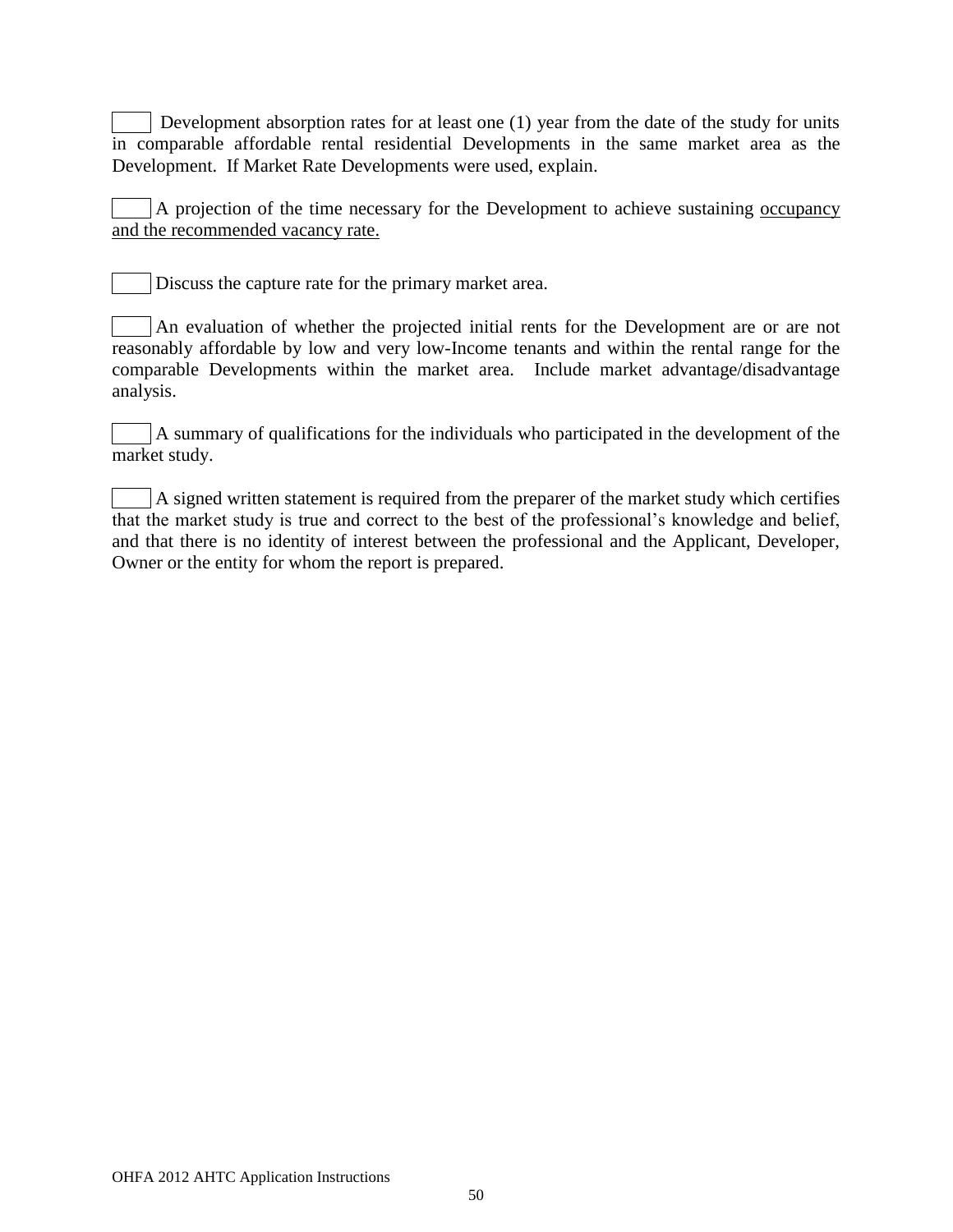☐ Development absorption rates for at least one (1) year from the date of the study for units in comparable affordable rental residential Developments in the same market area as the Development. If Market Rate Developments were used, explain.

☐ A projection of the time necessary for the Development to achieve sustaining <u>occupancy and the recommended vacancy rate.</u>

☐ Discuss the capture rate for the primary market area.

☐ An evaluation of whether the projected initial rents for the Development are or are not reasonably affordable by low and very low-Income tenants and within the rental range for the comparable Developments within the market area. Include market advantage/disadvantage analysis.

☐ A summary of qualifications for the individuals who participated in the development of the market study.

☐ A signed written statement is required from the preparer of the market study which certifies that the market study is true and correct to the best of the professional's knowledge and belief, and that there is no identity of interest between the professional and the Applicant, Developer, Owner or the entity for whom the report is prepared.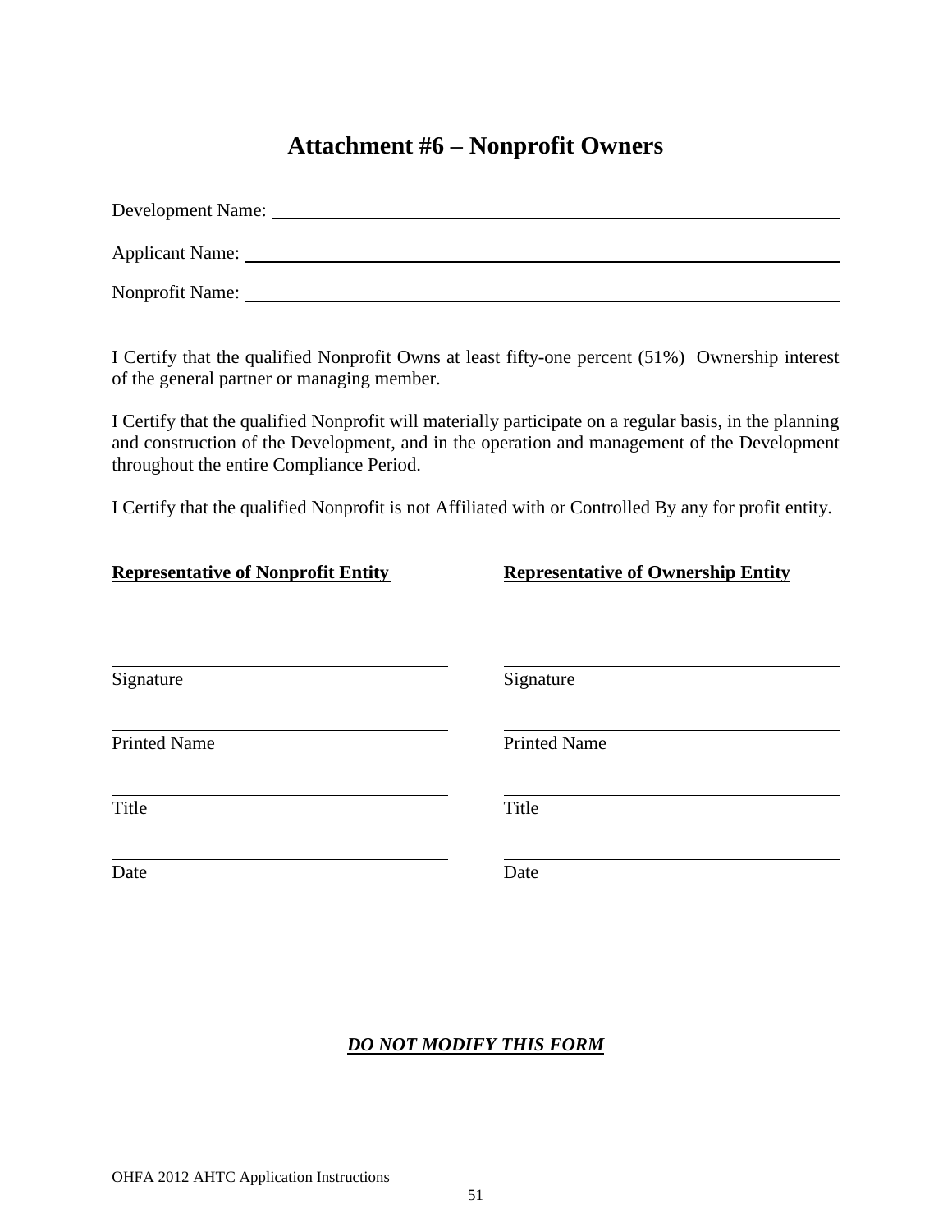# Attachment #6 – Nonprofit Owners

Development Name: ______________________________________________

Applicant Name: ______________________________________________

Nonprofit Name: ______________________________________________

I Certify that the qualified Nonprofit Owns at least fifty-one percent (51%) Ownership interest of the general partner or managing member.

I Certify that the qualified Nonprofit will materially participate on a regular basis, in the planning and construction of the Development, and in the operation and management of the Development throughout the entire Compliance Period.

I Certify that the qualified Nonprofit is not Affiliated with or Controlled By any for profit entity.

| **Representative of Nonprofit Entity** | **Representative of Ownership Entity** |
|---|---|
| ______________________________ | ______________________________ |
| Signature | Signature |
| ______________________________ | ______________________________ |
| Printed Name | Printed Name |
| ______________________________ | ______________________________ |
| Title | Title |
| ______________________________ | ______________________________ |
| Date | Date |

***DO NOT MODIFY THIS FORM***

OHFA 2012 AHTC Application Instructions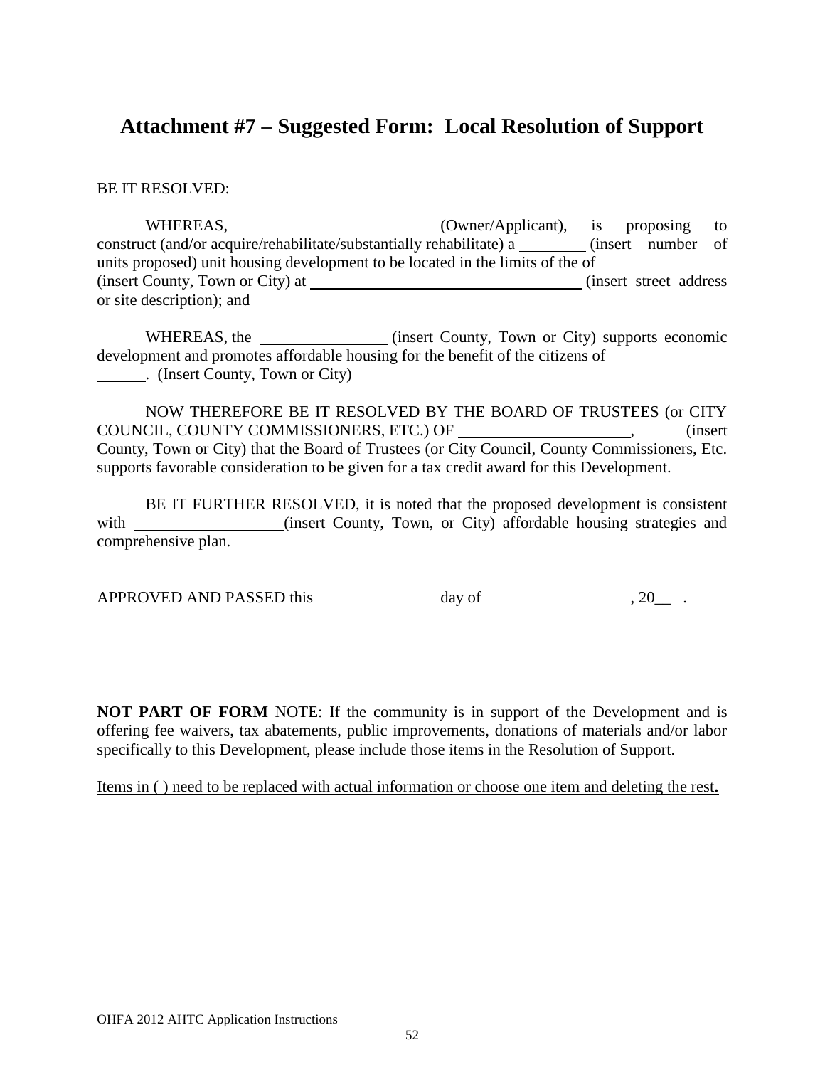## Attachment #7 – Suggested Form: Local Resolution of Support

BE IT RESOLVED:

WHEREAS, ____________________________ (Owner/Applicant), is proposing to construct (and/or acquire/rehabilitate/substantially rehabilitate) a _________ (insert number of units proposed) unit housing development to be located in the limits of the of _________________ (insert County, Town or City) at _____________________________________ (insert street address or site description); and

WHEREAS, the _________________ (insert County, Town or City) supports economic development and promotes affordable housing for the benefit of the citizens of _______________ _______. (Insert County, Town or City)

NOW THEREFORE BE IT RESOLVED BY THE BOARD OF TRUSTEES (or CITY COUNCIL, COUNTY COMMISSIONERS, ETC.) OF ______________________, (insert County, Town or City) that the Board of Trustees (or City Council, County Commissioners, Etc. supports favorable consideration to be given for a tax credit award for this Development.

BE IT FURTHER RESOLVED, it is noted that the proposed development is consistent with ___________________(insert County, Town, or City) affordable housing strategies and comprehensive plan.

APPROVED AND PASSED this ________________ day of ___________________, 20____.

**NOT PART OF FORM** NOTE: If the community is in support of the Development and is offering fee waivers, tax abatements, public improvements, donations of materials and/or labor specifically to this Development, please include those items in the Resolution of Support.

<u>Items in ( ) need to be replaced with actual information or choose one item and deleting the rest**.**</u>

OHFA 2012 AHTC Application Instructions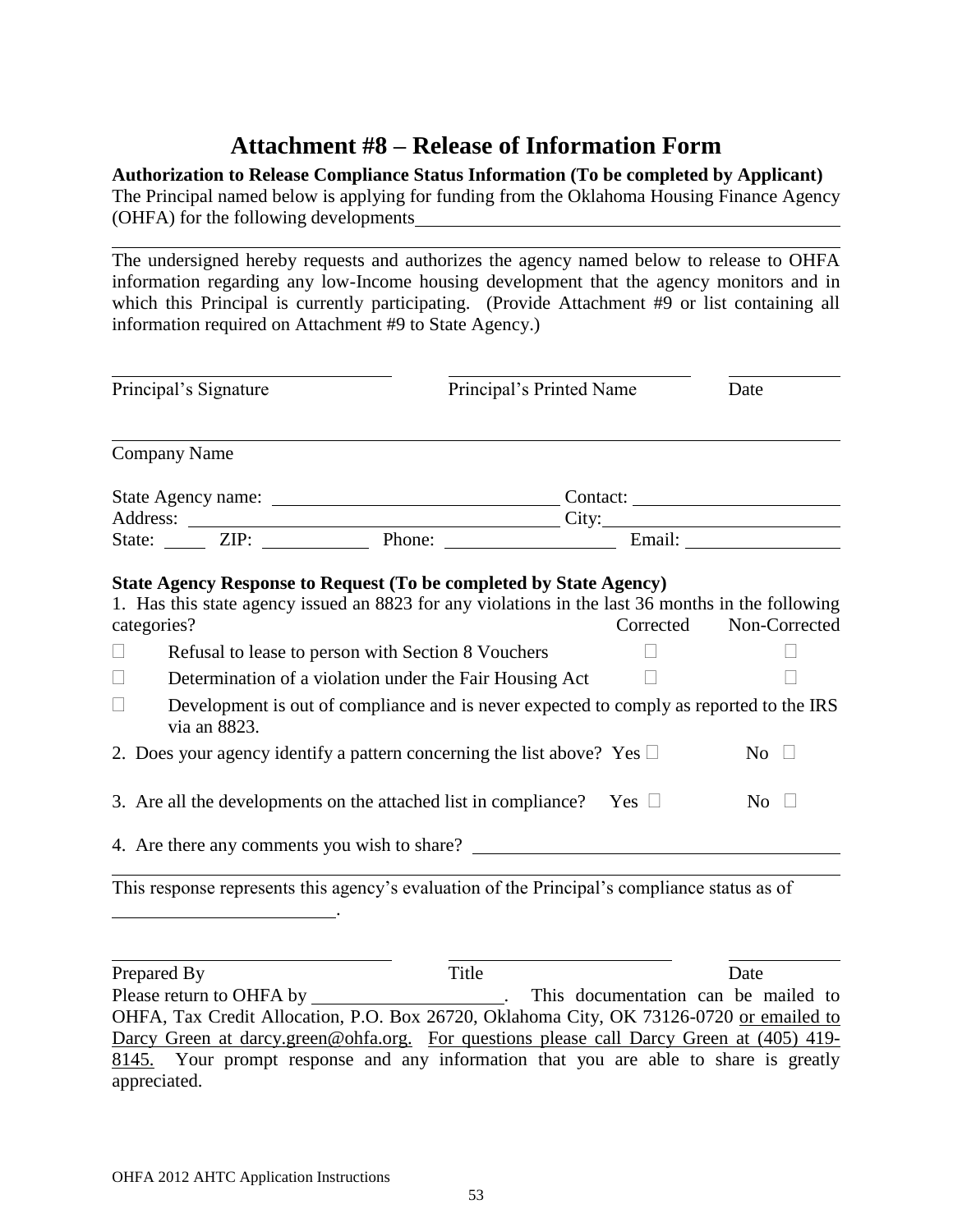# Attachment #8 – Release of Information Form

**Authorization to Release Compliance Status Information (To be completed by Applicant)**

The Principal named below is applying for funding from the Oklahoma Housing Finance Agency (OHFA) for the following developments\_\_\_\_\_\_\_\_\_\_\_\_\_\_\_\_\_\_\_\_\_\_\_\_\_\_\_\_\_\_\_\_\_\_\_\_\_\_\_\_

\_\_\_\_\_\_\_\_\_\_\_\_\_\_\_\_\_\_\_\_\_\_\_\_\_\_\_\_\_\_\_\_\_\_\_\_\_\_\_\_\_\_\_\_\_\_\_\_\_\_\_\_\_\_\_\_\_\_\_\_\_\_\_\_\_\_\_\_\_\_\_\_\_\_\_\_

The undersigned hereby requests and authorizes the agency named below to release to OHFA information regarding any low-Income housing development that the agency monitors and in which this Principal is currently participating. (Provide Attachment #9 or list containing all information required on Attachment #9 to State Agency.)

\_\_\_\_\_\_\_\_\_\_\_\_\_\_\_\_\_\_\_\_\_\_\_\_\_\_ \_\_\_\_\_\_\_\_\_\_\_\_\_\_\_\_\_\_\_\_\_\_\_\_\_\_ \_\_\_\_\_\_\_\_\_\_

Principal's Signature Principal's Printed Name Date

\_\_\_\_\_\_\_\_\_\_\_\_\_\_\_\_\_\_\_\_\_\_\_\_\_\_\_\_\_\_\_\_\_\_\_\_\_\_\_\_\_\_\_\_\_\_\_\_\_\_\_\_\_\_\_\_\_\_\_\_\_\_\_\_\_\_\_\_\_\_\_\_\_\_\_\_

Company Name

State Agency name: \_\_\_\_\_\_\_\_\_\_\_\_\_\_\_\_\_\_\_\_\_\_\_\_\_\_ Contact: \_\_\_\_\_\_\_\_\_\_\_\_\_\_\_\_\_\_\_\_

Address: \_\_\_\_\_\_\_\_\_\_\_\_\_\_\_\_\_\_\_\_\_\_\_\_\_\_\_\_\_\_\_\_\_\_\_\_ City:\_\_\_\_\_\_\_\_\_\_\_\_\_\_\_\_\_\_\_\_\_\_

State: \_\_\_\_\_ ZIP: \_\_\_\_\_\_\_\_\_\_ Phone: \_\_\_\_\_\_\_\_\_\_\_\_\_\_\_\_ Email: \_\_\_\_\_\_\_\_\_\_\_\_\_\_\_

**State Agency Response to Request (To be completed by State Agency)**

1. Has this state agency issued an 8823 for any violations in the last 36 months in the following categories?

| | | Corrected | Non-Corrected |
|---|---|---|---|
| ☐ | Refusal to lease to person with Section 8 Vouchers | ☐ | ☐ |
| ☐ | Determination of a violation under the Fair Housing Act | ☐ | ☐ |
| ☐ | Development is out of compliance and is never expected to comply as reported to the IRS via an 8823. | | |

2. Does your agency identify a pattern concerning the list above? Yes ☐ No ☐

3. Are all the developments on the attached list in compliance? Yes ☐ No ☐

4. Are there any comments you wish to share? \_\_\_\_\_\_\_\_\_\_\_\_\_\_\_\_\_\_\_\_\_\_\_\_\_\_\_\_\_\_\_\_\_\_\_\_

\_\_\_\_\_\_\_\_\_\_\_\_\_\_\_\_\_\_\_\_\_\_\_\_\_\_\_\_\_\_\_\_\_\_\_\_\_\_\_\_\_\_\_\_\_\_\_\_\_\_\_\_\_\_\_\_\_\_\_\_\_\_\_\_\_\_\_\_\_\_\_\_\_\_\_\_

This response represents this agency's evaluation of the Principal's compliance status as of \_\_\_\_\_\_\_\_\_\_\_\_\_\_\_\_\_\_\_\_\_\_.

\_\_\_\_\_\_\_\_\_\_\_\_\_\_\_\_\_\_\_\_\_\_\_\_\_\_ \_\_\_\_\_\_\_\_\_\_\_\_\_\_\_\_\_\_\_\_\_\_\_\_ \_\_\_\_\_\_\_\_\_\_

Prepared By Title Date

Please return to OHFA by \_\_\_\_\_\_\_\_\_\_\_\_\_\_\_\_\_\_\_\_. This documentation can be mailed to OHFA, Tax Credit Allocation, P.O. Box 26720, Oklahoma City, OK 73126-0720 or emailed to Darcy Green at darcy.green@ohfa.org. For questions please call Darcy Green at (405) 419-8145. Your prompt response and any information that you are able to share is greatly appreciated.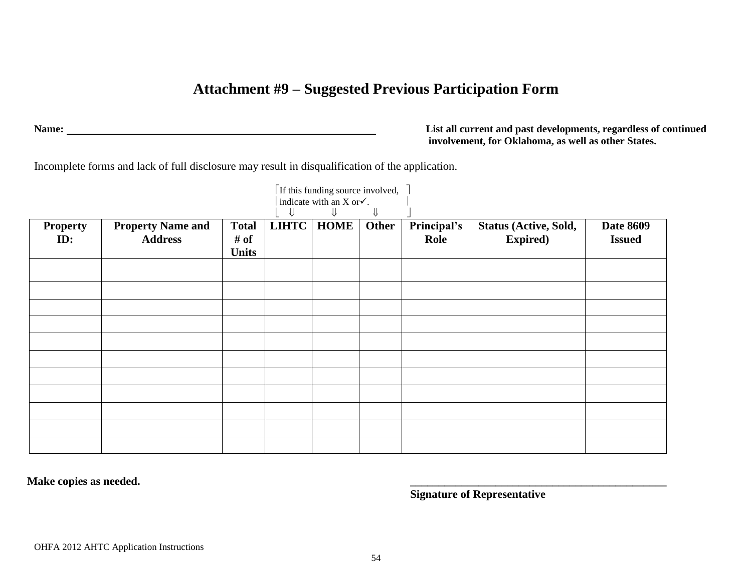# Attachment #9 – Suggested Previous Participation Form

**Name:** ____________________________________________________________

**List all current and past developments, regardless of continued involvement, for Oklahoma, as well as other States.**

Incomplete forms and lack of full disclosure may result in disqualification of the application.

If this funding source involved, indicate with an X or ✓.
⇓ ⇓ ⇓

| Property ID: | Property Name and Address | Total # of Units | LIHTC | HOME | Other | Principal's Role | Status (Active, Sold, Expired) | Date 8609 Issued |
|---|---|---|---|---|---|---|---|---|
| | | | | | | | | |
| | | | | | | | | |
| | | | | | | | | |
| | | | | | | | | |
| | | | | | | | | |
| | | | | | | | | |
| | | | | | | | | |
| | | | | | | | | |
| | | | | | | | | |
| | | | | | | | | |
| | | | | | | | | |

**Make copies as needed.**

_______________________________________________
**Signature of Representative**

OHFA 2012 AHTC Application Instructions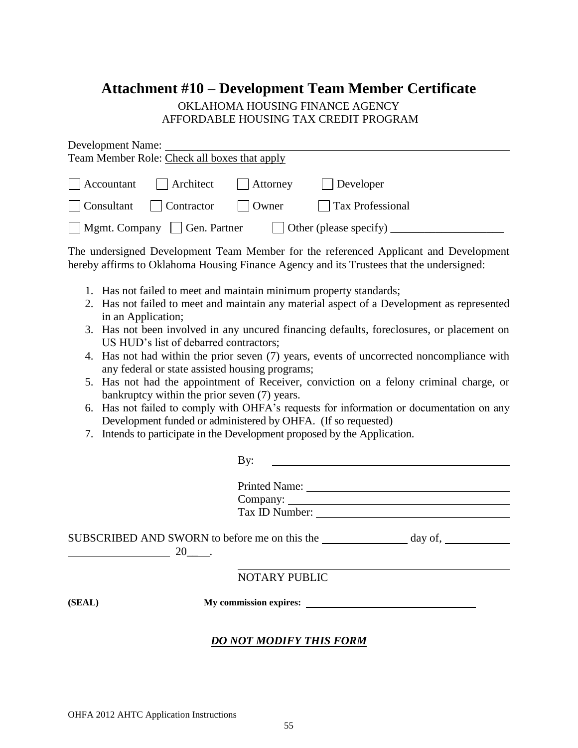# Attachment #10 – Development Team Member Certificate

OKLAHOMA HOUSING FINANCE AGENCY
AFFORDABLE HOUSING TAX CREDIT PROGRAM

Development Name: ____________________________________________

Team Member Role: Check all boxes that apply

☐ Accountant ☐ Architect ☐ Attorney ☐ Developer

☐ Consultant ☐ Contractor ☐ Owner ☐ Tax Professional

☐ Mgmt. Company ☐ Gen. Partner ☐ Other (please specify) ____________________

The undersigned Development Team Member for the referenced Applicant and Development hereby affirms to Oklahoma Housing Finance Agency and its Trustees that the undersigned:

1. Has not failed to meet and maintain minimum property standards;
2. Has not failed to meet and maintain any material aspect of a Development as represented in an Application;
3. Has not been involved in any uncured financing defaults, foreclosures, or placement on US HUD's list of debarred contractors;
4. Has not had within the prior seven (7) years, events of uncorrected noncompliance with any federal or state assisted housing programs;
5. Has not had the appointment of Receiver, conviction on a felony criminal charge, or bankruptcy within the prior seven (7) years.
6. Has not failed to comply with OHFA's requests for information or documentation on any Development funded or administered by OHFA. (If so requested)
7. Intends to participate in the Development proposed by the Application.

By: ____________________________________________

Printed Name: ____________________________________
Company: ________________________________________
Tax ID Number: ___________________________________

SUBSCRIBED AND SWORN to before me on this the ______________ day of, ____________ ________________ 20\_\_\_.

____________________________________________
NOTARY PUBLIC

**(SEAL)** **My commission expires:** ______________________________

***DO NOT MODIFY THIS FORM***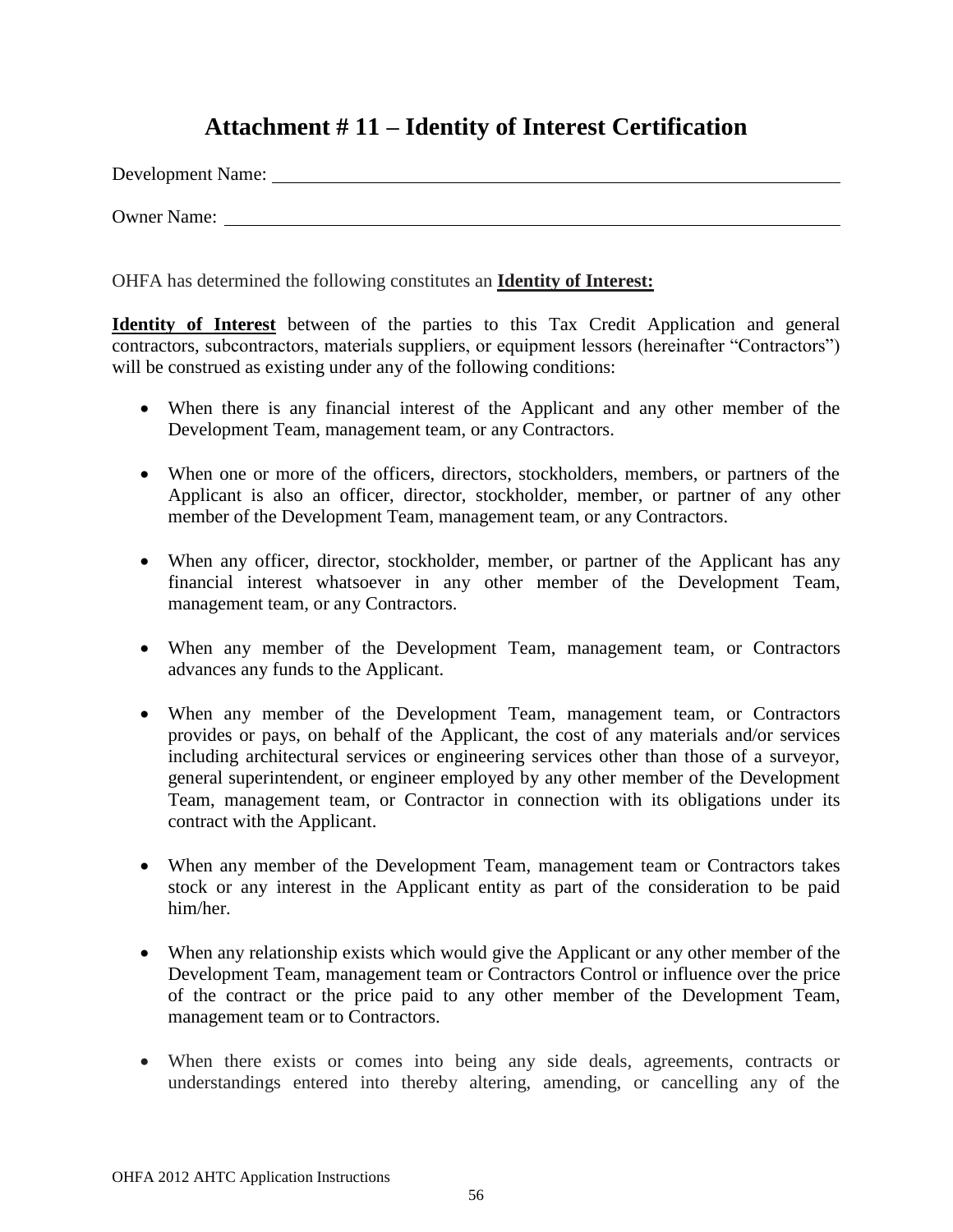# Attachment # 11 – Identity of Interest Certification

Development Name: ______________________________________________

Owner Name: ______________________________________________

OHFA has determined the following constitutes an **Identity of Interest:**

**Identity of Interest** between of the parties to this Tax Credit Application and general contractors, subcontractors, materials suppliers, or equipment lessors (hereinafter "Contractors") will be construed as existing under any of the following conditions:

- When there is any financial interest of the Applicant and any other member of the Development Team, management team, or any Contractors.
- When one or more of the officers, directors, stockholders, members, or partners of the Applicant is also an officer, director, stockholder, member, or partner of any other member of the Development Team, management team, or any Contractors.
- When any officer, director, stockholder, member, or partner of the Applicant has any financial interest whatsoever in any other member of the Development Team, management team, or any Contractors.
- When any member of the Development Team, management team, or Contractors advances any funds to the Applicant.
- When any member of the Development Team, management team, or Contractors provides or pays, on behalf of the Applicant, the cost of any materials and/or services including architectural services or engineering services other than those of a surveyor, general superintendent, or engineer employed by any other member of the Development Team, management team, or Contractor in connection with its obligations under its contract with the Applicant.
- When any member of the Development Team, management team or Contractors takes stock or any interest in the Applicant entity as part of the consideration to be paid him/her.
- When any relationship exists which would give the Applicant or any other member of the Development Team, management team or Contractors Control or influence over the price of the contract or the price paid to any other member of the Development Team, management team or to Contractors.
- When there exists or comes into being any side deals, agreements, contracts or understandings entered into thereby altering, amending, or cancelling any of the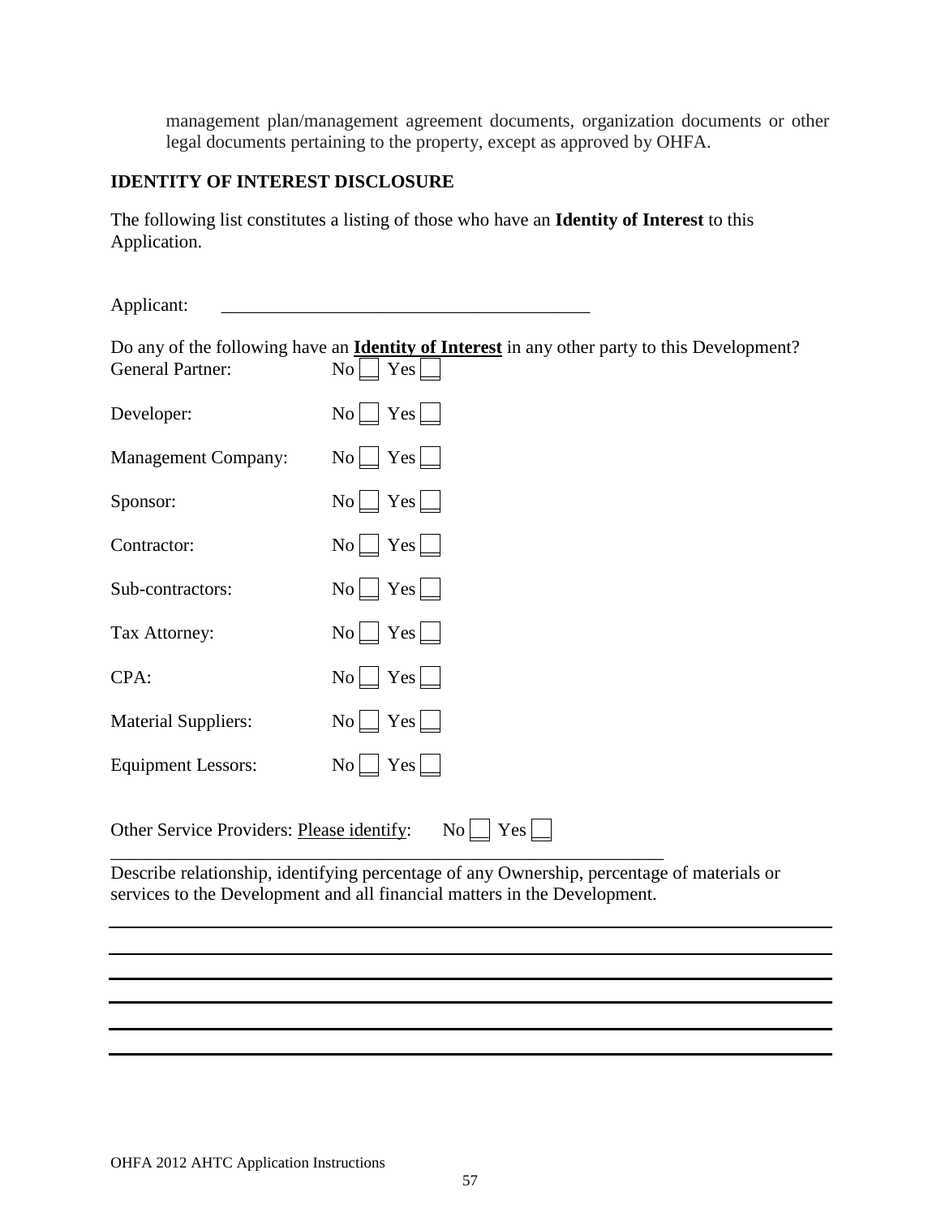management plan/management agreement documents, organization documents or other legal documents pertaining to the property, except as approved by OHFA.

**IDENTITY OF INTEREST DISCLOSURE**

The following list constitutes a listing of those who have an **Identity of Interest** to this Application.

Applicant: \_\_\_\_\_\_\_\_\_\_\_\_\_\_\_\_\_\_\_\_\_\_\_\_\_\_\_\_\_\_\_\_\_\_\_\_\_\_\_\_

Do any of the following have an **Identity of Interest** in any other party to this Development?

General Partner: No ☐ Yes ☐

Developer: No ☐ Yes ☐

Management Company: No ☐ Yes ☐

Sponsor: No ☐ Yes ☐

Contractor: No ☐ Yes ☐

Sub-contractors: No ☐ Yes ☐

Tax Attorney: No ☐ Yes ☐

CPA: No ☐ Yes ☐

Material Suppliers: No ☐ Yes ☐

Equipment Lessors: No ☐ Yes ☐

Other Service Providers: Please identify: No ☐ Yes ☐

\_\_\_\_\_\_\_\_\_\_\_\_\_\_\_\_\_\_\_\_\_\_\_\_\_\_\_\_\_\_\_\_\_\_\_\_\_\_\_\_\_\_\_\_\_\_\_\_\_\_\_\_\_\_\_\_\_\_\_\_

Describe relationship, identifying percentage of any Ownership, percentage of materials or services to the Development and all financial matters in the Development.

\_\_\_\_\_\_\_\_\_\_\_\_\_\_\_\_\_\_\_\_\_\_\_\_\_\_\_\_\_\_\_\_\_\_\_\_\_\_\_\_\_\_\_\_\_\_\_\_\_\_\_\_\_\_\_\_\_\_\_\_\_\_\_\_\_\_\_\_\_\_\_\_\_\_\_\_\_\_\_\_

\_\_\_\_\_\_\_\_\_\_\_\_\_\_\_\_\_\_\_\_\_\_\_\_\_\_\_\_\_\_\_\_\_\_\_\_\_\_\_\_\_\_\_\_\_\_\_\_\_\_\_\_\_\_\_\_\_\_\_\_\_\_\_\_\_\_\_\_\_\_\_\_\_\_\_\_\_\_\_\_

\_\_\_\_\_\_\_\_\_\_\_\_\_\_\_\_\_\_\_\_\_\_\_\_\_\_\_\_\_\_\_\_\_\_\_\_\_\_\_\_\_\_\_\_\_\_\_\_\_\_\_\_\_\_\_\_\_\_\_\_\_\_\_\_\_\_\_\_\_\_\_\_\_\_\_\_\_\_\_\_

\_\_\_\_\_\_\_\_\_\_\_\_\_\_\_\_\_\_\_\_\_\_\_\_\_\_\_\_\_\_\_\_\_\_\_\_\_\_\_\_\_\_\_\_\_\_\_\_\_\_\_\_\_\_\_\_\_\_\_\_\_\_\_\_\_\_\_\_\_\_\_\_\_\_\_\_\_\_\_\_

\_\_\_\_\_\_\_\_\_\_\_\_\_\_\_\_\_\_\_\_\_\_\_\_\_\_\_\_\_\_\_\_\_\_\_\_\_\_\_\_\_\_\_\_\_\_\_\_\_\_\_\_\_\_\_\_\_\_\_\_\_\_\_\_\_\_\_\_\_\_\_\_\_\_\_\_\_\_\_\_

\_\_\_\_\_\_\_\_\_\_\_\_\_\_\_\_\_\_\_\_\_\_\_\_\_\_\_\_\_\_\_\_\_\_\_\_\_\_\_\_\_\_\_\_\_\_\_\_\_\_\_\_\_\_\_\_\_\_\_\_\_\_\_\_\_\_\_\_\_\_\_\_\_\_\_\_\_\_\_\_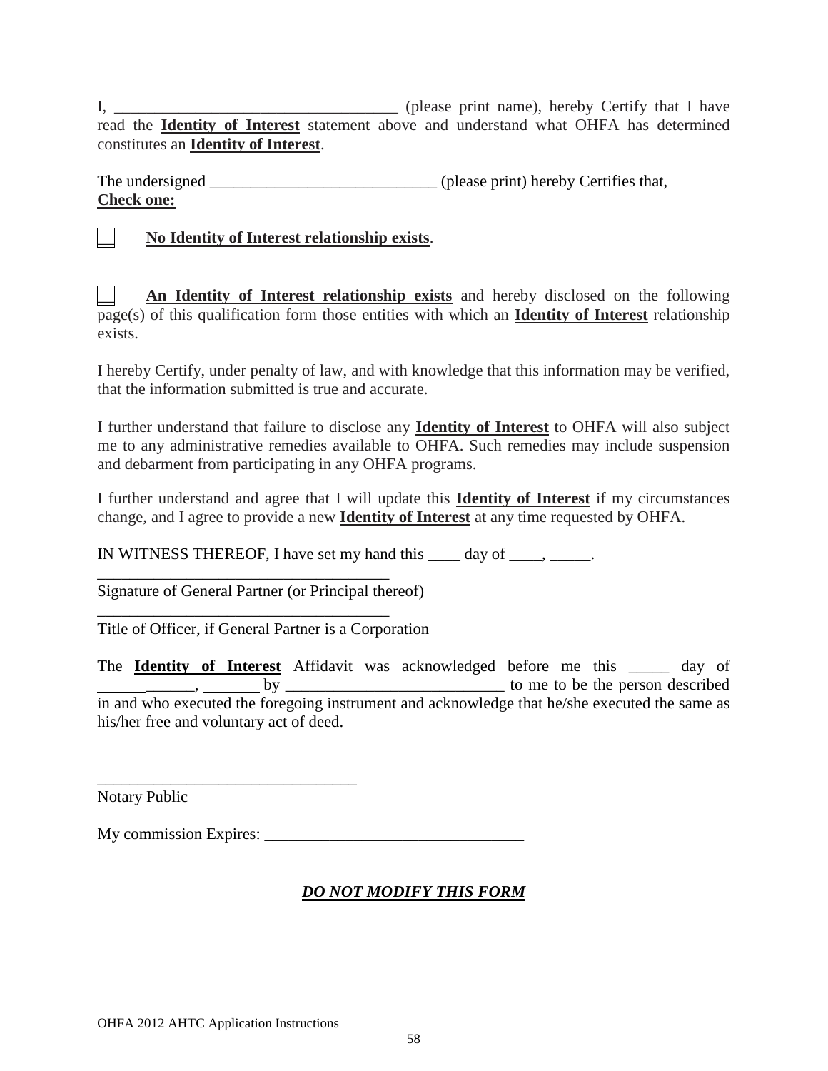I, ___________________________________ (please print name), hereby Certify that I have read the **Identity of Interest** statement above and understand what OHFA has determined constitutes an **Identity of Interest**.

The undersigned ___________________________ (please print) hereby Certifies that,
**Check one:**

☐ **No Identity of Interest relationship exists**.

☐ **An Identity of Interest relationship exists** and hereby disclosed on the following page(s) of this qualification form those entities with which an **Identity of Interest** relationship exists.

I hereby Certify, under penalty of law, and with knowledge that this information may be verified, that the information submitted is true and accurate.

I further understand that failure to disclose any **Identity of Interest** to OHFA will also subject me to any administrative remedies available to OHFA. Such remedies may include suspension and debarment from participating in any OHFA programs.

I further understand and agree that I will update this **Identity of Interest** if my circumstances change, and I agree to provide a new **Identity of Interest** at any time requested by OHFA.

IN WITNESS THEREOF, I have set my hand this ____ day of ____, _____.

____________________________________
Signature of General Partner (or Principal thereof)

____________________________________
Title of Officer, if General Partner is a Corporation

The **Identity of Interest** Affidavit was acknowledged before me this _____ day of ____________, _______ by ___________________________ to me to be the person described in and who executed the foregoing instrument and acknowledge that he/she executed the same as his/her free and voluntary act of deed.

________________________________
Notary Public

My commission Expires: ________________________________

***DO NOT MODIFY THIS FORM***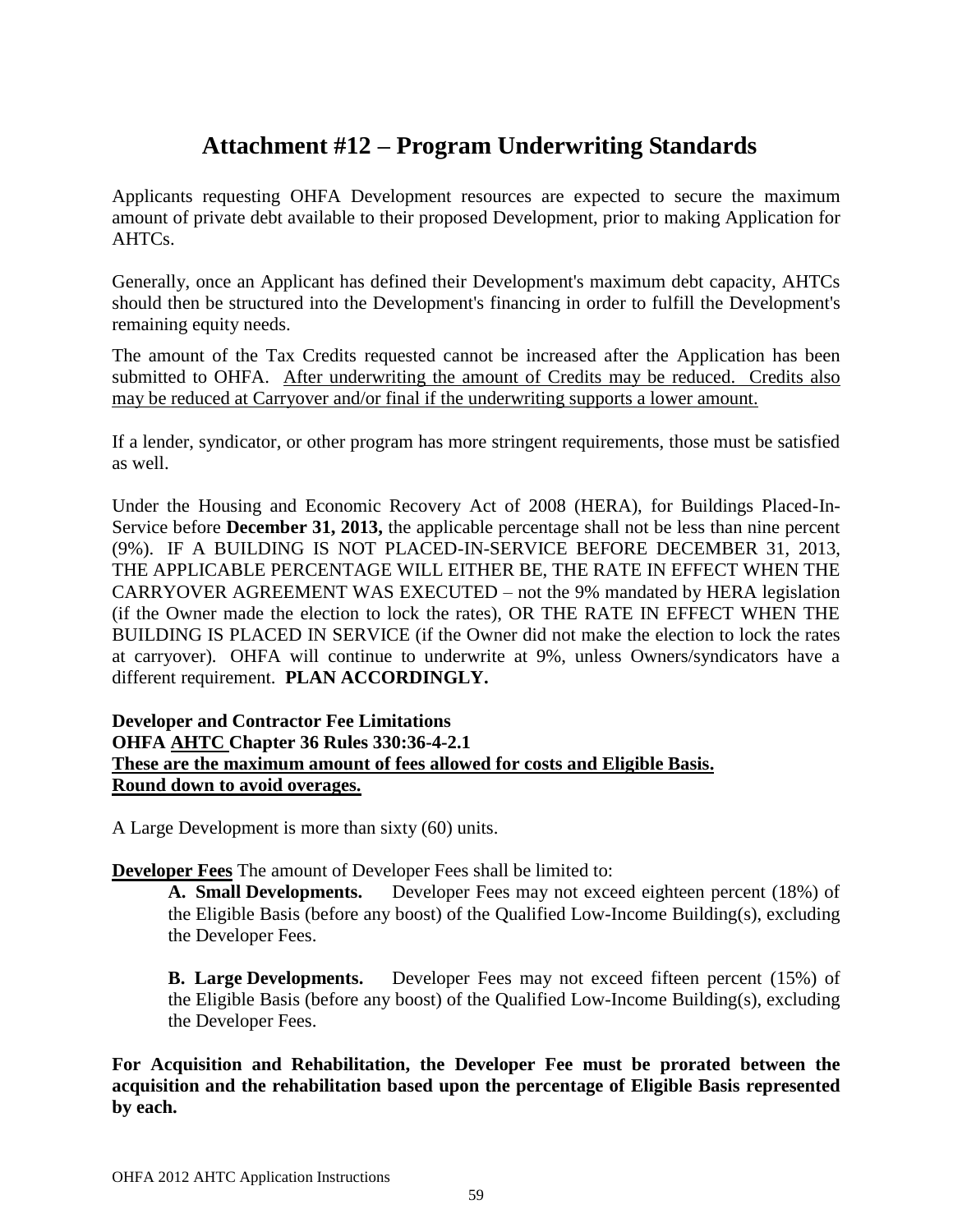# Attachment #12 – Program Underwriting Standards

Applicants requesting OHFA Development resources are expected to secure the maximum amount of private debt available to their proposed Development, prior to making Application for AHTCs.

Generally, once an Applicant has defined their Development's maximum debt capacity, AHTCs should then be structured into the Development's financing in order to fulfill the Development's remaining equity needs.

The amount of the Tax Credits requested cannot be increased after the Application has been submitted to OHFA. <u>After underwriting the amount of Credits may be reduced. Credits also may be reduced at Carryover and/or final if the underwriting supports a lower amount.</u>

If a lender, syndicator, or other program has more stringent requirements, those must be satisfied as well.

Under the Housing and Economic Recovery Act of 2008 (HERA), for Buildings Placed-In-Service before **December 31, 2013,** the applicable percentage shall not be less than nine percent (9%). IF A BUILDING IS NOT PLACED-IN-SERVICE BEFORE DECEMBER 31, 2013, THE APPLICABLE PERCENTAGE WILL EITHER BE, THE RATE IN EFFECT WHEN THE CARRYOVER AGREEMENT WAS EXECUTED – not the 9% mandated by HERA legislation (if the Owner made the election to lock the rates), OR THE RATE IN EFFECT WHEN THE BUILDING IS PLACED IN SERVICE (if the Owner did not make the election to lock the rates at carryover). OHFA will continue to underwrite at 9%, unless Owners/syndicators have a different requirement. **PLAN ACCORDINGLY.**

**Developer and Contractor Fee Limitations**
**OHFA <u>AHTC</u> Chapter 36 Rules 330:36-4-2.1**
**<u>These are the maximum amount of fees allowed for costs and Eligible Basis.</u>**
**<u>Round down to avoid overages.</u>**

A Large Development is more than sixty (60) units.

**<u>Developer Fees</u>** The amount of Developer Fees shall be limited to:

**A. Small Developments.** Developer Fees may not exceed eighteen percent (18%) of the Eligible Basis (before any boost) of the Qualified Low-Income Building(s), excluding the Developer Fees.

**B. Large Developments.** Developer Fees may not exceed fifteen percent (15%) of the Eligible Basis (before any boost) of the Qualified Low-Income Building(s), excluding the Developer Fees.

**For Acquisition and Rehabilitation, the Developer Fee must be prorated between the acquisition and the rehabilitation based upon the percentage of Eligible Basis represented by each.**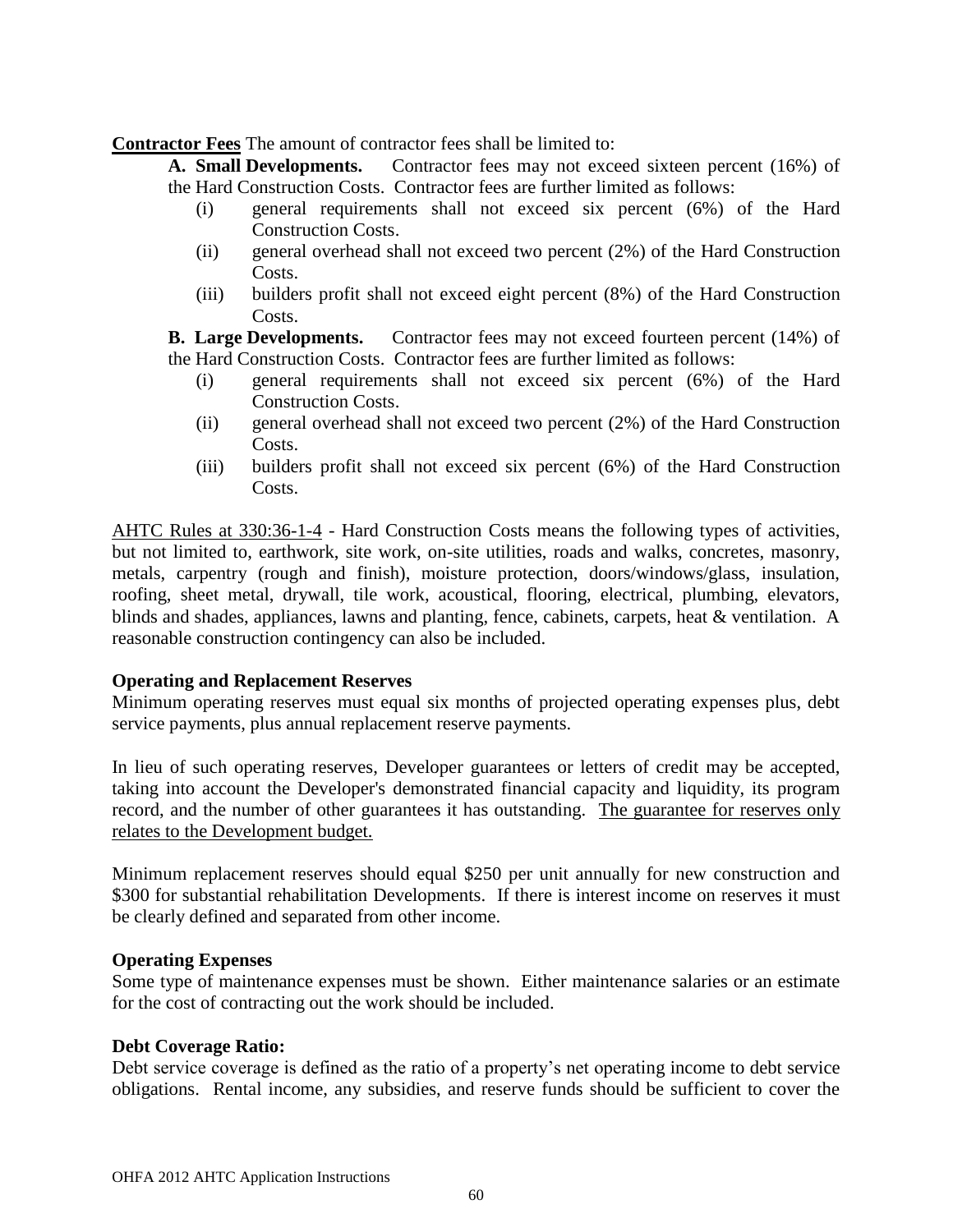**Contractor Fees** The amount of contractor fees shall be limited to:

**A. Small Developments.** Contractor fees may not exceed sixteen percent (16%) of the Hard Construction Costs. Contractor fees are further limited as follows:

- (i) general requirements shall not exceed six percent (6%) of the Hard Construction Costs.
- (ii) general overhead shall not exceed two percent (2%) of the Hard Construction Costs.
- (iii) builders profit shall not exceed eight percent (8%) of the Hard Construction Costs.

**B. Large Developments.** Contractor fees may not exceed fourteen percent (14%) of the Hard Construction Costs. Contractor fees are further limited as follows:

- (i) general requirements shall not exceed six percent (6%) of the Hard Construction Costs.
- (ii) general overhead shall not exceed two percent (2%) of the Hard Construction Costs.
- (iii) builders profit shall not exceed six percent (6%) of the Hard Construction Costs.

AHTC Rules at 330:36-1-4 - Hard Construction Costs means the following types of activities, but not limited to, earthwork, site work, on-site utilities, roads and walks, concretes, masonry, metals, carpentry (rough and finish), moisture protection, doors/windows/glass, insulation, roofing, sheet metal, drywall, tile work, acoustical, flooring, electrical, plumbing, elevators, blinds and shades, appliances, lawns and planting, fence, cabinets, carpets, heat & ventilation. A reasonable construction contingency can also be included.

**Operating and Replacement Reserves**

Minimum operating reserves must equal six months of projected operating expenses plus, debt service payments, plus annual replacement reserve payments.

In lieu of such operating reserves, Developer guarantees or letters of credit may be accepted, taking into account the Developer's demonstrated financial capacity and liquidity, its program record, and the number of other guarantees it has outstanding. The guarantee for reserves only relates to the Development budget.

Minimum replacement reserves should equal $250 per unit annually for new construction and $300 for substantial rehabilitation Developments. If there is interest income on reserves it must be clearly defined and separated from other income.

**Operating Expenses**

Some type of maintenance expenses must be shown. Either maintenance salaries or an estimate for the cost of contracting out the work should be included.

**Debt Coverage Ratio:**

Debt service coverage is defined as the ratio of a property's net operating income to debt service obligations. Rental income, any subsidies, and reserve funds should be sufficient to cover the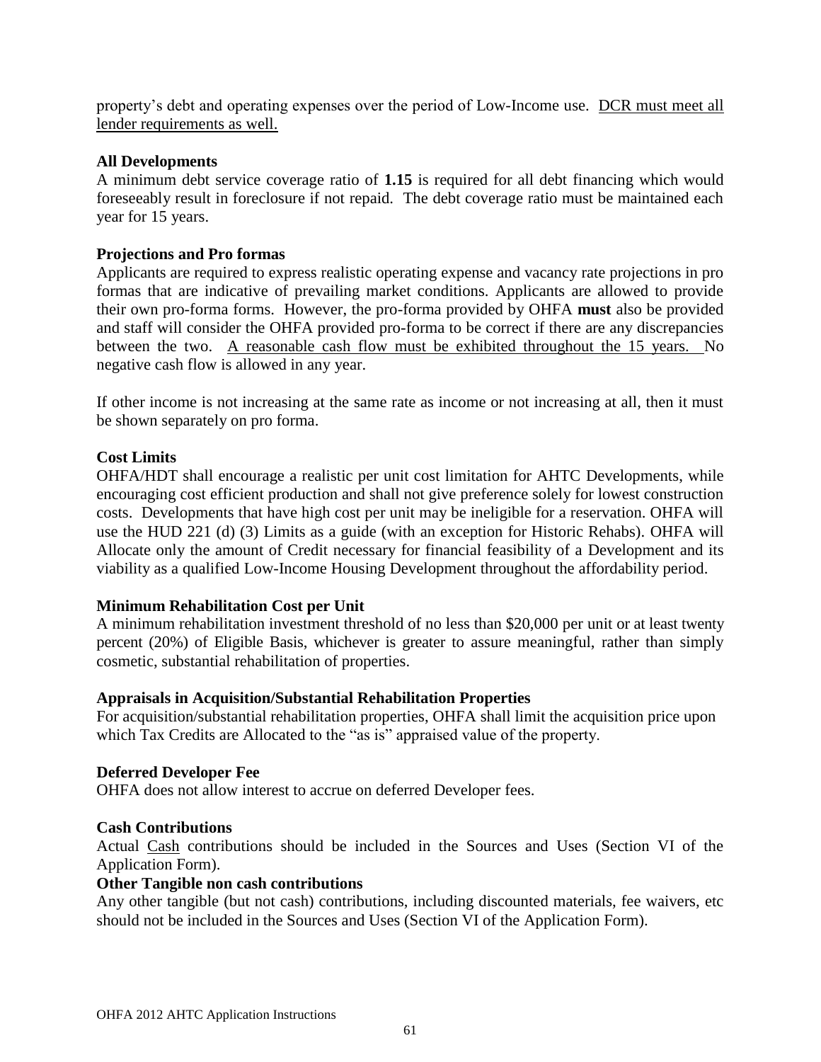property's debt and operating expenses over the period of Low-Income use. <u>DCR must meet all lender requirements as well.</u>

**All Developments**

A minimum debt service coverage ratio of **1.15** is required for all debt financing which would foreseeably result in foreclosure if not repaid. The debt coverage ratio must be maintained each year for 15 years.

**Projections and Pro formas**

Applicants are required to express realistic operating expense and vacancy rate projections in pro formas that are indicative of prevailing market conditions. Applicants are allowed to provide their own pro-forma forms. However, the pro-forma provided by OHFA **must** also be provided and staff will consider the OHFA provided pro-forma to be correct if there are any discrepancies between the two. <u>A reasonable cash flow must be exhibited throughout the 15 years.</u> No negative cash flow is allowed in any year.

If other income is not increasing at the same rate as income or not increasing at all, then it must be shown separately on pro forma.

**Cost Limits**

OHFA/HDT shall encourage a realistic per unit cost limitation for AHTC Developments, while encouraging cost efficient production and shall not give preference solely for lowest construction costs. Developments that have high cost per unit may be ineligible for a reservation. OHFA will use the HUD 221 (d) (3) Limits as a guide (with an exception for Historic Rehabs). OHFA will Allocate only the amount of Credit necessary for financial feasibility of a Development and its viability as a qualified Low-Income Housing Development throughout the affordability period.

**Minimum Rehabilitation Cost per Unit**

A minimum rehabilitation investment threshold of no less than $20,000 per unit or at least twenty percent (20%) of Eligible Basis, whichever is greater to assure meaningful, rather than simply cosmetic, substantial rehabilitation of properties.

**Appraisals in Acquisition/Substantial Rehabilitation Properties**

For acquisition/substantial rehabilitation properties, OHFA shall limit the acquisition price upon which Tax Credits are Allocated to the "as is" appraised value of the property.

**Deferred Developer Fee**

OHFA does not allow interest to accrue on deferred Developer fees.

**Cash Contributions**

Actual <u>Cash</u> contributions should be included in the Sources and Uses (Section VI of the Application Form).

**Other Tangible non cash contributions**

Any other tangible (but not cash) contributions, including discounted materials, fee waivers, etc should not be included in the Sources and Uses (Section VI of the Application Form).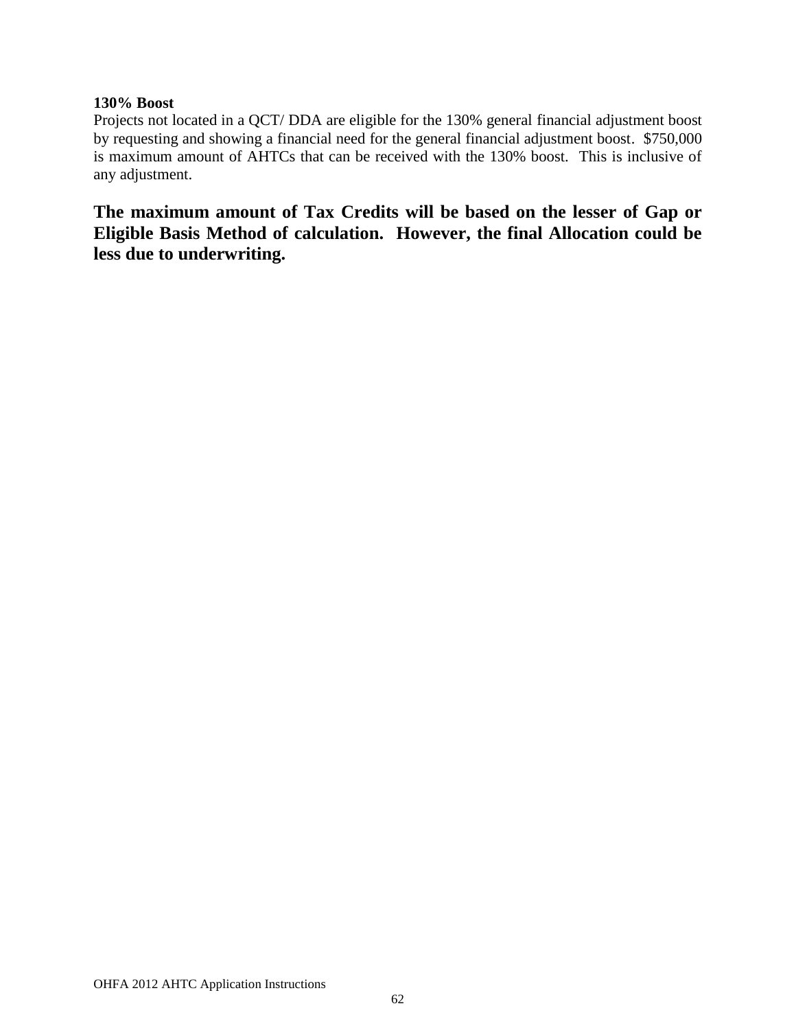**130% Boost**

Projects not located in a QCT/ DDA are eligible for the 130% general financial adjustment boost by requesting and showing a financial need for the general financial adjustment boost. $750,000 is maximum amount of AHTCs that can be received with the 130% boost. This is inclusive of any adjustment.

**The maximum amount of Tax Credits will be based on the lesser of Gap or Eligible Basis Method of calculation. However, the final Allocation could be less due to underwriting.**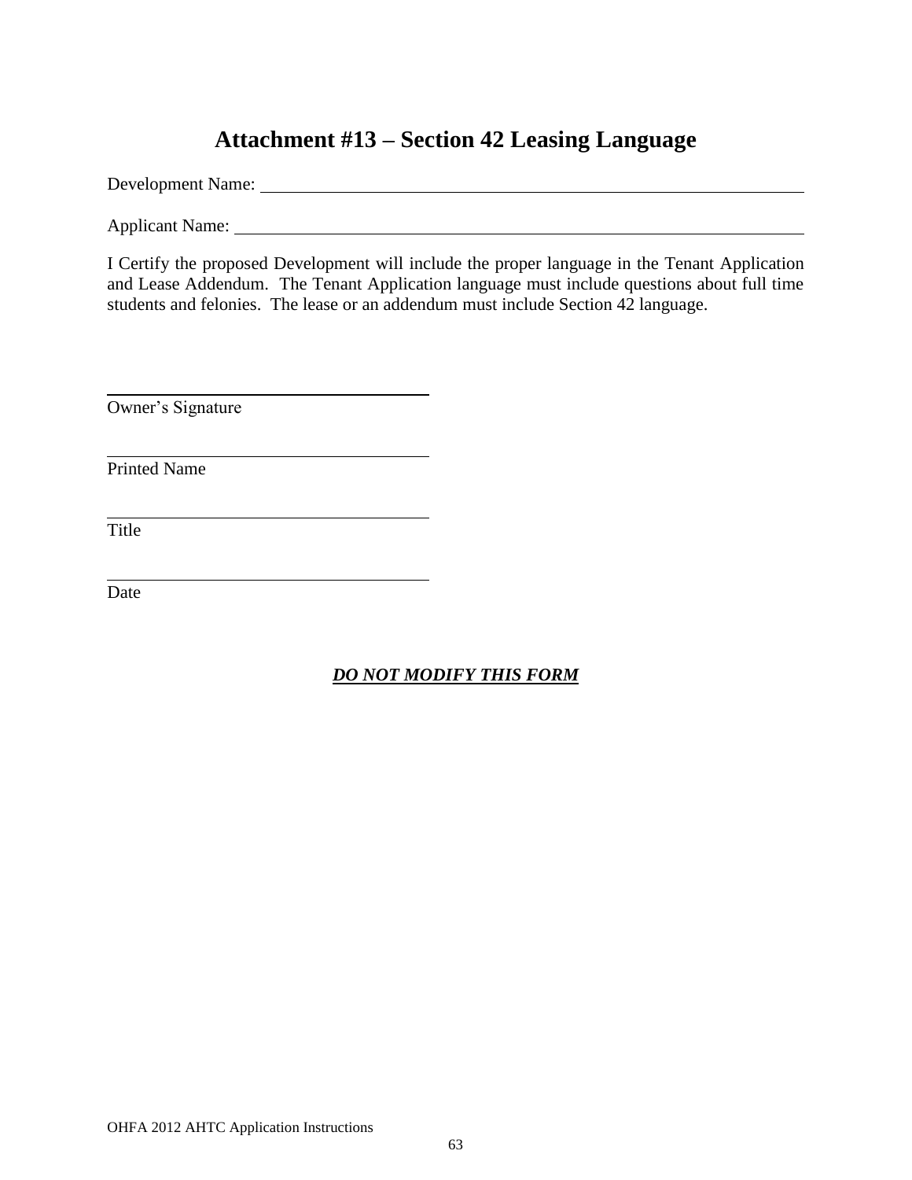# Attachment #13 – Section 42 Leasing Language

Development Name: ______________________________________________________________

Applicant Name: ______________________________________________________________

I Certify the proposed Development will include the proper language in the Tenant Application and Lease Addendum. The Tenant Application language must include questions about full time students and felonies. The lease or an addendum must include Section 42 language.

\_\_\_\_\_\_\_\_\_\_\_\_\_\_\_\_\_\_\_\_\_\_\_\_\_\_\_\_\_\_\_\_\_\_\_\_
Owner's Signature

\_\_\_\_\_\_\_\_\_\_\_\_\_\_\_\_\_\_\_\_\_\_\_\_\_\_\_\_\_\_\_\_\_\_\_\_
Printed Name

\_\_\_\_\_\_\_\_\_\_\_\_\_\_\_\_\_\_\_\_\_\_\_\_\_\_\_\_\_\_\_\_\_\_\_\_
Title

\_\_\_\_\_\_\_\_\_\_\_\_\_\_\_\_\_\_\_\_\_\_\_\_\_\_\_\_\_\_\_\_\_\_\_\_
Date

***DO NOT MODIFY THIS FORM***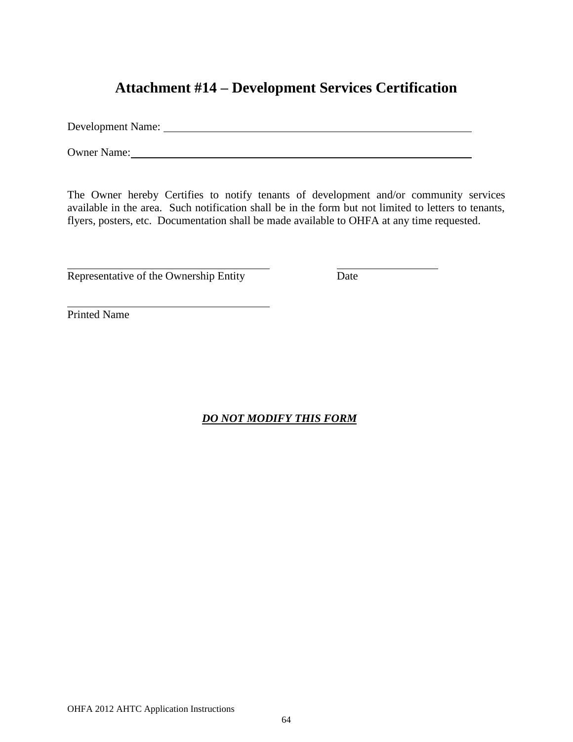# Attachment #14 – Development Services Certification

Development Name: ____________________________________________________________

Owner Name: ________________________________________________________________

The Owner hereby Certifies to notify tenants of development and/or community services available in the area. Such notification shall be in the form but not limited to letters to tenants, flyers, posters, etc. Documentation shall be made available to OHFA at any time requested.

_____________________________________ ____________________
Representative of the Ownership Entity Date

_____________________________________
Printed Name

***<u>DO NOT MODIFY THIS FORM</u>***

OHFA 2012 AHTC Application Instructions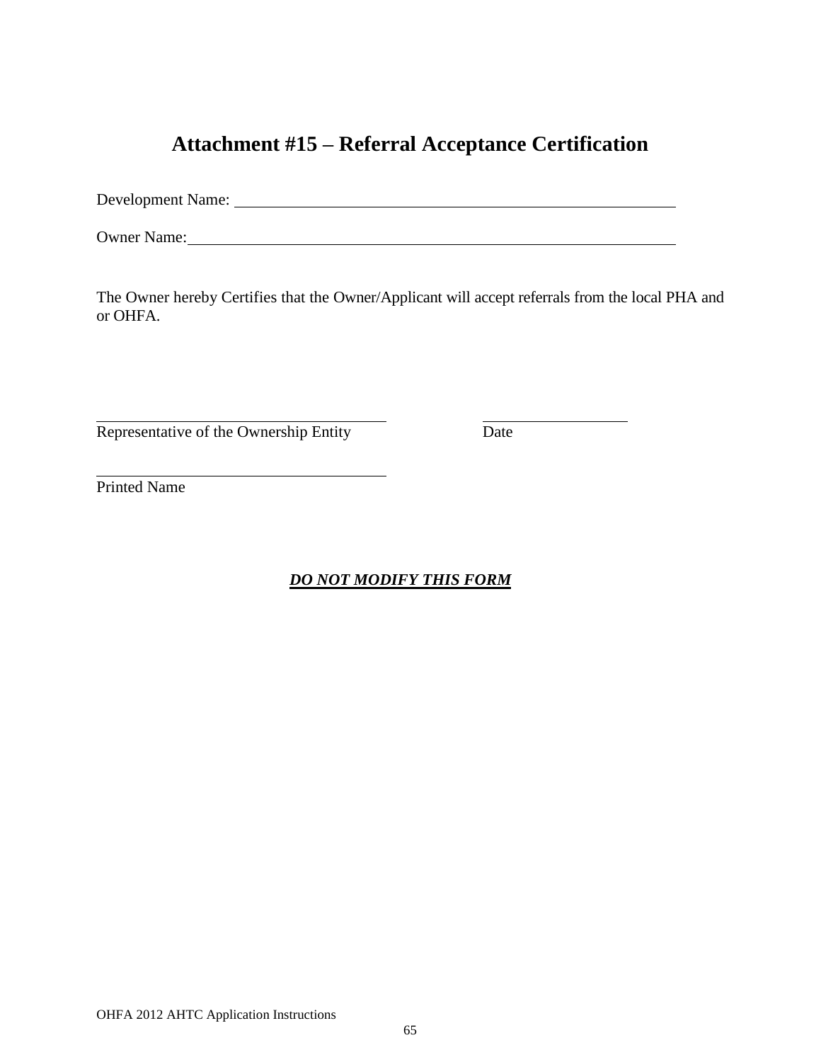# Attachment #15 – Referral Acceptance Certification

Development Name: ______________________________________________

Owner Name: ______________________________________________

The Owner hereby Certifies that the Owner/Applicant will accept referrals from the local PHA and or OHFA.

______________________________ ______________

Representative of the Ownership Entity Date

______________________________

Printed Name

***DO NOT MODIFY THIS FORM***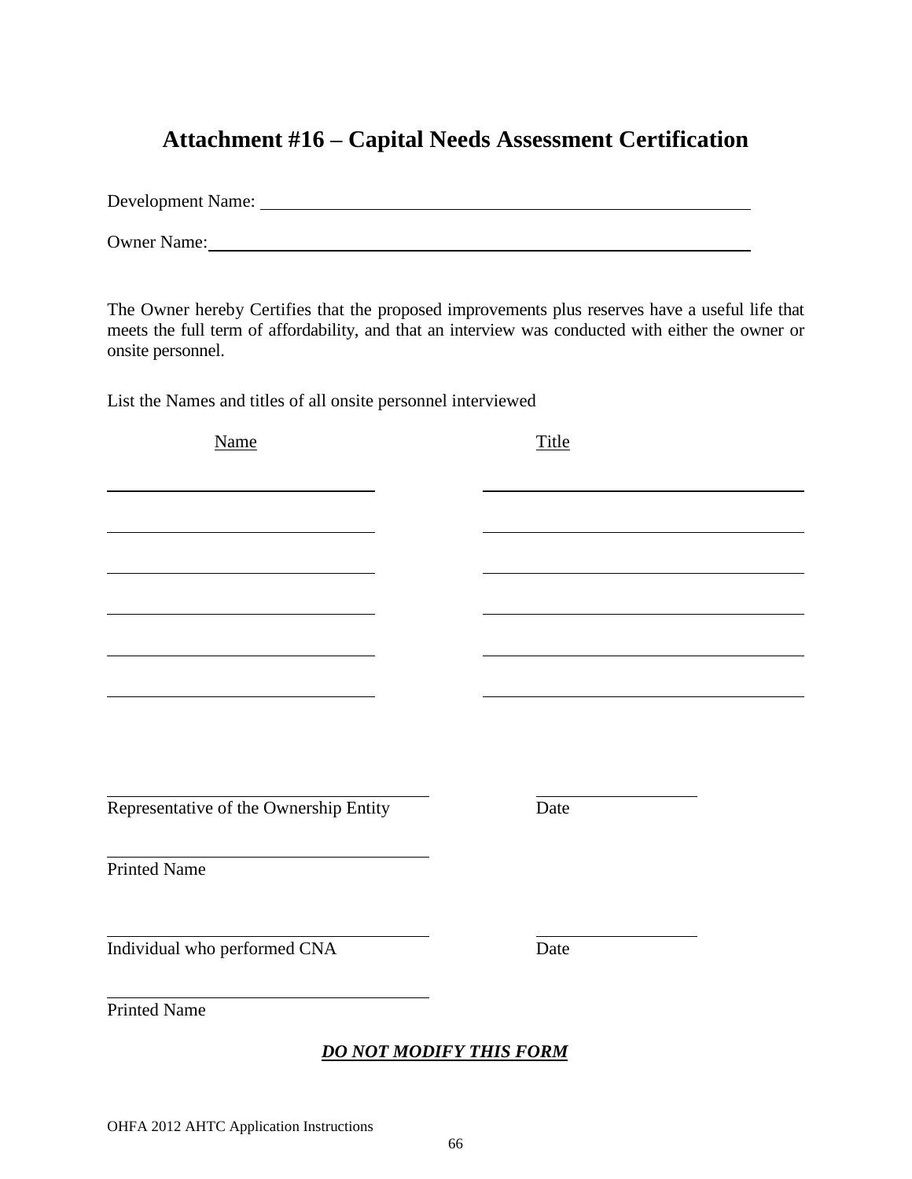# Attachment #16 – Capital Needs Assessment Certification

Development Name: ______________________________________________

Owner Name: ___________________________________________________

The Owner hereby Certifies that the proposed improvements plus reserves have a useful life that meets the full term of affordability, and that an interview was conducted with either the owner or onsite personnel.

List the Names and titles of all onsite personnel interviewed

| Name | Title |
|---|---|
| | |
| | |
| | |
| | |
| | |
| | |

______________________________________ ____________________
Representative of the Ownership Entity Date

______________________________________
Printed Name

______________________________________ ____________________
Individual who performed CNA Date

______________________________________
Printed Name

***DO NOT MODIFY THIS FORM***

OHFA 2012 AHTC Application Instructions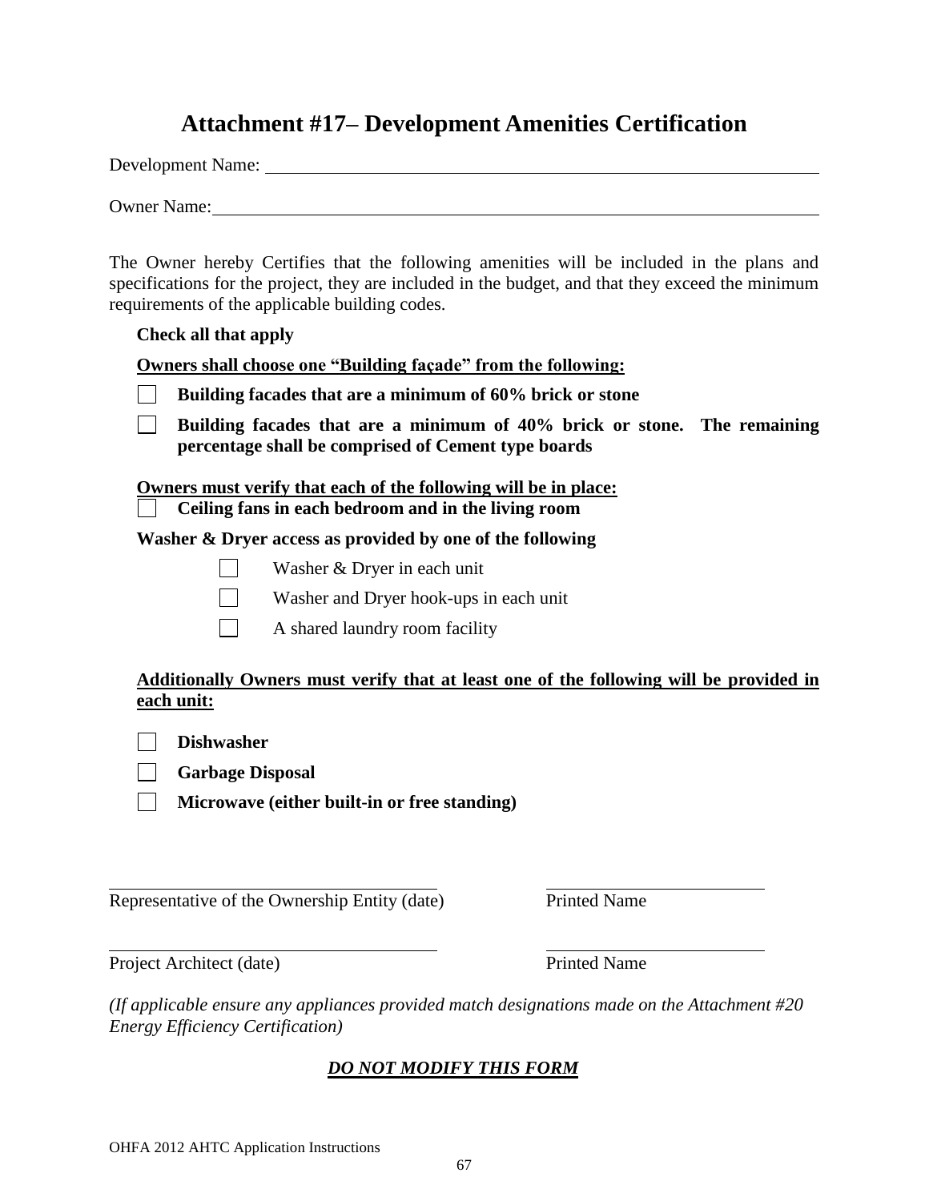# Attachment #17– Development Amenities Certification

Development Name: ______________________________________________

Owner Name: ______________________________________________

The Owner hereby Certifies that the following amenities will be included in the plans and specifications for the project, they are included in the budget, and that they exceed the minimum requirements of the applicable building codes.

**Check all that apply**

**<u>Owners shall choose one "Building façade" from the following:</u>**

- ☐ **Building facades that are a minimum of 60% brick or stone**
- ☐ **Building facades that are a minimum of 40% brick or stone. The remaining percentage shall be comprised of Cement type boards**

**<u>Owners must verify that each of the following will be in place:</u>**

- ☐ **Ceiling fans in each bedroom and in the living room**

**Washer & Dryer access as provided by one of the following**

- ☐ Washer & Dryer in each unit
- ☐ Washer and Dryer hook-ups in each unit
- ☐ A shared laundry room facility

**<u>Additionally Owners must verify that at least one of the following will be provided in each unit:</u>**

- ☐ **Dishwasher**
- ☐ **Garbage Disposal**
- ☐ **Microwave (either built-in or free standing)**

______________________________ ______________________

Representative of the Ownership Entity (date) Printed Name

______________________________ ______________________

Project Architect (date) Printed Name

*(If applicable ensure any appliances provided match designations made on the Attachment #20 Energy Efficiency Certification)*

***<u>DO NOT MODIFY THIS FORM</u>***

OHFA 2012 AHTC Application Instructions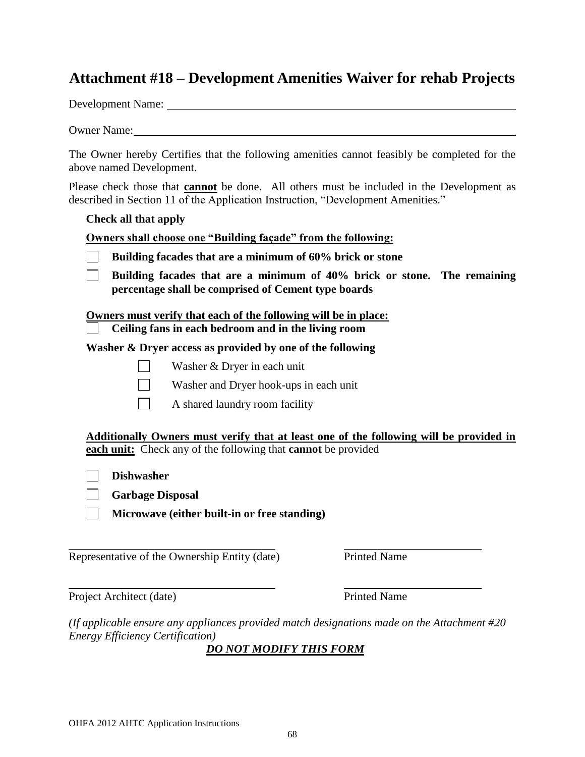# Attachment #18 – Development Amenities Waiver for rehab Projects

Development Name: ______________________________________________

Owner Name: ______________________________________________

The Owner hereby Certifies that the following amenities cannot feasibly be completed for the above named Development.

Please check those that **cannot** be done. All others must be included in the Development as described in Section 11 of the Application Instruction, "Development Amenities."

**Check all that apply**

**Owners shall choose one "Building façade" from the following:**

- ☐ **Building facades that are a minimum of 60% brick or stone**
- ☐ **Building facades that are a minimum of 40% brick or stone. The remaining percentage shall be comprised of Cement type boards**

**Owners must verify that each of the following will be in place:**

- ☐ **Ceiling fans in each bedroom and in the living room**

**Washer & Dryer access as provided by one of the following**

- ☐ Washer & Dryer in each unit
- ☐ Washer and Dryer hook-ups in each unit
- ☐ A shared laundry room facility

**Additionally Owners must verify that at least one of the following will be provided in each unit:** Check any of the following that **cannot** be provided

- ☐ **Dishwasher**
- ☐ **Garbage Disposal**
- ☐ **Microwave (either built-in or free standing)**

______________________________ ______________________
Representative of the Ownership Entity (date) Printed Name

______________________________ ______________________
Project Architect (date) Printed Name

*(If applicable ensure any appliances provided match designations made on the Attachment #20 Energy Efficiency Certification)*

***DO NOT MODIFY THIS FORM***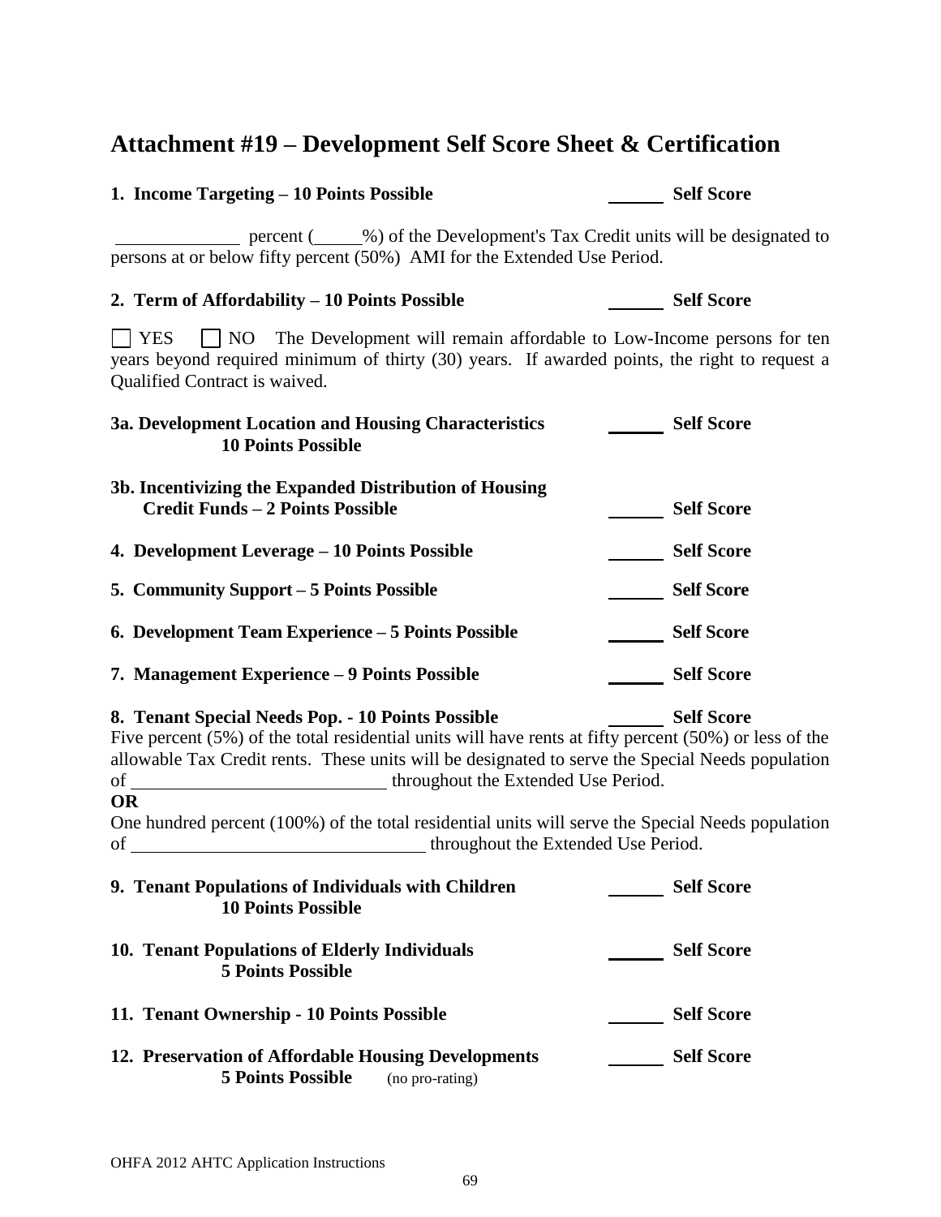# Attachment #19 – Development Self Score Sheet & Certification

**1. Income Targeting – 10 Points Possible** ______ **Self Score**

______________ percent (_____%) of the Development's Tax Credit units will be designated to persons at or below fifty percent (50%) AMI for the Extended Use Period.

**2. Term of Affordability – 10 Points Possible** ______ **Self Score**

☐ YES ☐ NO The Development will remain affordable to Low-Income persons for ten years beyond required minimum of thirty (30) years. If awarded points, the right to request a Qualified Contract is waived.

**3a. Development Location and Housing Characteristics 10 Points Possible** ______ **Self Score**

**3b. Incentivizing the Expanded Distribution of Housing Credit Funds – 2 Points Possible** ______ **Self Score**

**4. Development Leverage – 10 Points Possible** ______ **Self Score**

**5. Community Support – 5 Points Possible** ______ **Self Score**

**6. Development Team Experience – 5 Points Possible** ______ **Self Score**

**7. Management Experience – 9 Points Possible** ______ **Self Score**

**8. Tenant Special Needs Pop. - 10 Points Possible** ______ **Self Score**

Five percent (5%) of the total residential units will have rents at fifty percent (50%) or less of the allowable Tax Credit rents. These units will be designated to serve the Special Needs population of ____________________________ throughout the Extended Use Period.

**OR**

One hundred percent (100%) of the total residential units will serve the Special Needs population of ________________________________ throughout the Extended Use Period.

**9. Tenant Populations of Individuals with Children 10 Points Possible** ______ **Self Score**

**10. Tenant Populations of Elderly Individuals 5 Points Possible** ______ **Self Score**

**11. Tenant Ownership - 10 Points Possible** ______ **Self Score**

**12. Preservation of Affordable Housing Developments 5 Points Possible** (no pro-rating) ______ **Self Score**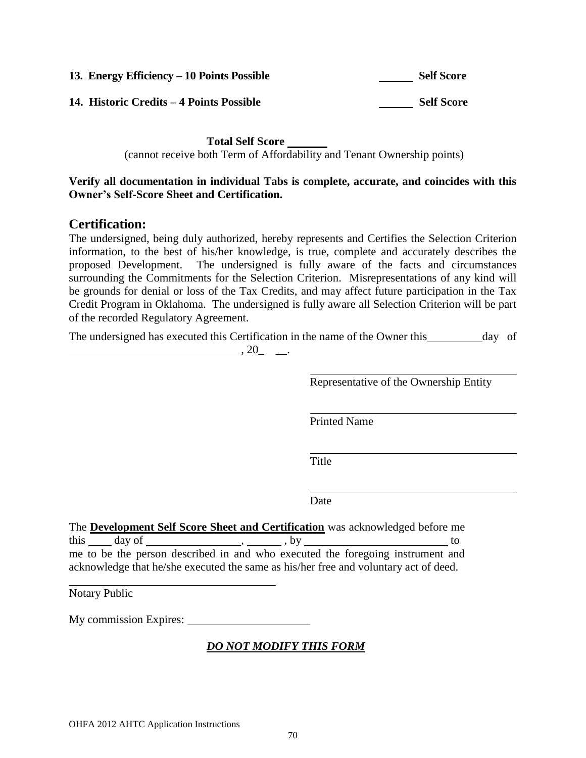**13. Energy Efficiency – 10 Points Possible** ______ **Self Score**

**14. Historic Credits – 4 Points Possible** ______ **Self Score**

**Total Self Score** _______

(cannot receive both Term of Affordability and Tenant Ownership points)

**Verify all documentation in individual Tabs is complete, accurate, and coincides with this Owner's Self-Score Sheet and Certification.**

## Certification:

The undersigned, being duly authorized, hereby represents and Certifies the Selection Criterion information, to the best of his/her knowledge, is true, complete and accurately describes the proposed Development. The undersigned is fully aware of the facts and circumstances surrounding the Commitments for the Selection Criterion. Misrepresentations of any kind will be grounds for denial or loss of the Tax Credits, and may affect future participation in the Tax Credit Program in Oklahoma. The undersigned is fully aware all Selection Criterion will be part of the recorded Regulatory Agreement.

The undersigned has executed this Certification in the name of the Owner this __________ day of ______________________________, 20_____.

______________________________________
Representative of the Ownership Entity

______________________________________
Printed Name

______________________________________
Title

______________________________________
Date

The **Development Self Score Sheet and Certification** was acknowledged before me this _____ day of _________________, _______ , by __________________________ to me to be the person described in and who executed the foregoing instrument and acknowledge that he/she executed the same as his/her free and voluntary act of deed.

______________________________________
Notary Public

My commission Expires: ______________________

***DO NOT MODIFY THIS FORM***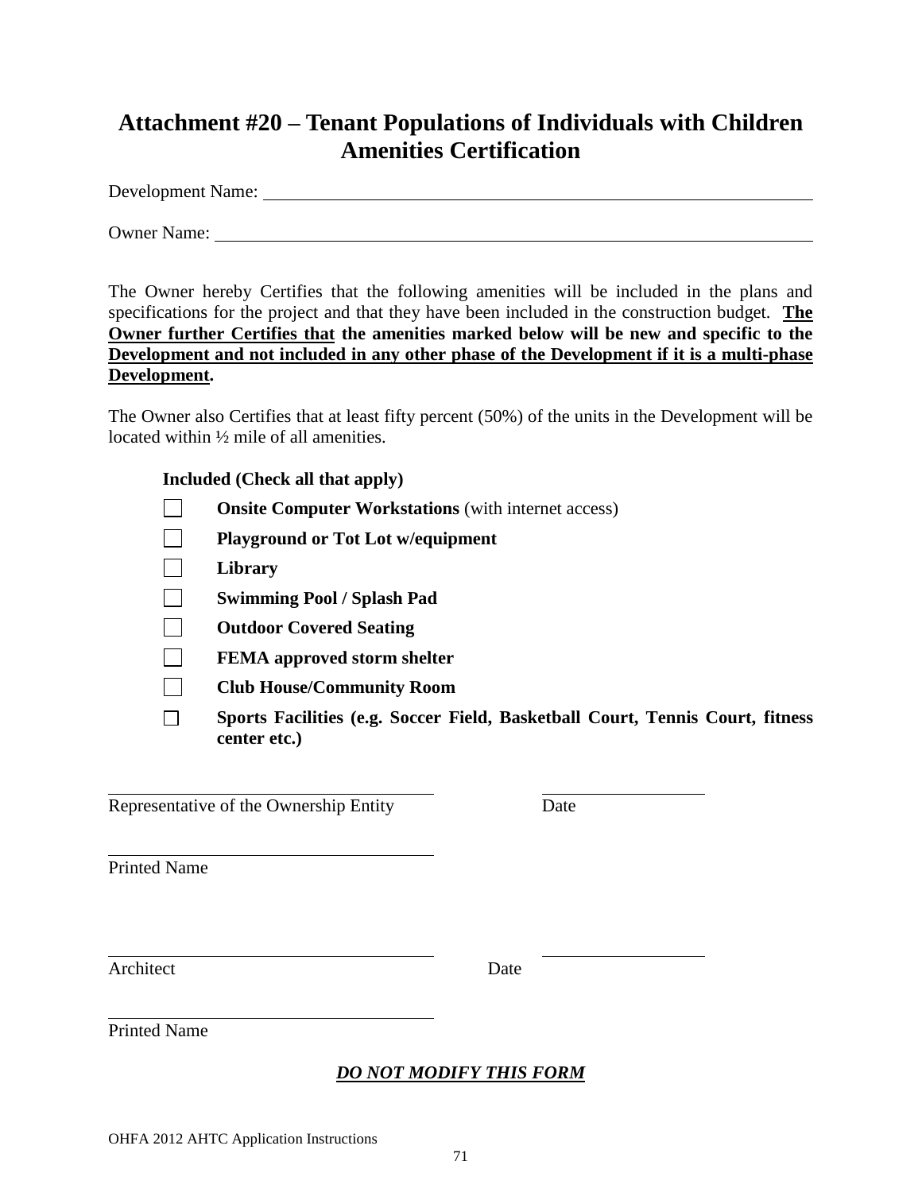# Attachment #20 – Tenant Populations of Individuals with Children Amenities Certification

Development Name: ______________________________________________

Owner Name: ______________________________________________

The Owner hereby Certifies that the following amenities will be included in the plans and specifications for the project and that they have been included in the construction budget. **<u>The Owner further Certifies that</u> the amenities marked below will be new and specific to the <u>Development and not included in any other phase of the Development if it is a multi-phase Development</u>.**

The Owner also Certifies that at least fifty percent (50%) of the units in the Development will be located within ½ mile of all amenities.

**Included (Check all that apply)**

- ☐ **Onsite Computer Workstations** (with internet access)
- ☐ **Playground or Tot Lot w/equipment**
- ☐ **Library**
- ☐ **Swimming Pool / Splash Pad**
- ☐ **Outdoor Covered Seating**
- ☐ **FEMA approved storm shelter**
- ☐ **Club House/Community Room**
- ☐ **Sports Facilities (e.g. Soccer Field, Basketball Court, Tennis Court, fitness center etc.)**

______________________________ ______________

Representative of the Ownership Entity Date

______________________________

Printed Name

______________________________ ______________

Architect Date

______________________________

Printed Name

***<u>DO NOT MODIFY THIS FORM</u>***

OHFA 2012 AHTC Application Instructions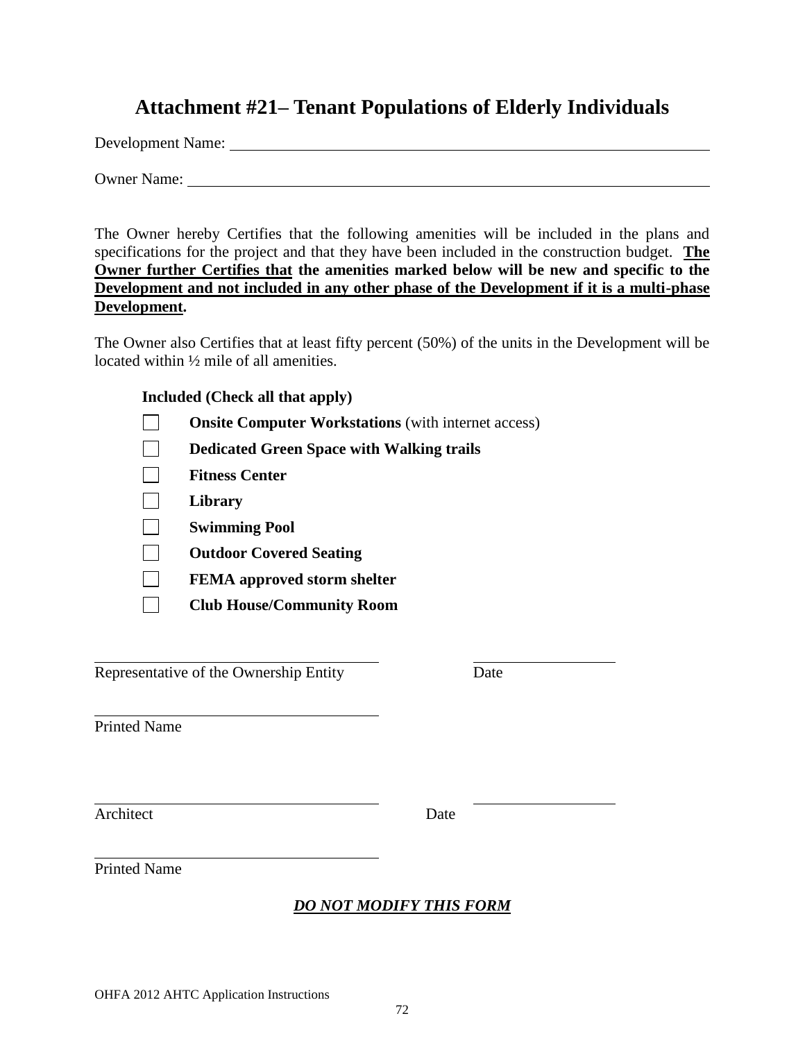# Attachment #21– Tenant Populations of Elderly Individuals

Development Name: ______________________________________________

Owner Name: ______________________________________________

The Owner hereby Certifies that the following amenities will be included in the plans and specifications for the project and that they have been included in the construction budget. **<u>The Owner further Certifies that</u> <u>the amenities marked below will be new and specific to the Development and not included in any other phase of the Development if it is a multi-phase Development</u>.**

The Owner also Certifies that at least fifty percent (50%) of the units in the Development will be located within ½ mile of all amenities.

**Included (Check all that apply)**

- ☐ **Onsite Computer Workstations** (with internet access)
- ☐ **Dedicated Green Space with Walking trails**
- ☐ **Fitness Center**
- ☐ **Library**
- ☐ **Swimming Pool**
- ☐ **Outdoor Covered Seating**
- ☐ **FEMA approved storm shelter**
- ☐ **Club House/Community Room**

______________________________ ______________
Representative of the Ownership Entity Date

______________________________
Printed Name

______________________________ ______________
Architect Date

______________________________
Printed Name

***<u>DO NOT MODIFY THIS FORM</u>***

OHFA 2012 AHTC Application Instructions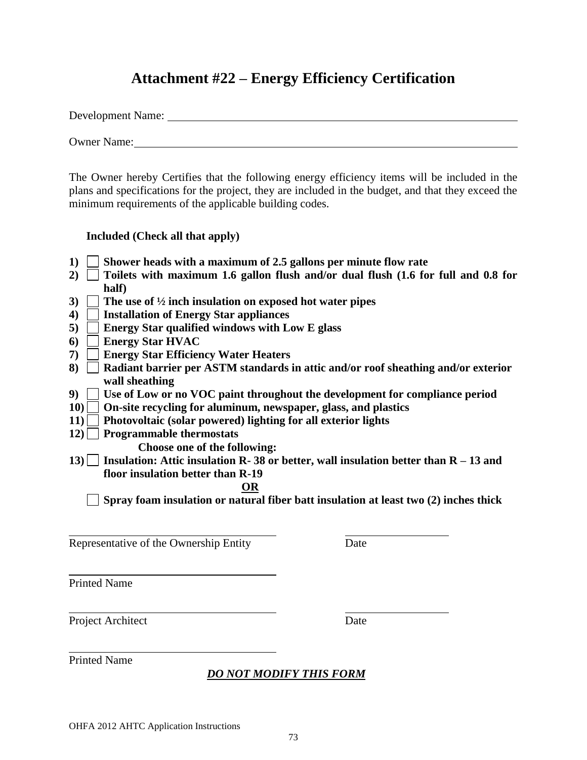# Attachment #22 – Energy Efficiency Certification

Development Name: ___________________________________________

Owner Name: ___________________________________________

The Owner hereby Certifies that the following energy efficiency items will be included in the plans and specifications for the project, they are included in the budget, and that they exceed the minimum requirements of the applicable building codes.

**Included (Check all that apply)**

- **1)** ☐ **Shower heads with a maximum of 2.5 gallons per minute flow rate**
- **2)** ☐ **Toilets with maximum 1.6 gallon flush and/or dual flush (1.6 for full and 0.8 for half)**
- **3)** ☐ **The use of ½ inch insulation on exposed hot water pipes**
- **4)** ☐ **Installation of Energy Star appliances**
- **5)** ☐ **Energy Star qualified windows with Low E glass**
- **6)** ☐ **Energy Star HVAC**
- **7)** ☐ **Energy Star Efficiency Water Heaters**
- **8)** ☐ **Radiant barrier per ASTM standards in attic and/or roof sheathing and/or exterior wall sheathing**
- **9)** ☐ **Use of Low or no VOC paint throughout the development for compliance period**
- **10)** ☐ **On-site recycling for aluminum, newspaper, glass, and plastics**
- **11)** ☐ **Photovoltaic (solar powered) lighting for all exterior lights**
- **12)** ☐ **Programmable thermostats**

**Choose one of the following:**

- **13)** ☐ **Insulation: Attic insulation R- 38 or better, wall insulation better than R – 13 and floor insulation better than R-19**

**OR**

- ☐ **Spray foam insulation or natural fiber batt insulation at least two (2) inches thick**

_________________________________ _______________

Representative of the Ownership Entity Date

_________________________________

Printed Name

_________________________________ _______________

Project Architect Date

_________________________________

Printed Name

***DO NOT MODIFY THIS FORM***

OHFA 2012 AHTC Application Instructions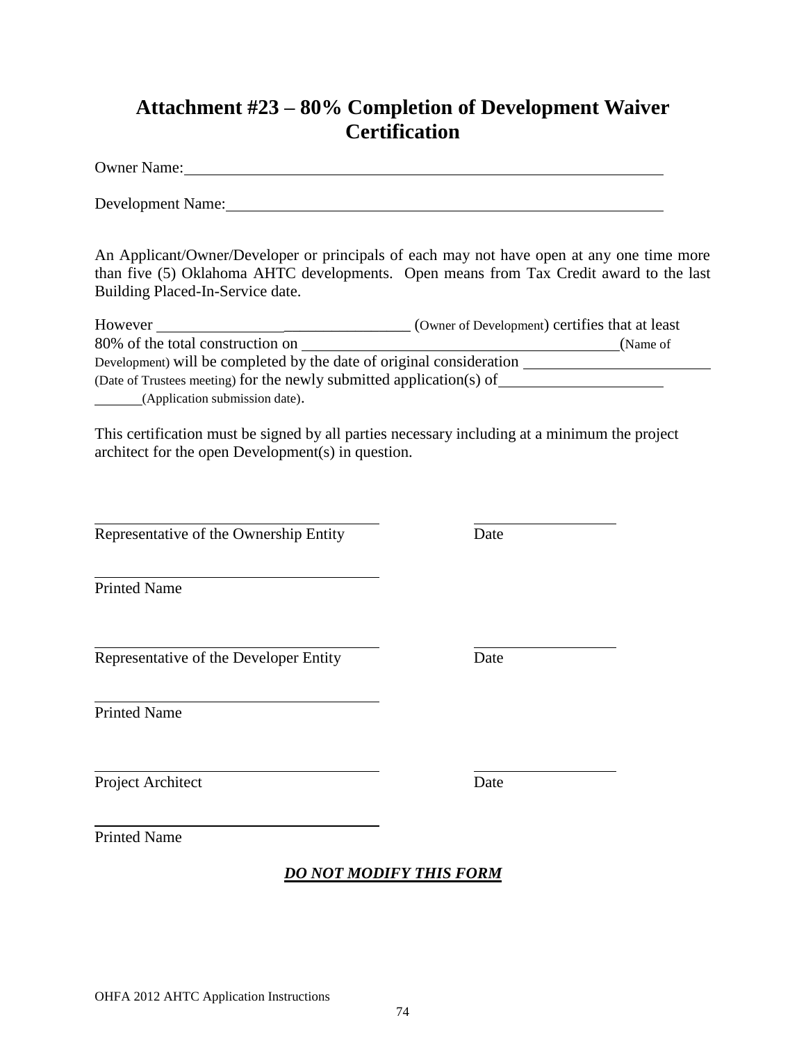# Attachment #23 – 80% Completion of Development Waiver Certification

Owner Name: \_\_\_\_\_\_\_\_\_\_\_\_\_\_\_\_\_\_\_\_\_\_\_\_\_\_\_\_\_\_\_\_\_\_\_\_\_\_\_\_\_\_\_\_\_\_\_\_\_\_\_\_\_\_\_\_

Development Name: \_\_\_\_\_\_\_\_\_\_\_\_\_\_\_\_\_\_\_\_\_\_\_\_\_\_\_\_\_\_\_\_\_\_\_\_\_\_\_\_\_\_\_\_\_\_\_\_\_\_\_\_

An Applicant/Owner/Developer or principals of each may not have open at any one time more than five (5) Oklahoma AHTC developments. Open means from Tax Credit award to the last Building Placed-In-Service date.

However \_\_\_\_\_\_\_\_\_\_\_\_\_\_\_\_\_\_\_\_\_\_\_\_\_\_\_\_\_\_\_\_ (Owner of Development) certifies that at least 80% of the total construction on \_\_\_\_\_\_\_\_\_\_\_\_\_\_\_\_\_\_\_\_\_\_\_\_\_\_\_\_\_\_\_\_\_\_\_\_\_\_\_\_(Name of Development) will be completed by the date of original consideration \_\_\_\_\_\_\_\_\_\_\_\_\_\_\_\_\_\_\_\_\_\_\_\_ (Date of Trustees meeting) for the newly submitted application(s) of \_\_\_\_\_\_\_\_\_\_\_\_\_\_\_\_\_\_\_\_ \_\_\_\_\_\_\_(Application submission date).

This certification must be signed by all parties necessary including at a minimum the project architect for the open Development(s) in question.

\_\_\_\_\_\_\_\_\_\_\_\_\_\_\_\_\_\_\_\_\_\_\_\_\_\_\_\_\_\_\_\_\_\_\_\_\_\_ \_\_\_\_\_\_\_\_\_\_\_\_\_\_\_\_\_\_\_\_
Representative of the Ownership Entity Date

\_\_\_\_\_\_\_\_\_\_\_\_\_\_\_\_\_\_\_\_\_\_\_\_\_\_\_\_\_\_\_\_\_\_\_\_\_\_
Printed Name

\_\_\_\_\_\_\_\_\_\_\_\_\_\_\_\_\_\_\_\_\_\_\_\_\_\_\_\_\_\_\_\_\_\_\_\_\_\_ \_\_\_\_\_\_\_\_\_\_\_\_\_\_\_\_\_\_\_\_
Representative of the Developer Entity Date

\_\_\_\_\_\_\_\_\_\_\_\_\_\_\_\_\_\_\_\_\_\_\_\_\_\_\_\_\_\_\_\_\_\_\_\_\_\_
Printed Name

\_\_\_\_\_\_\_\_\_\_\_\_\_\_\_\_\_\_\_\_\_\_\_\_\_\_\_\_\_\_\_\_\_\_\_\_\_\_ \_\_\_\_\_\_\_\_\_\_\_\_\_\_\_\_\_\_\_\_
Project Architect Date

\_\_\_\_\_\_\_\_\_\_\_\_\_\_\_\_\_\_\_\_\_\_\_\_\_\_\_\_\_\_\_\_\_\_\_\_\_\_
Printed Name

***DO NOT MODIFY THIS FORM***

OHFA 2012 AHTC Application Instructions